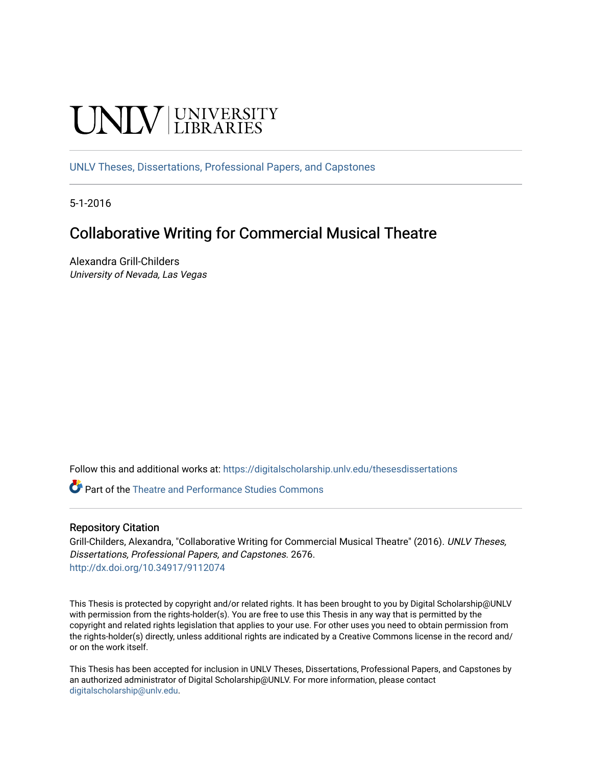UNLV | UNIVERSITY LIBRARIES

UNLV Theses, Dissertations, Professional Papers, and Capstones

5-1-2016

# Collaborative Writing for Commercial Musical Theatre

Alexandra Grill-Childers
*University of Nevada, Las Vegas*

Follow this and additional works at: https://digitalscholarship.unlv.edu/thesesdissertations

Part of the Theatre and Performance Studies Commons

## Repository Citation

Grill-Childers, Alexandra, "Collaborative Writing for Commercial Musical Theatre" (2016). *UNLV Theses, Dissertations, Professional Papers, and Capstones*. 2676.
http://dx.doi.org/10.34917/9112074

This Thesis is protected by copyright and/or related rights. It has been brought to you by Digital Scholarship@UNLV with permission from the rights-holder(s). You are free to use this Thesis in any way that is permitted by the copyright and related rights legislation that applies to your use. For other uses you need to obtain permission from the rights-holder(s) directly, unless additional rights are indicated by a Creative Commons license in the record and/or on the work itself.

This Thesis has been accepted for inclusion in UNLV Theses, Dissertations, Professional Papers, and Capstones by an authorized administrator of Digital Scholarship@UNLV. For more information, please contact digitalscholarship@unlv.edu.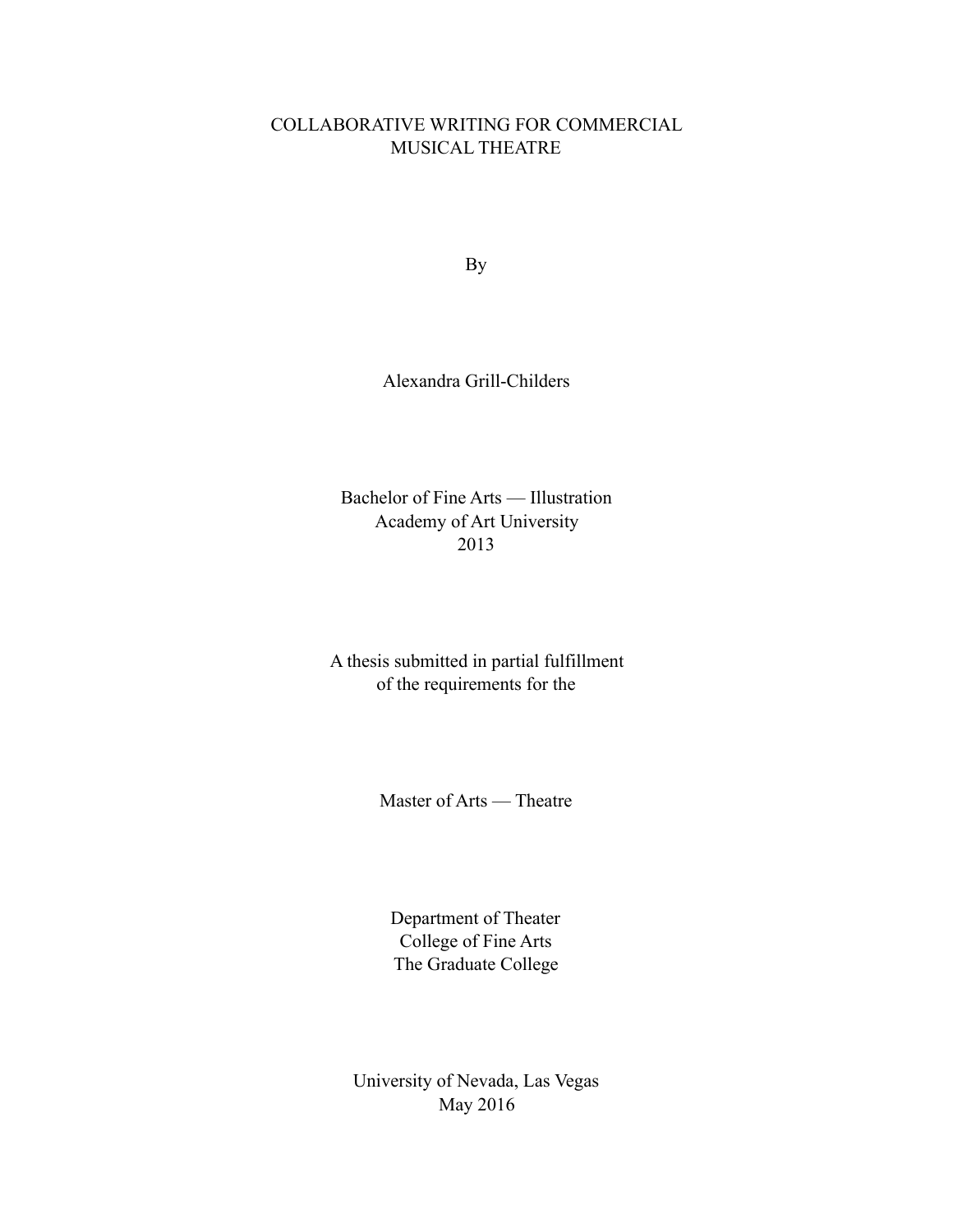# COLLABORATIVE WRITING FOR COMMERCIAL MUSICAL THEATRE

By

Alexandra Grill-Childers

Bachelor of Fine Arts — Illustration
Academy of Art University
2013

A thesis submitted in partial fulfillment
of the requirements for the

Master of Arts — Theatre

Department of Theater
College of Fine Arts
The Graduate College

University of Nevada, Las Vegas
May 2016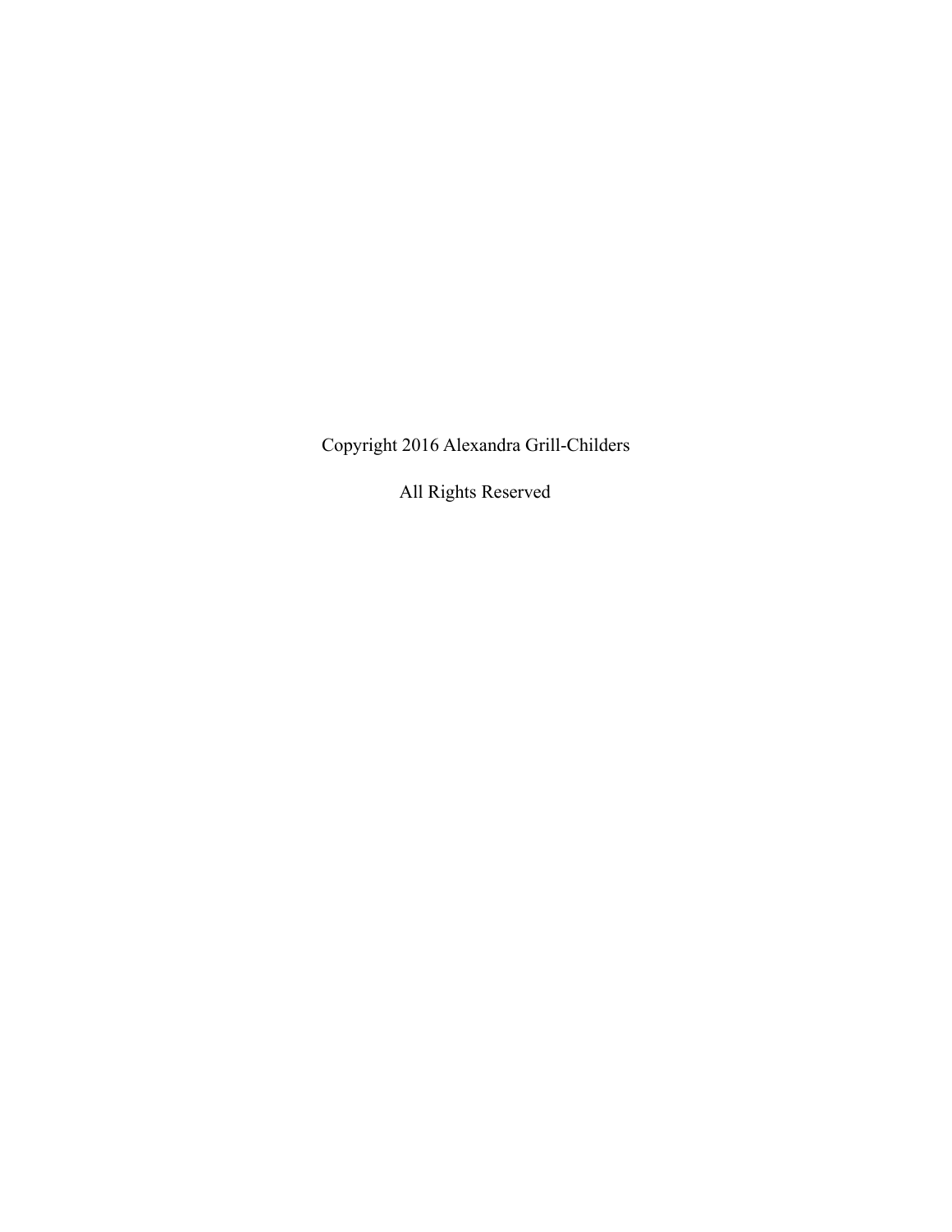Copyright 2016 Alexandra Grill-Childers

All Rights Reserved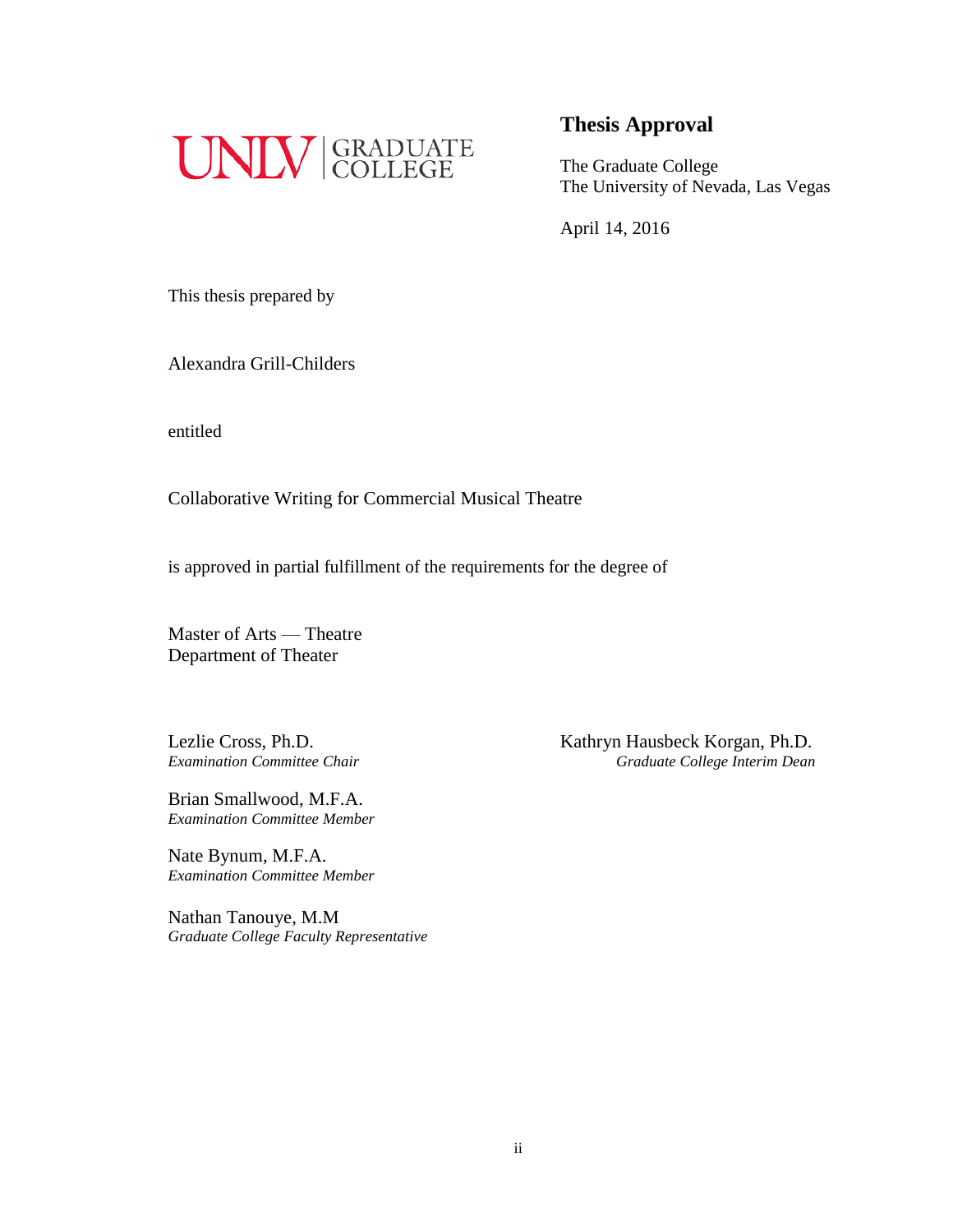UNLV | GRADUATE COLLEGE

## Thesis Approval

The Graduate College
The University of Nevada, Las Vegas

April 14, 2016

This thesis prepared by

Alexandra Grill-Childers

entitled

Collaborative Writing for Commercial Musical Theatre

is approved in partial fulfillment of the requirements for the degree of

Master of Arts — Theatre
Department of Theater

Lezlie Cross, Ph.D.
*Examination Committee Chair*

Brian Smallwood, M.F.A.
*Examination Committee Member*

Nate Bynum, M.F.A.
*Examination Committee Member*

Nathan Tanouye, M.M
*Graduate College Faculty Representative*

Kathryn Hausbeck Korgan, Ph.D.
*Graduate College Interim Dean*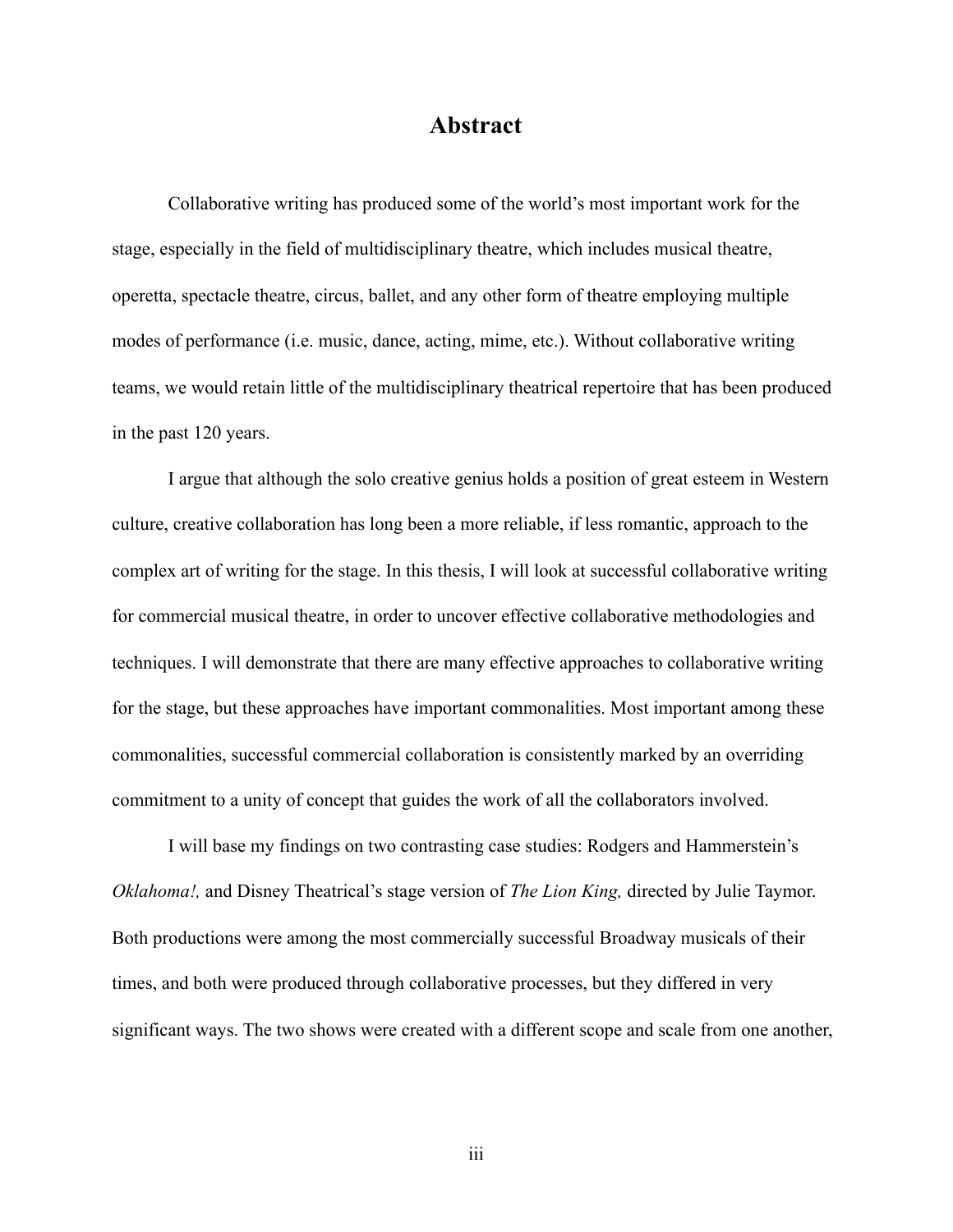# Abstract

Collaborative writing has produced some of the world's most important work for the stage, especially in the field of multidisciplinary theatre, which includes musical theatre, operetta, spectacle theatre, circus, ballet, and any other form of theatre employing multiple modes of performance (i.e. music, dance, acting, mime, etc.). Without collaborative writing teams, we would retain little of the multidisciplinary theatrical repertoire that has been produced in the past 120 years.

I argue that although the solo creative genius holds a position of great esteem in Western culture, creative collaboration has long been a more reliable, if less romantic, approach to the complex art of writing for the stage. In this thesis, I will look at successful collaborative writing for commercial musical theatre, in order to uncover effective collaborative methodologies and techniques. I will demonstrate that there are many effective approaches to collaborative writing for the stage, but these approaches have important commonalities. Most important among these commonalities, successful commercial collaboration is consistently marked by an overriding commitment to a unity of concept that guides the work of all the collaborators involved.

I will base my findings on two contrasting case studies: Rodgers and Hammerstein's *Oklahoma!,* and Disney Theatrical's stage version of *The Lion King,* directed by Julie Taymor. Both productions were among the most commercially successful Broadway musicals of their times, and both were produced through collaborative processes, but they differed in very significant ways. The two shows were created with a different scope and scale from one another,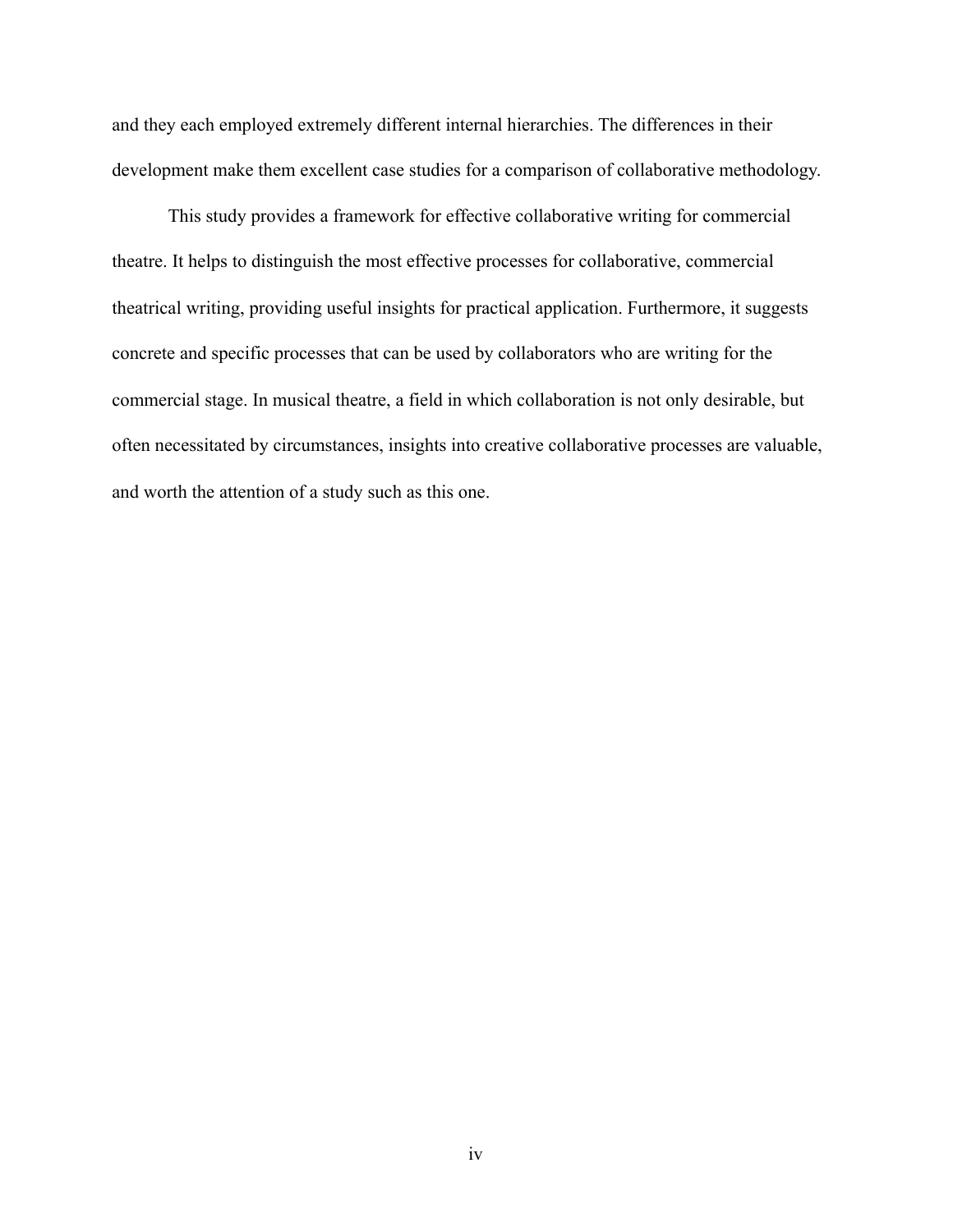and they each employed extremely different internal hierarchies. The differences in their development make them excellent case studies for a comparison of collaborative methodology.

This study provides a framework for effective collaborative writing for commercial theatre. It helps to distinguish the most effective processes for collaborative, commercial theatrical writing, providing useful insights for practical application. Furthermore, it suggests concrete and specific processes that can be used by collaborators who are writing for the commercial stage. In musical theatre, a field in which collaboration is not only desirable, but often necessitated by circumstances, insights into creative collaborative processes are valuable, and worth the attention of a study such as this one.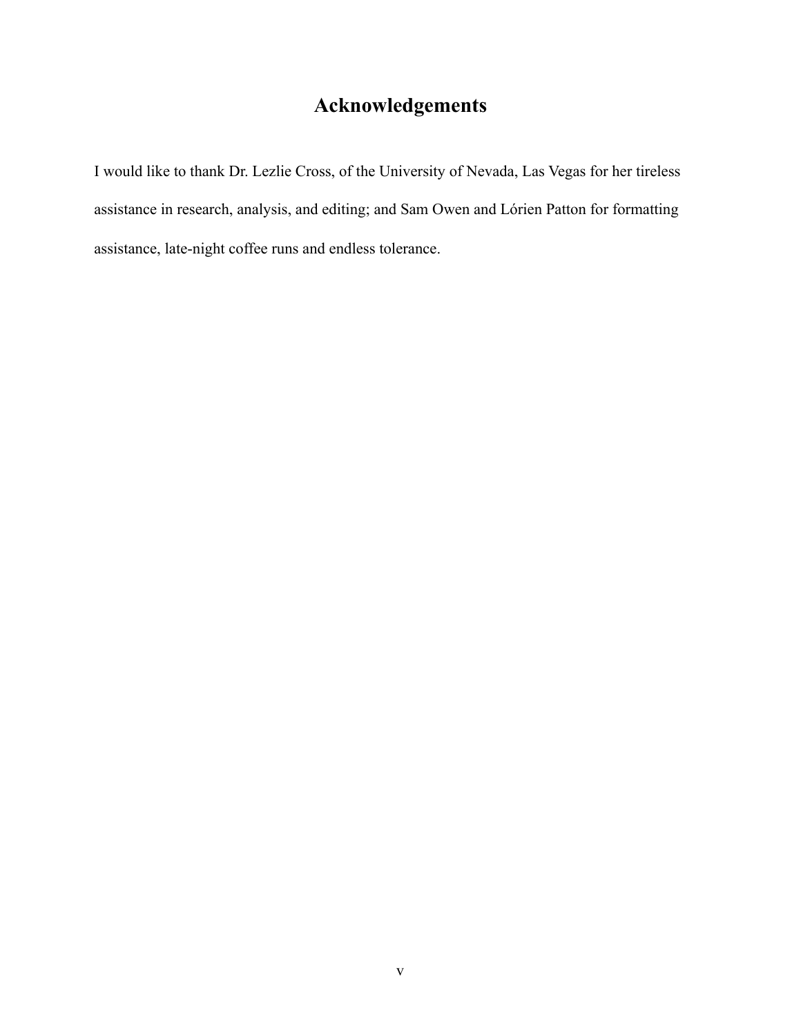# Acknowledgements

I would like to thank Dr. Lezlie Cross, of the University of Nevada, Las Vegas for her tireless assistance in research, analysis, and editing; and Sam Owen and Lórien Patton for formatting assistance, late-night coffee runs and endless tolerance.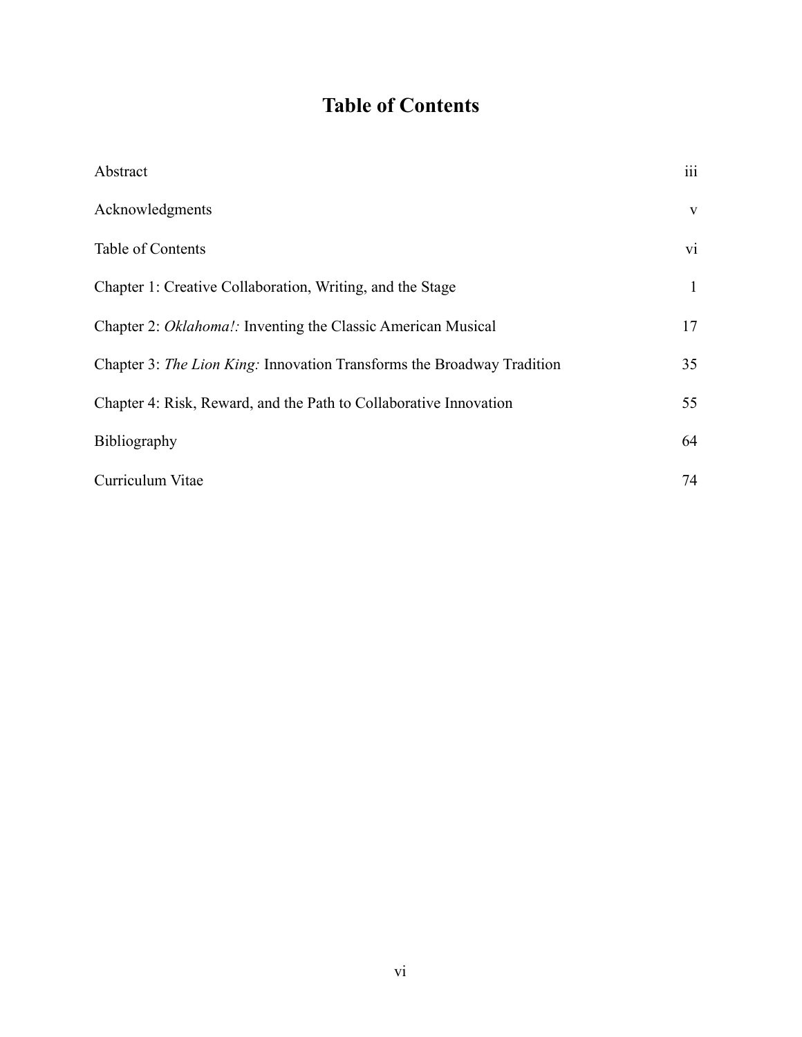# Table of Contents

| | |
|---|---|
| Abstract | iii |
| Acknowledgments | v |
| Table of Contents | vi |
| Chapter 1: Creative Collaboration, Writing, and the Stage | 1 |
| Chapter 2: *Oklahoma!:* Inventing the Classic American Musical | 17 |
| Chapter 3: *The Lion King:* Innovation Transforms the Broadway Tradition | 35 |
| Chapter 4: Risk, Reward, and the Path to Collaborative Innovation | 55 |
| Bibliography | 64 |
| Curriculum Vitae | 74 |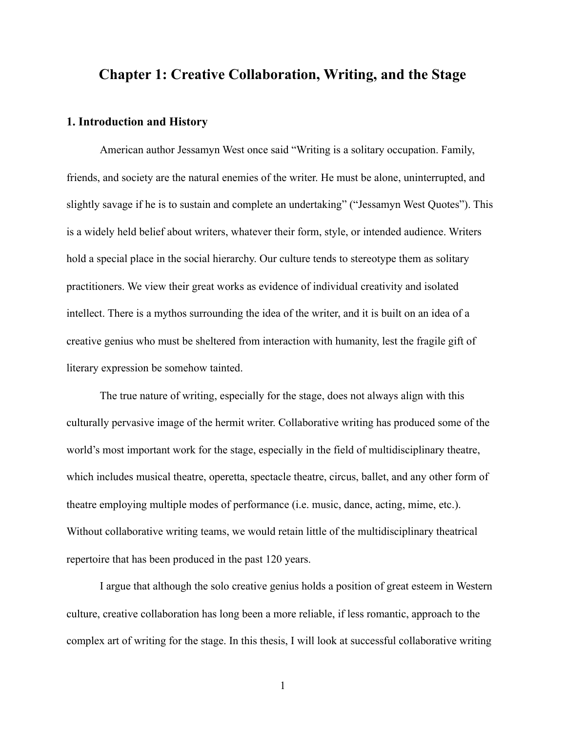# Chapter 1: Creative Collaboration, Writing, and the Stage

## 1. Introduction and History

American author Jessamyn West once said "Writing is a solitary occupation. Family, friends, and society are the natural enemies of the writer. He must be alone, uninterrupted, and slightly savage if he is to sustain and complete an undertaking" ("Jessamyn West Quotes"). This is a widely held belief about writers, whatever their form, style, or intended audience. Writers hold a special place in the social hierarchy. Our culture tends to stereotype them as solitary practitioners. We view their great works as evidence of individual creativity and isolated intellect. There is a mythos surrounding the idea of the writer, and it is built on an idea of a creative genius who must be sheltered from interaction with humanity, lest the fragile gift of literary expression be somehow tainted.

The true nature of writing, especially for the stage, does not always align with this culturally pervasive image of the hermit writer. Collaborative writing has produced some of the world's most important work for the stage, especially in the field of multidisciplinary theatre, which includes musical theatre, operetta, spectacle theatre, circus, ballet, and any other form of theatre employing multiple modes of performance (i.e. music, dance, acting, mime, etc.). Without collaborative writing teams, we would retain little of the multidisciplinary theatrical repertoire that has been produced in the past 120 years.

I argue that although the solo creative genius holds a position of great esteem in Western culture, creative collaboration has long been a more reliable, if less romantic, approach to the complex art of writing for the stage. In this thesis, I will look at successful collaborative writing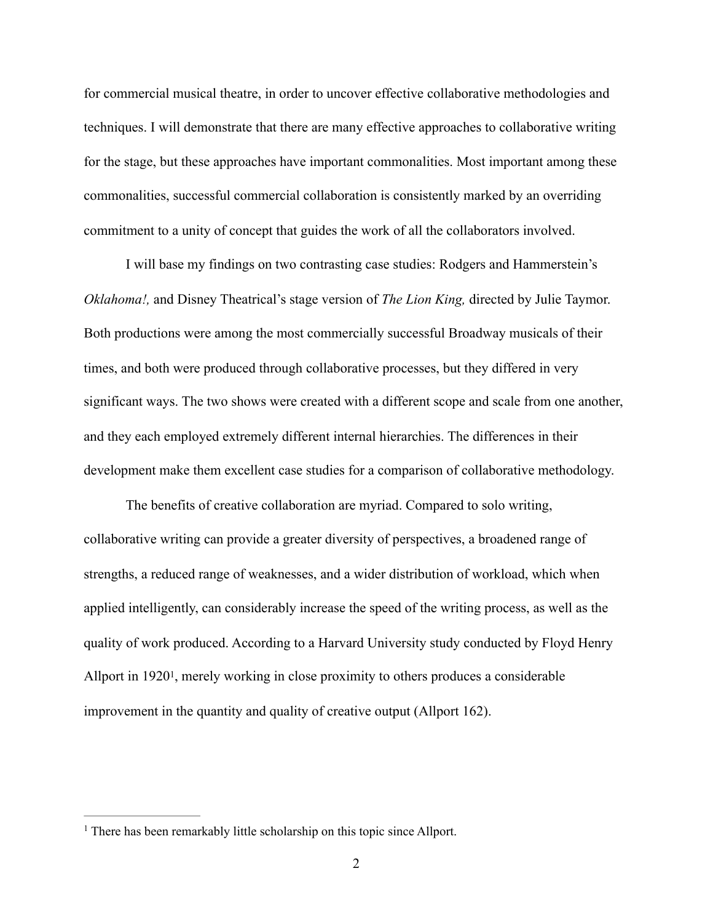for commercial musical theatre, in order to uncover effective collaborative methodologies and techniques. I will demonstrate that there are many effective approaches to collaborative writing for the stage, but these approaches have important commonalities. Most important among these commonalities, successful commercial collaboration is consistently marked by an overriding commitment to a unity of concept that guides the work of all the collaborators involved.

I will base my findings on two contrasting case studies: Rodgers and Hammerstein's *Oklahoma!,* and Disney Theatrical's stage version of *The Lion King,* directed by Julie Taymor. Both productions were among the most commercially successful Broadway musicals of their times, and both were produced through collaborative processes, but they differed in very significant ways. The two shows were created with a different scope and scale from one another, and they each employed extremely different internal hierarchies. The differences in their development make them excellent case studies for a comparison of collaborative methodology.

The benefits of creative collaboration are myriad. Compared to solo writing, collaborative writing can provide a greater diversity of perspectives, a broadened range of strengths, a reduced range of weaknesses, and a wider distribution of workload, which when applied intelligently, can considerably increase the speed of the writing process, as well as the quality of work produced. According to a Harvard University study conducted by Floyd Henry Allport in 1920[1], merely working in close proximity to others produces a considerable improvement in the quantity and quality of creative output (Allport 162).

[1] There has been remarkably little scholarship on this topic since Allport.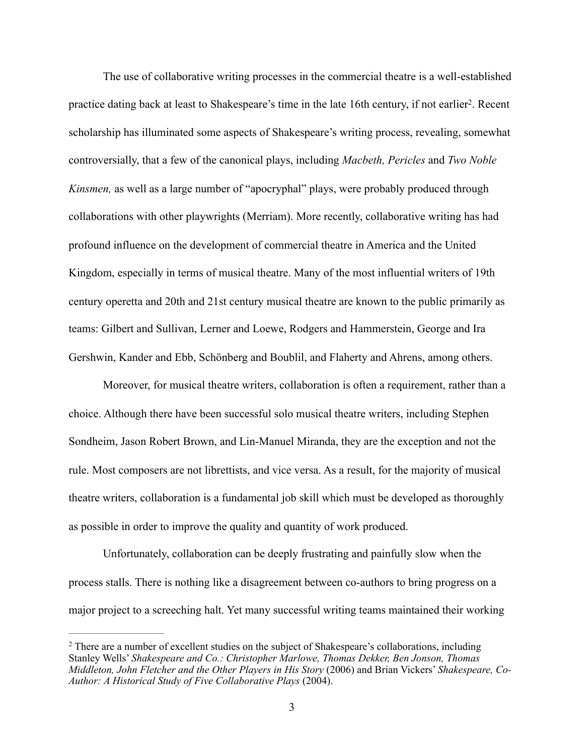The use of collaborative writing processes in the commercial theatre is a well-established practice dating back at least to Shakespeare's time in the late 16th century, if not earlier[2]. Recent scholarship has illuminated some aspects of Shakespeare's writing process, revealing, somewhat controversially, that a few of the canonical plays, including *Macbeth, Pericles* and *Two Noble Kinsmen,* as well as a large number of "apocryphal" plays, were probably produced through collaborations with other playwrights (Merriam). More recently, collaborative writing has had profound influence on the development of commercial theatre in America and the United Kingdom, especially in terms of musical theatre. Many of the most influential writers of 19th century operetta and 20th and 21st century musical theatre are known to the public primarily as teams: Gilbert and Sullivan, Lerner and Loewe, Rodgers and Hammerstein, George and Ira Gershwin, Kander and Ebb, Schönberg and Boublil, and Flaherty and Ahrens, among others.

Moreover, for musical theatre writers, collaboration is often a requirement, rather than a choice. Although there have been successful solo musical theatre writers, including Stephen Sondheim, Jason Robert Brown, and Lin-Manuel Miranda, they are the exception and not the rule. Most composers are not librettists, and vice versa. As a result, for the majority of musical theatre writers, collaboration is a fundamental job skill which must be developed as thoroughly as possible in order to improve the quality and quantity of work produced.

Unfortunately, collaboration can be deeply frustrating and painfully slow when the process stalls. There is nothing like a disagreement between co-authors to bring progress on a major project to a screeching halt. Yet many successful writing teams maintained their working

---

[2] There are a number of excellent studies on the subject of Shakespeare's collaborations, including Stanley Wells' *Shakespeare and Co.: Christopher Marlowe, Thomas Dekker, Ben Jonson, Thomas Middleton, John Fletcher and the Other Players in His Story* (2006) and Brian Vickers' *Shakespeare, Co-Author: A Historical Study of Five Collaborative Plays* (2004).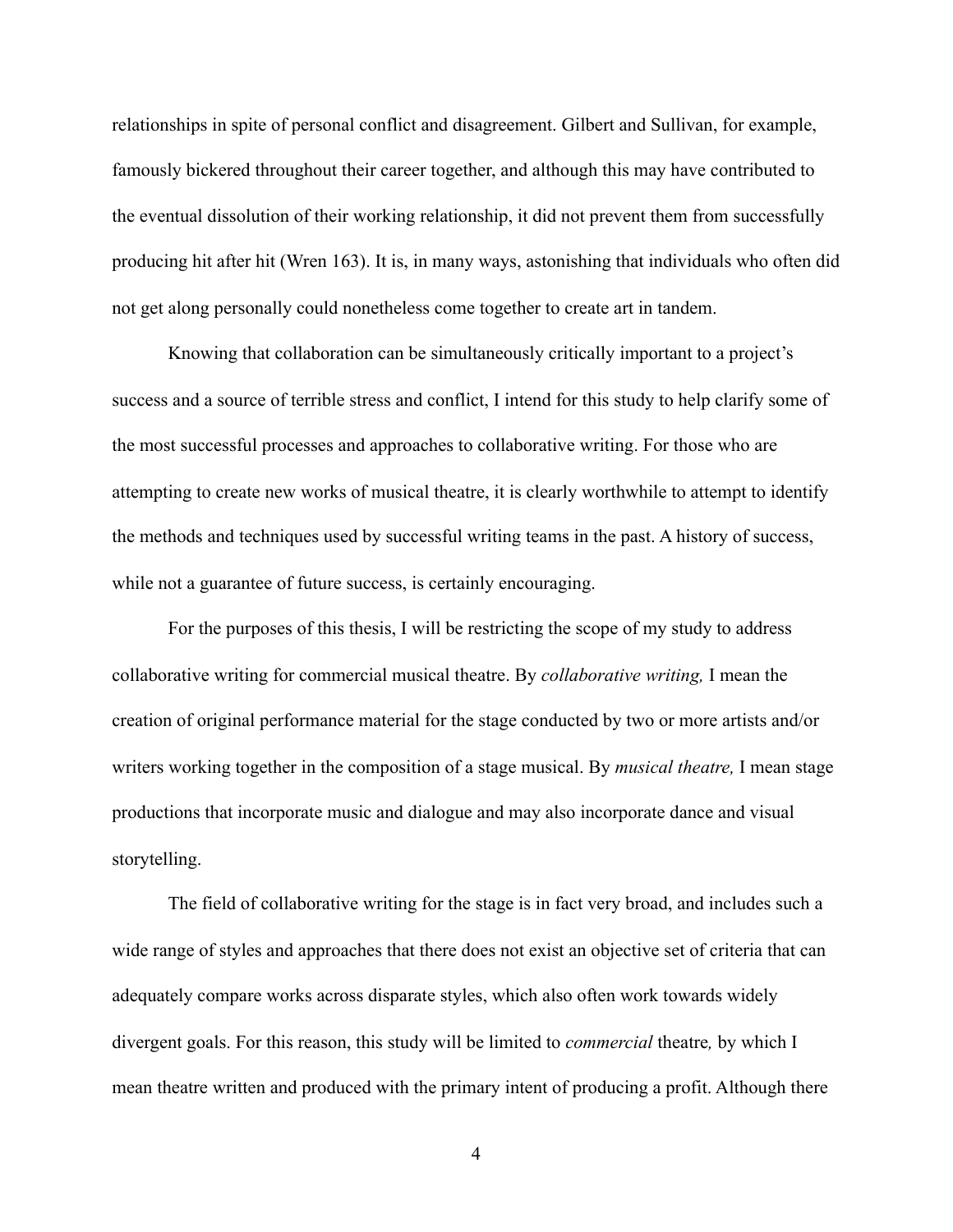relationships in spite of personal conflict and disagreement. Gilbert and Sullivan, for example, famously bickered throughout their career together, and although this may have contributed to the eventual dissolution of their working relationship, it did not prevent them from successfully producing hit after hit (Wren 163). It is, in many ways, astonishing that individuals who often did not get along personally could nonetheless come together to create art in tandem.

Knowing that collaboration can be simultaneously critically important to a project's success and a source of terrible stress and conflict, I intend for this study to help clarify some of the most successful processes and approaches to collaborative writing. For those who are attempting to create new works of musical theatre, it is clearly worthwhile to attempt to identify the methods and techniques used by successful writing teams in the past. A history of success, while not a guarantee of future success, is certainly encouraging.

For the purposes of this thesis, I will be restricting the scope of my study to address collaborative writing for commercial musical theatre. By *collaborative writing,* I mean the creation of original performance material for the stage conducted by two or more artists and/or writers working together in the composition of a stage musical. By *musical theatre,* I mean stage productions that incorporate music and dialogue and may also incorporate dance and visual storytelling.

The field of collaborative writing for the stage is in fact very broad, and includes such a wide range of styles and approaches that there does not exist an objective set of criteria that can adequately compare works across disparate styles, which also often work towards widely divergent goals. For this reason, this study will be limited to *commercial* theatre*,* by which I mean theatre written and produced with the primary intent of producing a profit. Although there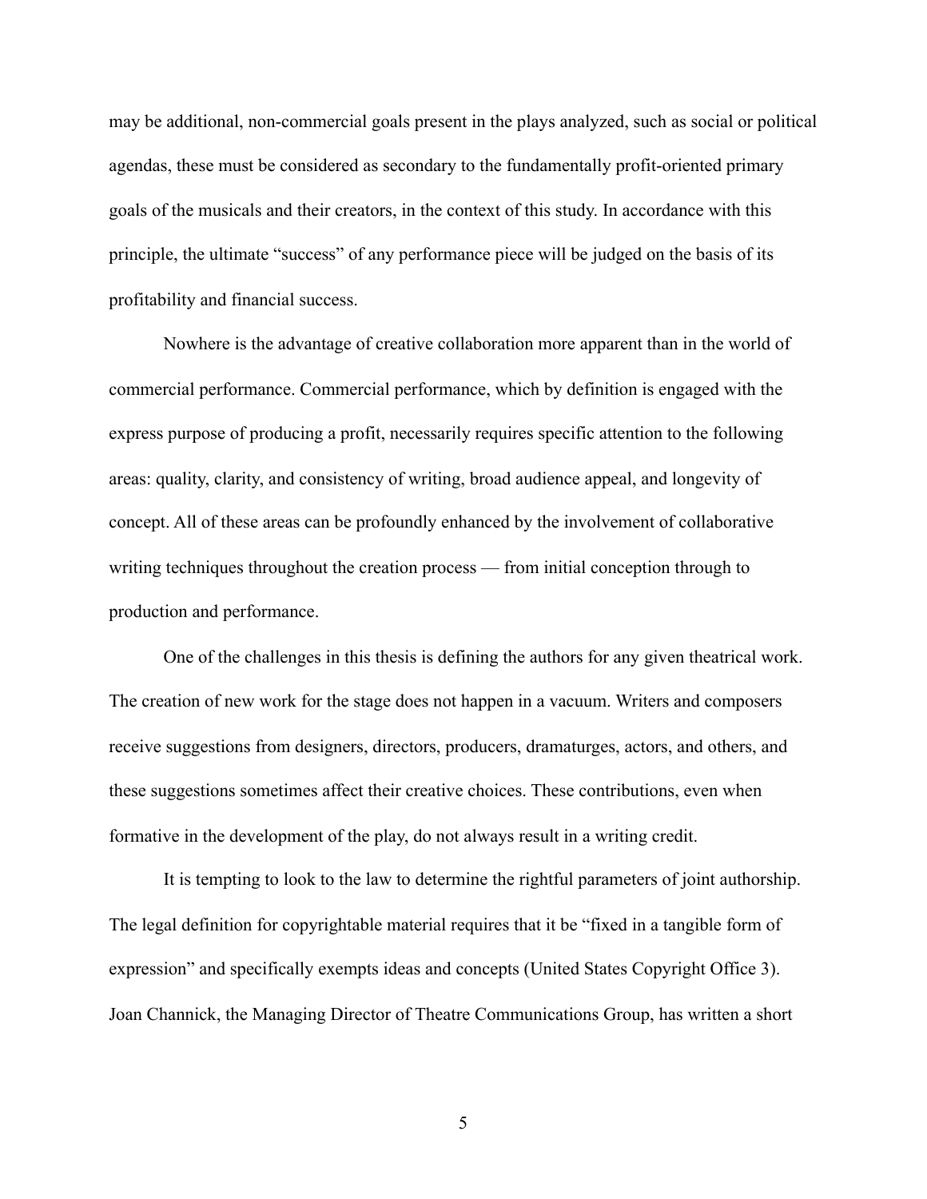may be additional, non-commercial goals present in the plays analyzed, such as social or political agendas, these must be considered as secondary to the fundamentally profit-oriented primary goals of the musicals and their creators, in the context of this study. In accordance with this principle, the ultimate "success" of any performance piece will be judged on the basis of its profitability and financial success.

Nowhere is the advantage of creative collaboration more apparent than in the world of commercial performance. Commercial performance, which by definition is engaged with the express purpose of producing a profit, necessarily requires specific attention to the following areas: quality, clarity, and consistency of writing, broad audience appeal, and longevity of concept. All of these areas can be profoundly enhanced by the involvement of collaborative writing techniques throughout the creation process — from initial conception through to production and performance.

One of the challenges in this thesis is defining the authors for any given theatrical work. The creation of new work for the stage does not happen in a vacuum. Writers and composers receive suggestions from designers, directors, producers, dramaturges, actors, and others, and these suggestions sometimes affect their creative choices. These contributions, even when formative in the development of the play, do not always result in a writing credit.

It is tempting to look to the law to determine the rightful parameters of joint authorship. The legal definition for copyrightable material requires that it be "fixed in a tangible form of expression" and specifically exempts ideas and concepts (United States Copyright Office 3). Joan Channick, the Managing Director of Theatre Communications Group, has written a short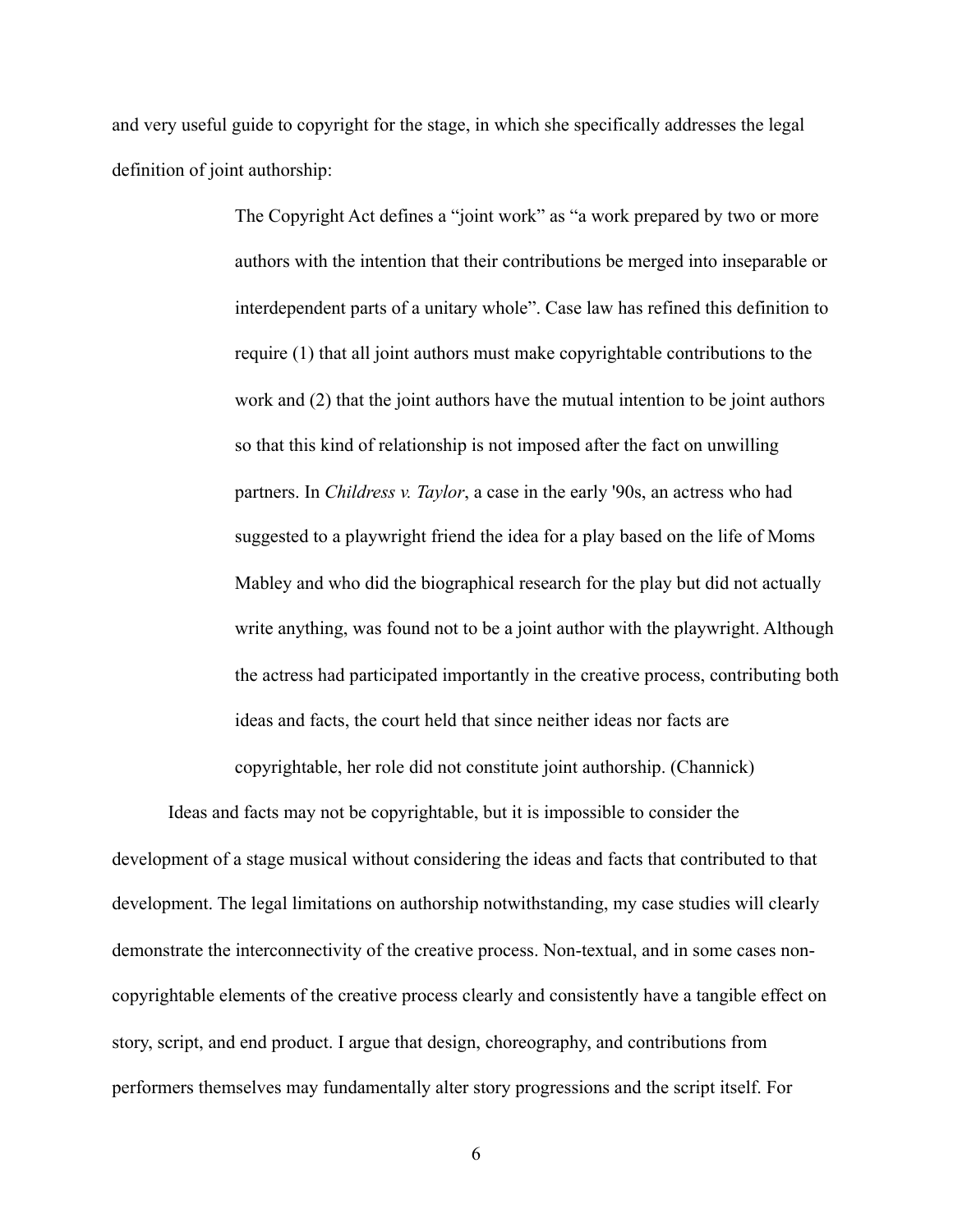and very useful guide to copyright for the stage, in which she specifically addresses the legal definition of joint authorship:

> The Copyright Act defines a "joint work" as "a work prepared by two or more authors with the intention that their contributions be merged into inseparable or interdependent parts of a unitary whole". Case law has refined this definition to require (1) that all joint authors must make copyrightable contributions to the work and (2) that the joint authors have the mutual intention to be joint authors so that this kind of relationship is not imposed after the fact on unwilling partners. In *Childress v. Taylor*, a case in the early '90s, an actress who had suggested to a playwright friend the idea for a play based on the life of Moms Mabley and who did the biographical research for the play but did not actually write anything, was found not to be a joint author with the playwright. Although the actress had participated importantly in the creative process, contributing both ideas and facts, the court held that since neither ideas nor facts are copyrightable, her role did not constitute joint authorship. (Channick)

Ideas and facts may not be copyrightable, but it is impossible to consider the development of a stage musical without considering the ideas and facts that contributed to that development. The legal limitations on authorship notwithstanding, my case studies will clearly demonstrate the interconnectivity of the creative process. Non-textual, and in some cases non-copyrightable elements of the creative process clearly and consistently have a tangible effect on story, script, and end product. I argue that design, choreography, and contributions from performers themselves may fundamentally alter story progressions and the script itself. For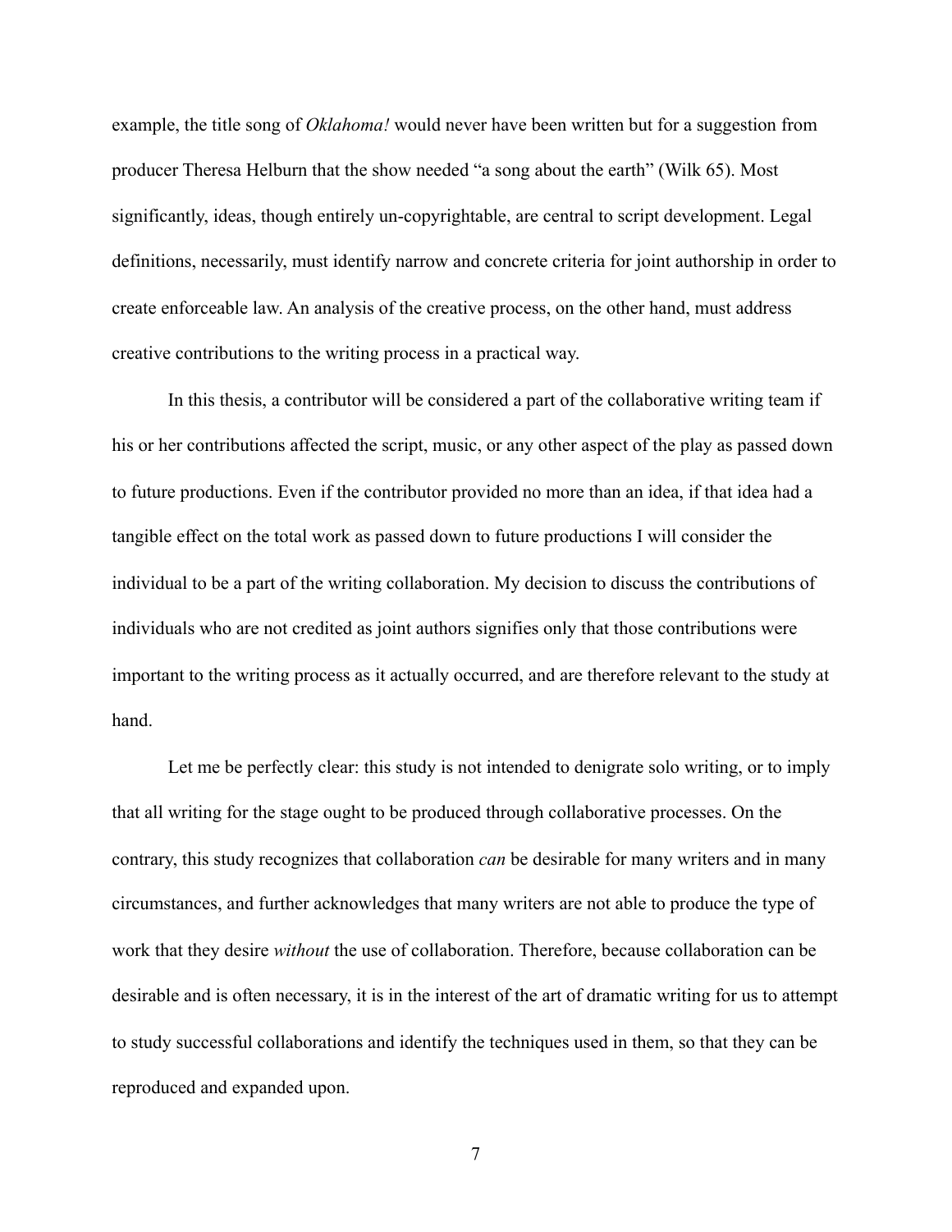example, the title song of *Oklahoma!* would never have been written but for a suggestion from producer Theresa Helburn that the show needed "a song about the earth" (Wilk 65). Most significantly, ideas, though entirely un-copyrightable, are central to script development. Legal definitions, necessarily, must identify narrow and concrete criteria for joint authorship in order to create enforceable law. An analysis of the creative process, on the other hand, must address creative contributions to the writing process in a practical way.

In this thesis, a contributor will be considered a part of the collaborative writing team if his or her contributions affected the script, music, or any other aspect of the play as passed down to future productions. Even if the contributor provided no more than an idea, if that idea had a tangible effect on the total work as passed down to future productions I will consider the individual to be a part of the writing collaboration. My decision to discuss the contributions of individuals who are not credited as joint authors signifies only that those contributions were important to the writing process as it actually occurred, and are therefore relevant to the study at hand.

Let me be perfectly clear: this study is not intended to denigrate solo writing, or to imply that all writing for the stage ought to be produced through collaborative processes. On the contrary, this study recognizes that collaboration *can* be desirable for many writers and in many circumstances, and further acknowledges that many writers are not able to produce the type of work that they desire *without* the use of collaboration. Therefore, because collaboration can be desirable and is often necessary, it is in the interest of the art of dramatic writing for us to attempt to study successful collaborations and identify the techniques used in them, so that they can be reproduced and expanded upon.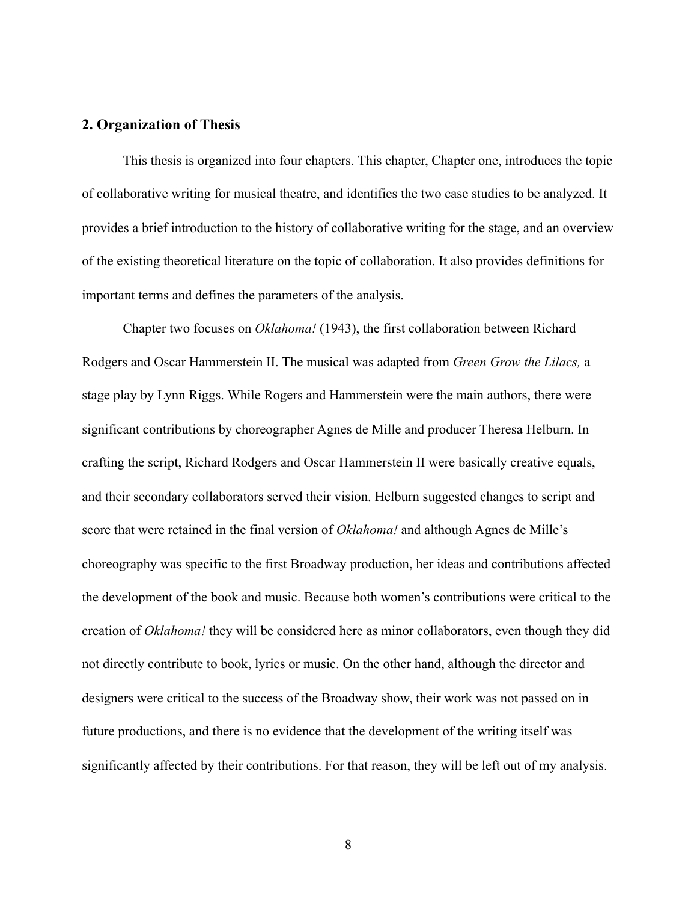## 2. Organization of Thesis

This thesis is organized into four chapters. This chapter, Chapter one, introduces the topic of collaborative writing for musical theatre, and identifies the two case studies to be analyzed. It provides a brief introduction to the history of collaborative writing for the stage, and an overview of the existing theoretical literature on the topic of collaboration. It also provides definitions for important terms and defines the parameters of the analysis.

Chapter two focuses on *Oklahoma!* (1943), the first collaboration between Richard Rodgers and Oscar Hammerstein II. The musical was adapted from *Green Grow the Lilacs,* a stage play by Lynn Riggs. While Rogers and Hammerstein were the main authors, there were significant contributions by choreographer Agnes de Mille and producer Theresa Helburn. In crafting the script, Richard Rodgers and Oscar Hammerstein II were basically creative equals, and their secondary collaborators served their vision. Helburn suggested changes to script and score that were retained in the final version of *Oklahoma!* and although Agnes de Mille's choreography was specific to the first Broadway production, her ideas and contributions affected the development of the book and music. Because both women's contributions were critical to the creation of *Oklahoma!* they will be considered here as minor collaborators, even though they did not directly contribute to book, lyrics or music. On the other hand, although the director and designers were critical to the success of the Broadway show, their work was not passed on in future productions, and there is no evidence that the development of the writing itself was significantly affected by their contributions. For that reason, they will be left out of my analysis.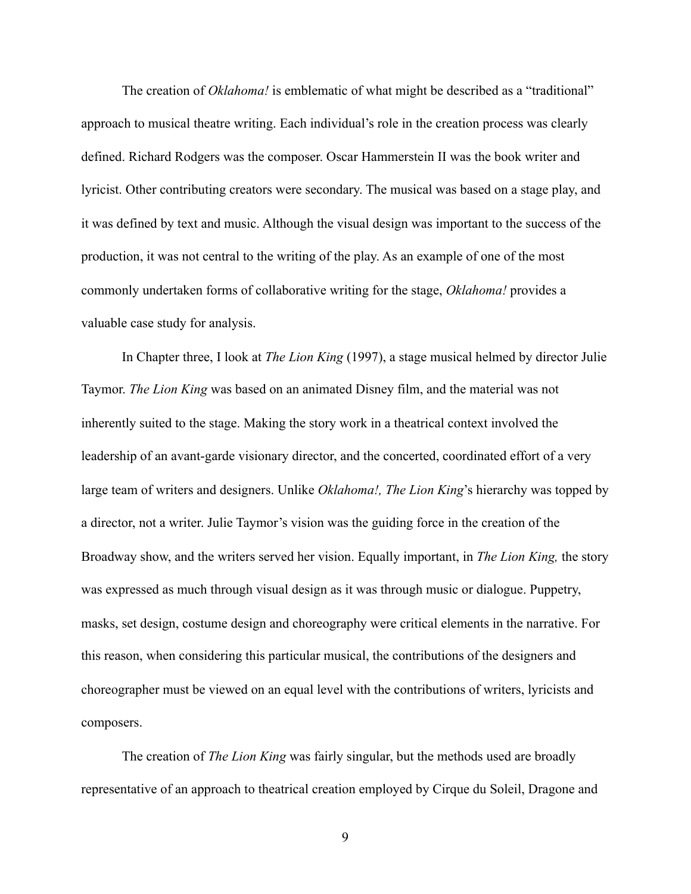The creation of *Oklahoma!* is emblematic of what might be described as a "traditional" approach to musical theatre writing. Each individual's role in the creation process was clearly defined. Richard Rodgers was the composer. Oscar Hammerstein II was the book writer and lyricist. Other contributing creators were secondary. The musical was based on a stage play, and it was defined by text and music. Although the visual design was important to the success of the production, it was not central to the writing of the play. As an example of one of the most commonly undertaken forms of collaborative writing for the stage, *Oklahoma!* provides a valuable case study for analysis.

In Chapter three, I look at *The Lion King* (1997), a stage musical helmed by director Julie Taymor. *The Lion King* was based on an animated Disney film, and the material was not inherently suited to the stage. Making the story work in a theatrical context involved the leadership of an avant-garde visionary director, and the concerted, coordinated effort of a very large team of writers and designers. Unlike *Oklahoma!, The Lion King*'s hierarchy was topped by a director, not a writer. Julie Taymor's vision was the guiding force in the creation of the Broadway show, and the writers served her vision. Equally important, in *The Lion King,* the story was expressed as much through visual design as it was through music or dialogue. Puppetry, masks, set design, costume design and choreography were critical elements in the narrative. For this reason, when considering this particular musical, the contributions of the designers and choreographer must be viewed on an equal level with the contributions of writers, lyricists and composers.

The creation of *The Lion King* was fairly singular, but the methods used are broadly representative of an approach to theatrical creation employed by Cirque du Soleil, Dragone and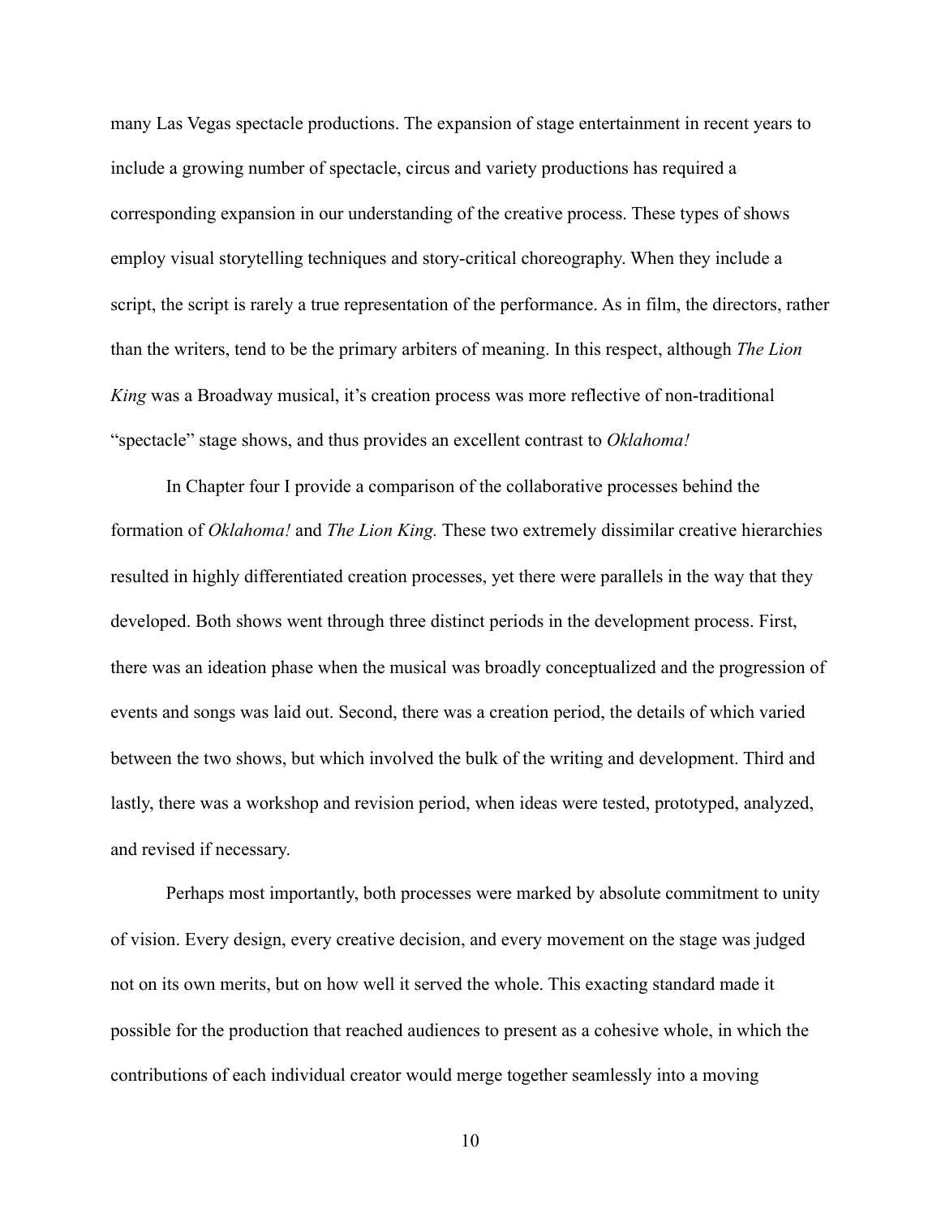many Las Vegas spectacle productions. The expansion of stage entertainment in recent years to include a growing number of spectacle, circus and variety productions has required a corresponding expansion in our understanding of the creative process. These types of shows employ visual storytelling techniques and story-critical choreography. When they include a script, the script is rarely a true representation of the performance. As in film, the directors, rather than the writers, tend to be the primary arbiters of meaning. In this respect, although *The Lion King* was a Broadway musical, it's creation process was more reflective of non-traditional "spectacle" stage shows, and thus provides an excellent contrast to *Oklahoma!*

In Chapter four I provide a comparison of the collaborative processes behind the formation of *Oklahoma!* and *The Lion King.* These two extremely dissimilar creative hierarchies resulted in highly differentiated creation processes, yet there were parallels in the way that they developed. Both shows went through three distinct periods in the development process. First, there was an ideation phase when the musical was broadly conceptualized and the progression of events and songs was laid out. Second, there was a creation period, the details of which varied between the two shows, but which involved the bulk of the writing and development. Third and lastly, there was a workshop and revision period, when ideas were tested, prototyped, analyzed, and revised if necessary.

Perhaps most importantly, both processes were marked by absolute commitment to unity of vision. Every design, every creative decision, and every movement on the stage was judged not on its own merits, but on how well it served the whole. This exacting standard made it possible for the production that reached audiences to present as a cohesive whole, in which the contributions of each individual creator would merge together seamlessly into a moving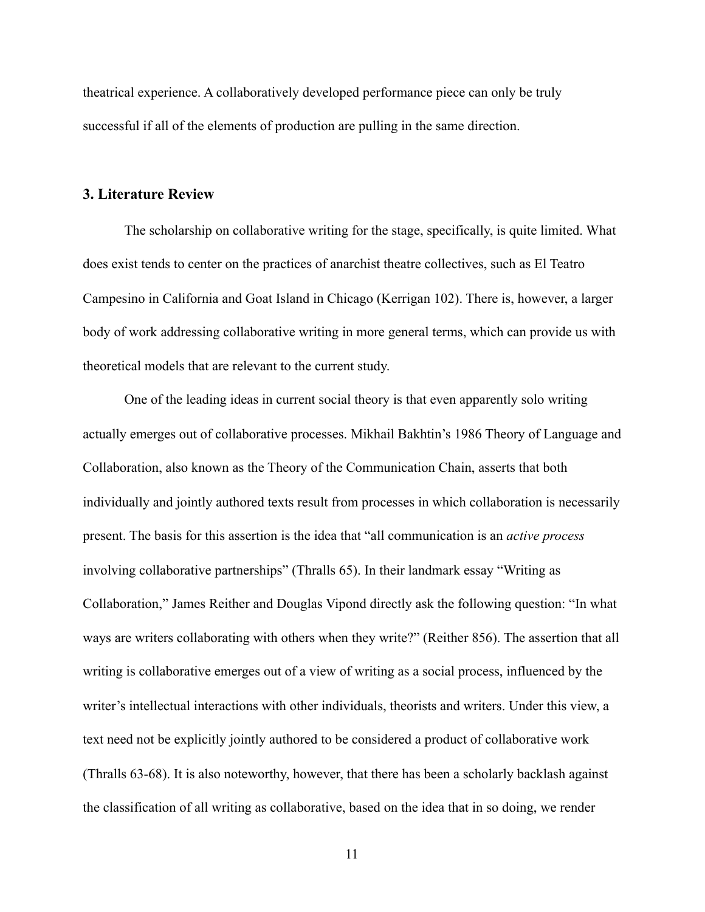theatrical experience. A collaboratively developed performance piece can only be truly successful if all of the elements of production are pulling in the same direction.

## 3. Literature Review

The scholarship on collaborative writing for the stage, specifically, is quite limited. What does exist tends to center on the practices of anarchist theatre collectives, such as El Teatro Campesino in California and Goat Island in Chicago (Kerrigan 102). There is, however, a larger body of work addressing collaborative writing in more general terms, which can provide us with theoretical models that are relevant to the current study.

One of the leading ideas in current social theory is that even apparently solo writing actually emerges out of collaborative processes. Mikhail Bakhtin's 1986 Theory of Language and Collaboration, also known as the Theory of the Communication Chain, asserts that both individually and jointly authored texts result from processes in which collaboration is necessarily present. The basis for this assertion is the idea that "all communication is an *active process* involving collaborative partnerships" (Thralls 65). In their landmark essay "Writing as Collaboration," James Reither and Douglas Vipond directly ask the following question: "In what ways are writers collaborating with others when they write?" (Reither 856). The assertion that all writing is collaborative emerges out of a view of writing as a social process, influenced by the writer's intellectual interactions with other individuals, theorists and writers. Under this view, a text need not be explicitly jointly authored to be considered a product of collaborative work (Thralls 63-68). It is also noteworthy, however, that there has been a scholarly backlash against the classification of all writing as collaborative, based on the idea that in so doing, we render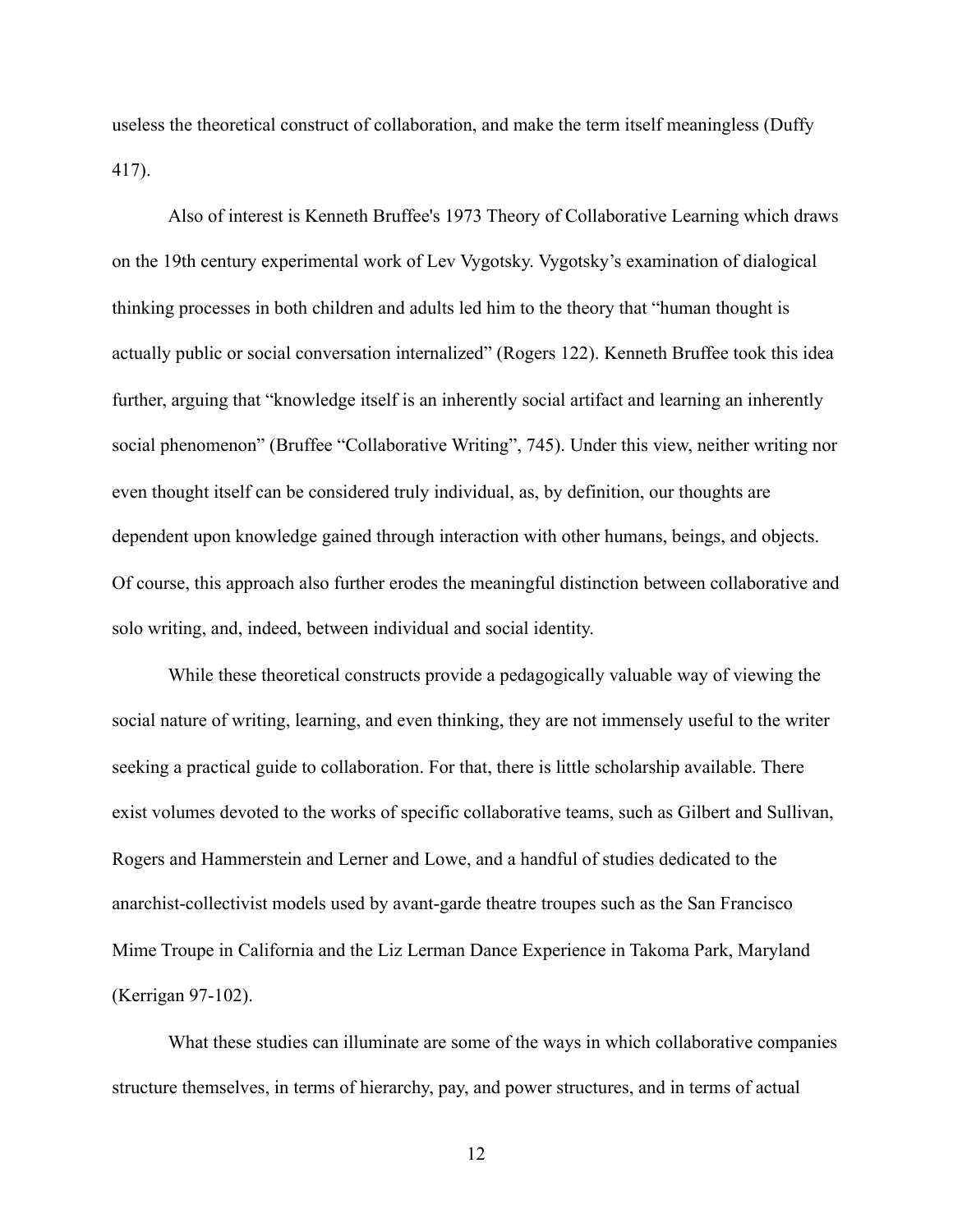useless the theoretical construct of collaboration, and make the term itself meaningless (Duffy 417).

Also of interest is Kenneth Bruffee's 1973 Theory of Collaborative Learning which draws on the 19th century experimental work of Lev Vygotsky. Vygotsky's examination of dialogical thinking processes in both children and adults led him to the theory that "human thought is actually public or social conversation internalized" (Rogers 122). Kenneth Bruffee took this idea further, arguing that "knowledge itself is an inherently social artifact and learning an inherently social phenomenon" (Bruffee "Collaborative Writing", 745). Under this view, neither writing nor even thought itself can be considered truly individual, as, by definition, our thoughts are dependent upon knowledge gained through interaction with other humans, beings, and objects. Of course, this approach also further erodes the meaningful distinction between collaborative and solo writing, and, indeed, between individual and social identity.

While these theoretical constructs provide a pedagogically valuable way of viewing the social nature of writing, learning, and even thinking, they are not immensely useful to the writer seeking a practical guide to collaboration. For that, there is little scholarship available. There exist volumes devoted to the works of specific collaborative teams, such as Gilbert and Sullivan, Rogers and Hammerstein and Lerner and Lowe, and a handful of studies dedicated to the anarchist-collectivist models used by avant-garde theatre troupes such as the San Francisco Mime Troupe in California and the Liz Lerman Dance Experience in Takoma Park, Maryland (Kerrigan 97-102).

What these studies can illuminate are some of the ways in which collaborative companies structure themselves, in terms of hierarchy, pay, and power structures, and in terms of actual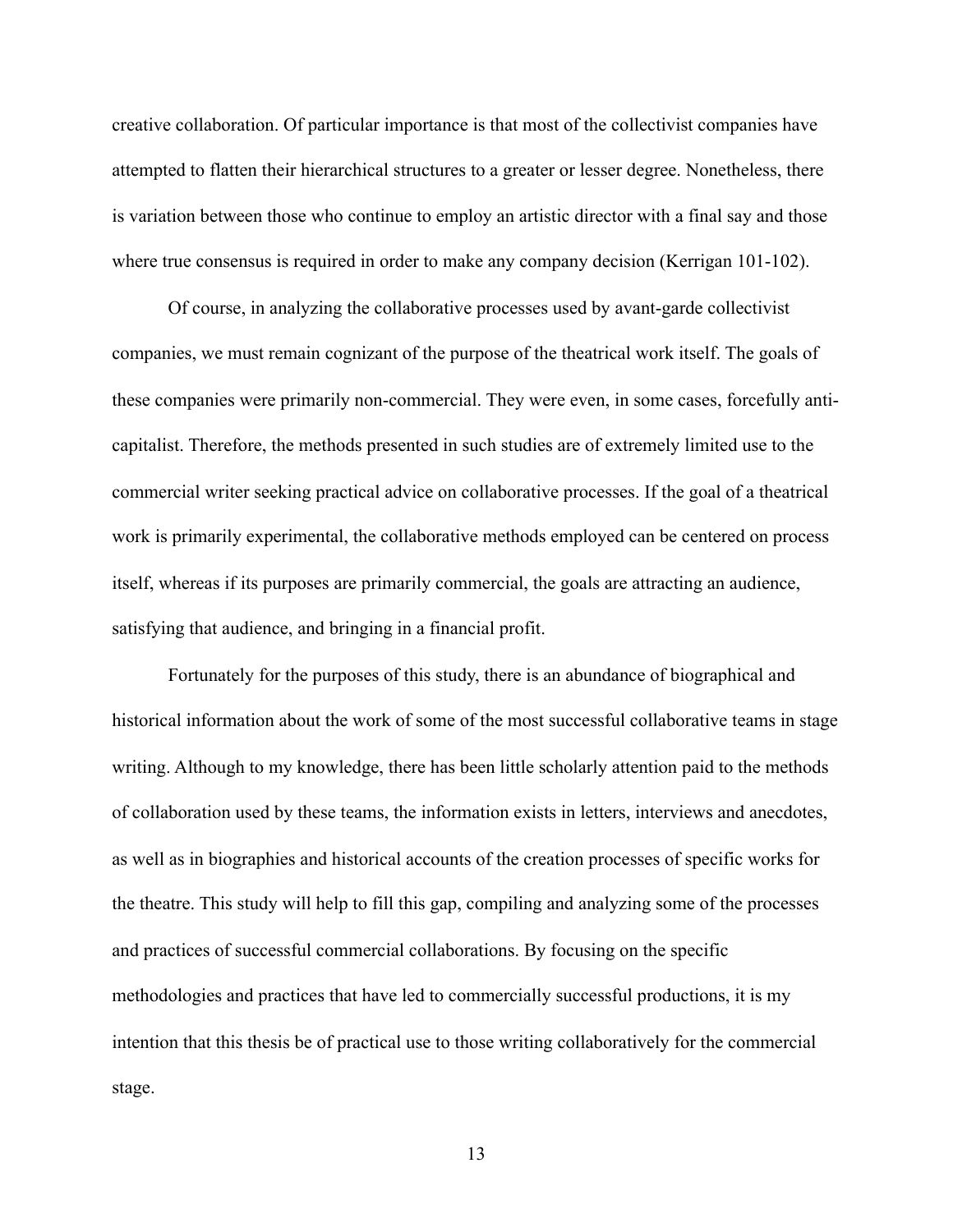creative collaboration. Of particular importance is that most of the collectivist companies have attempted to flatten their hierarchical structures to a greater or lesser degree. Nonetheless, there is variation between those who continue to employ an artistic director with a final say and those where true consensus is required in order to make any company decision (Kerrigan 101-102).

Of course, in analyzing the collaborative processes used by avant-garde collectivist companies, we must remain cognizant of the purpose of the theatrical work itself. The goals of these companies were primarily non-commercial. They were even, in some cases, forcefully anti-capitalist. Therefore, the methods presented in such studies are of extremely limited use to the commercial writer seeking practical advice on collaborative processes. If the goal of a theatrical work is primarily experimental, the collaborative methods employed can be centered on process itself, whereas if its purposes are primarily commercial, the goals are attracting an audience, satisfying that audience, and bringing in a financial profit.

Fortunately for the purposes of this study, there is an abundance of biographical and historical information about the work of some of the most successful collaborative teams in stage writing. Although to my knowledge, there has been little scholarly attention paid to the methods of collaboration used by these teams, the information exists in letters, interviews and anecdotes, as well as in biographies and historical accounts of the creation processes of specific works for the theatre. This study will help to fill this gap, compiling and analyzing some of the processes and practices of successful commercial collaborations. By focusing on the specific methodologies and practices that have led to commercially successful productions, it is my intention that this thesis be of practical use to those writing collaboratively for the commercial stage.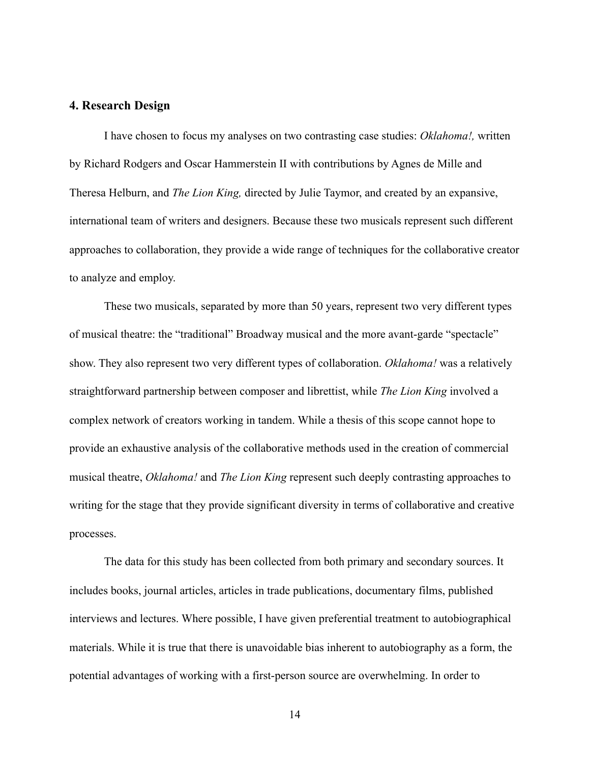## 4. Research Design

I have chosen to focus my analyses on two contrasting case studies: *Oklahoma!,* written by Richard Rodgers and Oscar Hammerstein II with contributions by Agnes de Mille and Theresa Helburn, and *The Lion King,* directed by Julie Taymor, and created by an expansive, international team of writers and designers. Because these two musicals represent such different approaches to collaboration, they provide a wide range of techniques for the collaborative creator to analyze and employ.

These two musicals, separated by more than 50 years, represent two very different types of musical theatre: the "traditional" Broadway musical and the more avant-garde "spectacle" show. They also represent two very different types of collaboration. *Oklahoma!* was a relatively straightforward partnership between composer and librettist, while *The Lion King* involved a complex network of creators working in tandem. While a thesis of this scope cannot hope to provide an exhaustive analysis of the collaborative methods used in the creation of commercial musical theatre, *Oklahoma!* and *The Lion King* represent such deeply contrasting approaches to writing for the stage that they provide significant diversity in terms of collaborative and creative processes.

The data for this study has been collected from both primary and secondary sources. It includes books, journal articles, articles in trade publications, documentary films, published interviews and lectures. Where possible, I have given preferential treatment to autobiographical materials. While it is true that there is unavoidable bias inherent to autobiography as a form, the potential advantages of working with a first-person source are overwhelming. In order to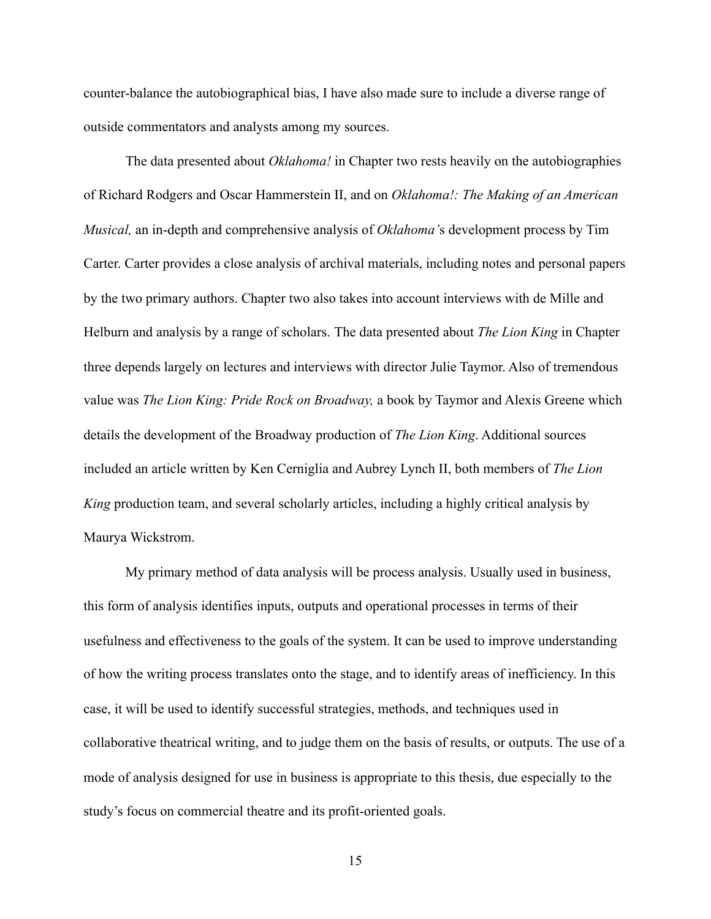counter-balance the autobiographical bias, I have also made sure to include a diverse range of outside commentators and analysts among my sources.

The data presented about *Oklahoma!* in Chapter two rests heavily on the autobiographies of Richard Rodgers and Oscar Hammerstein II, and on *Oklahoma!: The Making of an American Musical,* an in-depth and comprehensive analysis of *Oklahoma'*s development process by Tim Carter. Carter provides a close analysis of archival materials, including notes and personal papers by the two primary authors. Chapter two also takes into account interviews with de Mille and Helburn and analysis by a range of scholars. The data presented about *The Lion King* in Chapter three depends largely on lectures and interviews with director Julie Taymor. Also of tremendous value was *The Lion King: Pride Rock on Broadway,* a book by Taymor and Alexis Greene which details the development of the Broadway production of *The Lion King*. Additional sources included an article written by Ken Cerniglia and Aubrey Lynch II, both members of *The Lion King* production team, and several scholarly articles, including a highly critical analysis by Maurya Wickstrom.

My primary method of data analysis will be process analysis. Usually used in business, this form of analysis identifies inputs, outputs and operational processes in terms of their usefulness and effectiveness to the goals of the system. It can be used to improve understanding of how the writing process translates onto the stage, and to identify areas of inefficiency. In this case, it will be used to identify successful strategies, methods, and techniques used in collaborative theatrical writing, and to judge them on the basis of results, or outputs. The use of a mode of analysis designed for use in business is appropriate to this thesis, due especially to the study's focus on commercial theatre and its profit-oriented goals.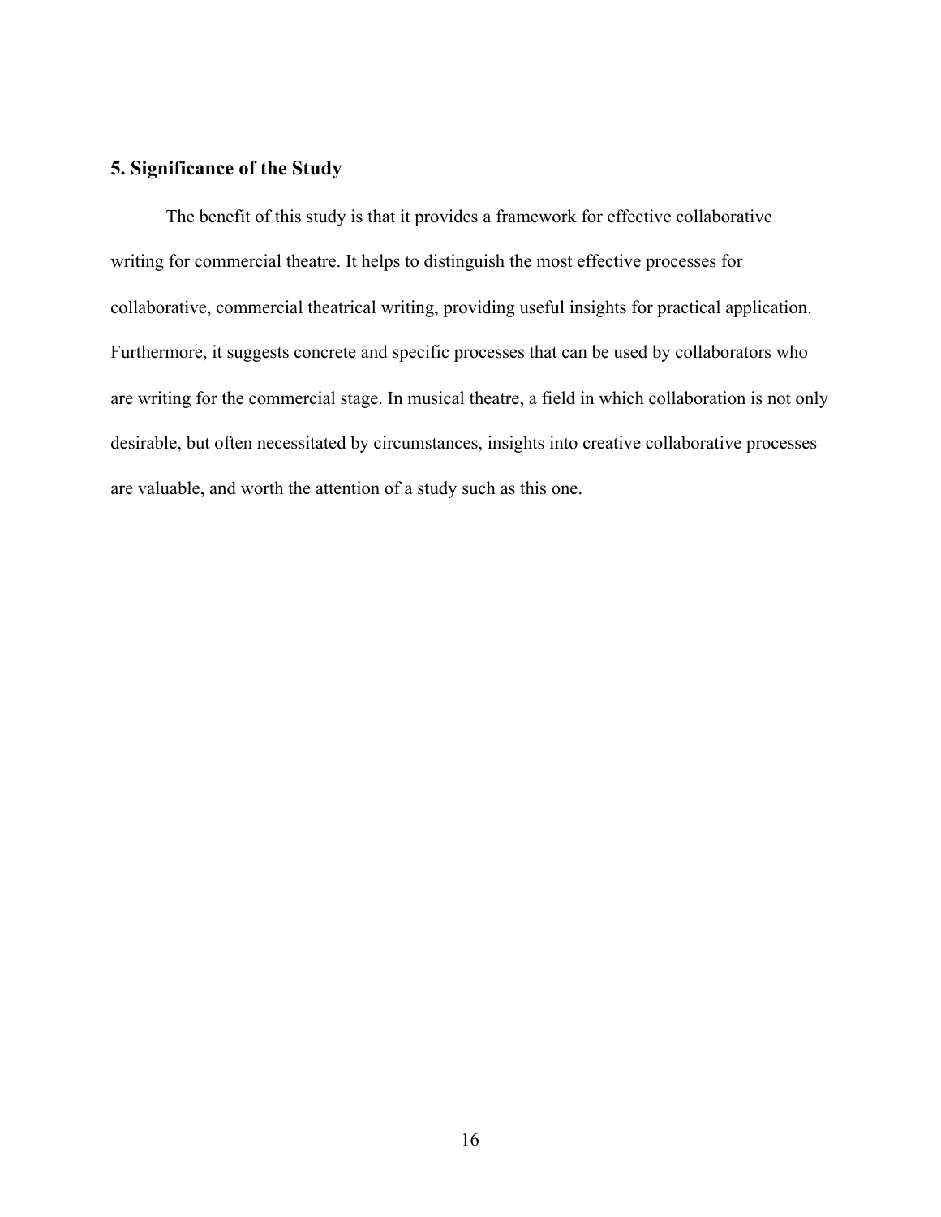## 5. Significance of the Study

The benefit of this study is that it provides a framework for effective collaborative writing for commercial theatre. It helps to distinguish the most effective processes for collaborative, commercial theatrical writing, providing useful insights for practical application. Furthermore, it suggests concrete and specific processes that can be used by collaborators who are writing for the commercial stage. In musical theatre, a field in which collaboration is not only desirable, but often necessitated by circumstances, insights into creative collaborative processes are valuable, and worth the attention of a study such as this one.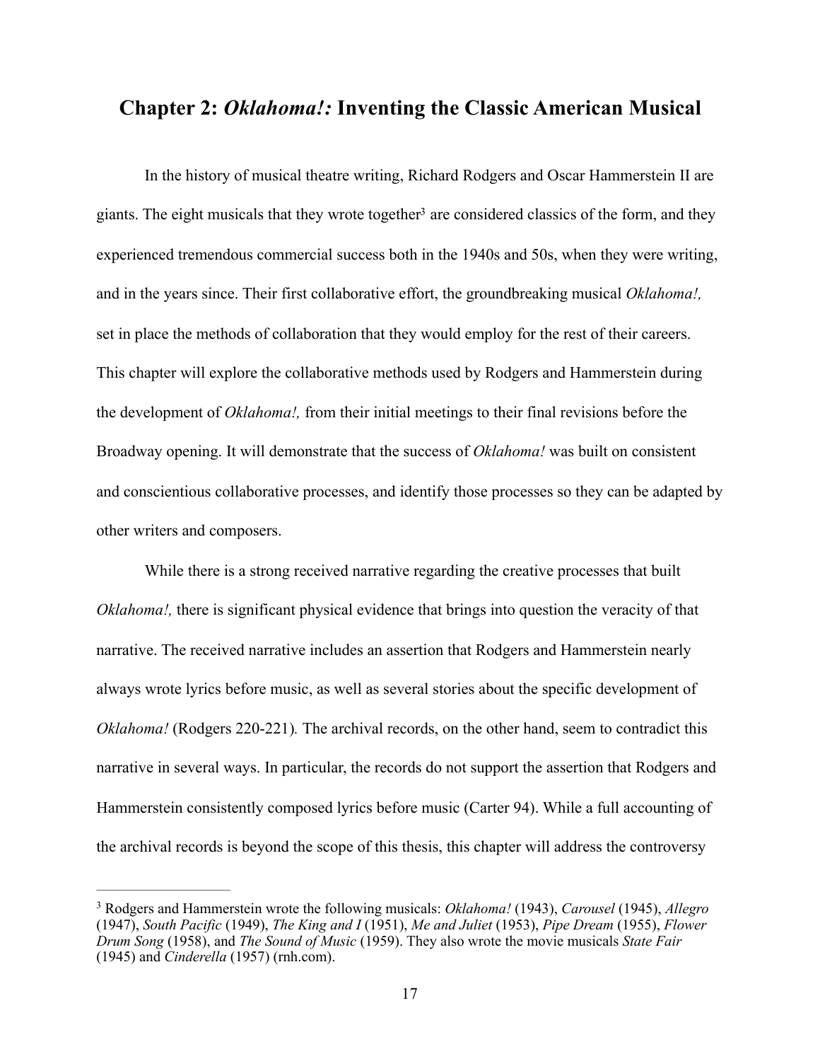## Chapter 2: *Oklahoma!:* Inventing the Classic American Musical

In the history of musical theatre writing, Richard Rodgers and Oscar Hammerstein II are giants. The eight musicals that they wrote together[3] are considered classics of the form, and they experienced tremendous commercial success both in the 1940s and 50s, when they were writing, and in the years since. Their first collaborative effort, the groundbreaking musical *Oklahoma!,* set in place the methods of collaboration that they would employ for the rest of their careers. This chapter will explore the collaborative methods used by Rodgers and Hammerstein during the development of *Oklahoma!,* from their initial meetings to their final revisions before the Broadway opening. It will demonstrate that the success of *Oklahoma!* was built on consistent and conscientious collaborative processes, and identify those processes so they can be adapted by other writers and composers.

While there is a strong received narrative regarding the creative processes that built *Oklahoma!,* there is significant physical evidence that brings into question the veracity of that narrative. The received narrative includes an assertion that Rodgers and Hammerstein nearly always wrote lyrics before music, as well as several stories about the specific development of *Oklahoma!* (Rodgers 220-221)*.* The archival records, on the other hand, seem to contradict this narrative in several ways. In particular, the records do not support the assertion that Rodgers and Hammerstein consistently composed lyrics before music (Carter 94). While a full accounting of the archival records is beyond the scope of this thesis, this chapter will address the controversy

---

[3] Rodgers and Hammerstein wrote the following musicals: *Oklahoma!* (1943), *Carousel* (1945), *Allegro* (1947), *South Pacific* (1949), *The King and I* (1951), *Me and Juliet* (1953), *Pipe Dream* (1955), *Flower Drum Song* (1958), and *The Sound of Music* (1959). They also wrote the movie musicals *State Fair* (1945) and *Cinderella* (1957) (rnh.com).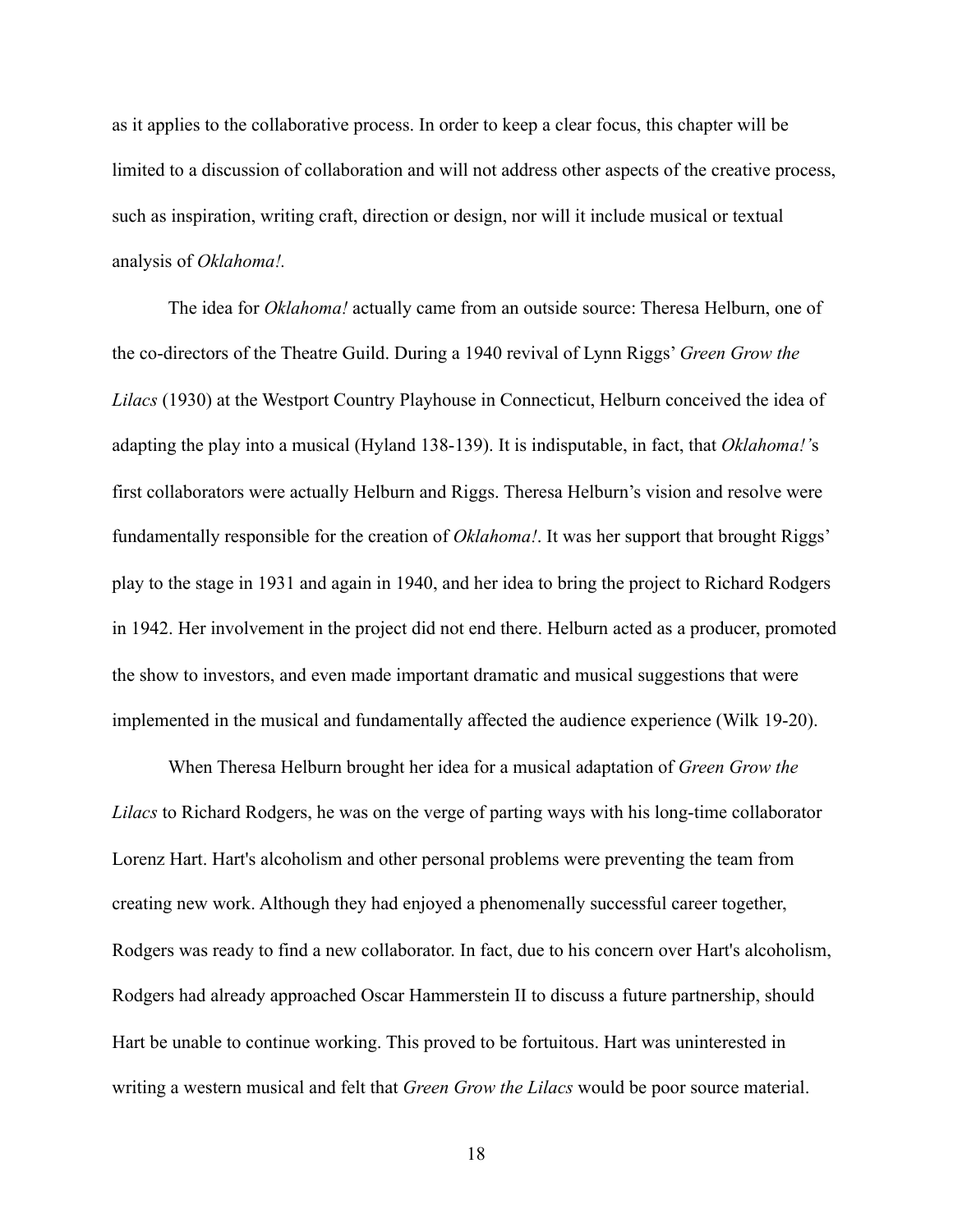as it applies to the collaborative process. In order to keep a clear focus, this chapter will be limited to a discussion of collaboration and will not address other aspects of the creative process, such as inspiration, writing craft, direction or design, nor will it include musical or textual analysis of *Oklahoma!.*

The idea for *Oklahoma!* actually came from an outside source: Theresa Helburn, one of the co-directors of the Theatre Guild. During a 1940 revival of Lynn Riggs' *Green Grow the Lilacs* (1930) at the Westport Country Playhouse in Connecticut, Helburn conceived the idea of adapting the play into a musical (Hyland 138-139). It is indisputable, in fact, that *Oklahoma!'*s first collaborators were actually Helburn and Riggs. Theresa Helburn's vision and resolve were fundamentally responsible for the creation of *Oklahoma!*. It was her support that brought Riggs' play to the stage in 1931 and again in 1940, and her idea to bring the project to Richard Rodgers in 1942. Her involvement in the project did not end there. Helburn acted as a producer, promoted the show to investors, and even made important dramatic and musical suggestions that were implemented in the musical and fundamentally affected the audience experience (Wilk 19-20).

When Theresa Helburn brought her idea for a musical adaptation of *Green Grow the Lilacs* to Richard Rodgers, he was on the verge of parting ways with his long-time collaborator Lorenz Hart. Hart's alcoholism and other personal problems were preventing the team from creating new work. Although they had enjoyed a phenomenally successful career together, Rodgers was ready to find a new collaborator. In fact, due to his concern over Hart's alcoholism, Rodgers had already approached Oscar Hammerstein II to discuss a future partnership, should Hart be unable to continue working. This proved to be fortuitous. Hart was uninterested in writing a western musical and felt that *Green Grow the Lilacs* would be poor source material.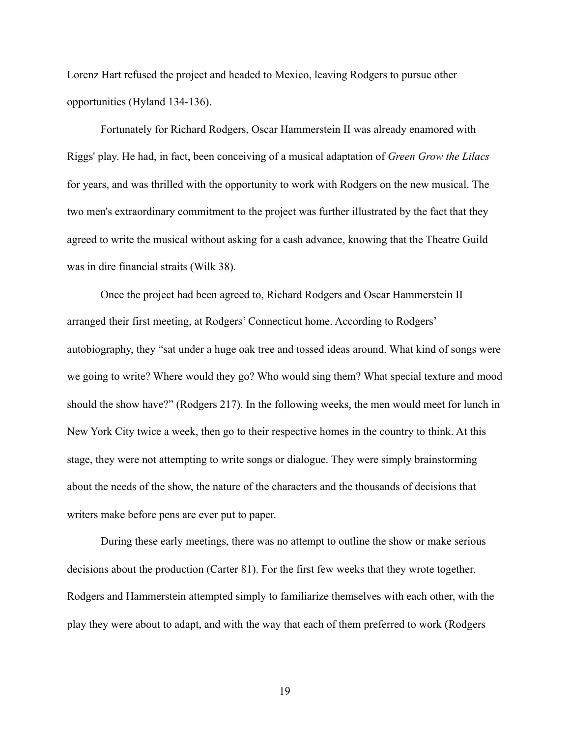Lorenz Hart refused the project and headed to Mexico, leaving Rodgers to pursue other opportunities (Hyland 134-136).

Fortunately for Richard Rodgers, Oscar Hammerstein II was already enamored with Riggs' play. He had, in fact, been conceiving of a musical adaptation of *Green Grow the Lilacs* for years, and was thrilled with the opportunity to work with Rodgers on the new musical. The two men's extraordinary commitment to the project was further illustrated by the fact that they agreed to write the musical without asking for a cash advance, knowing that the Theatre Guild was in dire financial straits (Wilk 38).

Once the project had been agreed to, Richard Rodgers and Oscar Hammerstein II arranged their first meeting, at Rodgers' Connecticut home. According to Rodgers' autobiography, they "sat under a huge oak tree and tossed ideas around. What kind of songs were we going to write? Where would they go? Who would sing them? What special texture and mood should the show have?" (Rodgers 217). In the following weeks, the men would meet for lunch in New York City twice a week, then go to their respective homes in the country to think. At this stage, they were not attempting to write songs or dialogue. They were simply brainstorming about the needs of the show, the nature of the characters and the thousands of decisions that writers make before pens are ever put to paper.

During these early meetings, there was no attempt to outline the show or make serious decisions about the production (Carter 81). For the first few weeks that they wrote together, Rodgers and Hammerstein attempted simply to familiarize themselves with each other, with the play they were about to adapt, and with the way that each of them preferred to work (Rodgers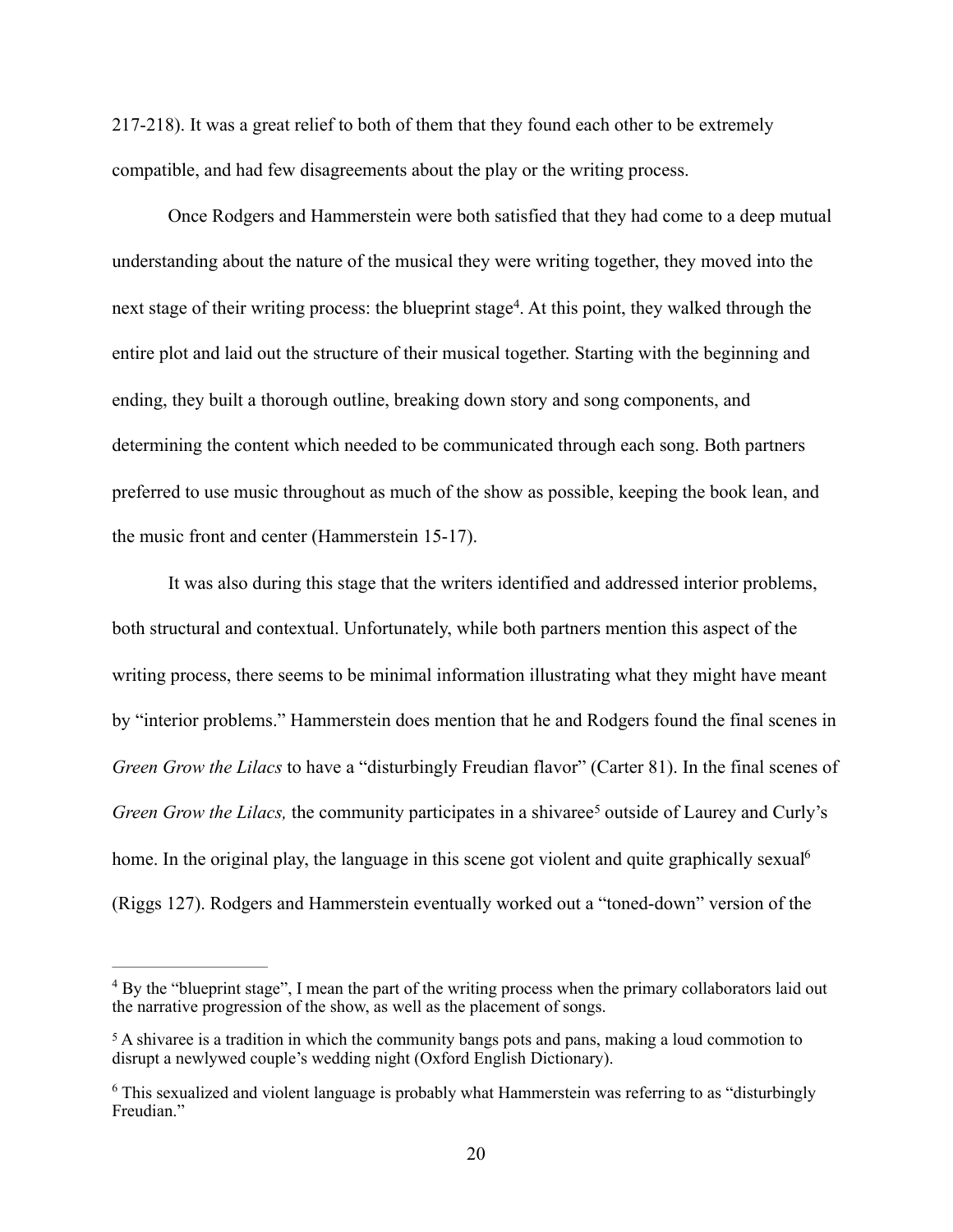217-218). It was a great relief to both of them that they found each other to be extremely compatible, and had few disagreements about the play or the writing process.

Once Rodgers and Hammerstein were both satisfied that they had come to a deep mutual understanding about the nature of the musical they were writing together, they moved into the next stage of their writing process: the blueprint stage[4]. At this point, they walked through the entire plot and laid out the structure of their musical together. Starting with the beginning and ending, they built a thorough outline, breaking down story and song components, and determining the content which needed to be communicated through each song. Both partners preferred to use music throughout as much of the show as possible, keeping the book lean, and the music front and center (Hammerstein 15-17).

It was also during this stage that the writers identified and addressed interior problems, both structural and contextual. Unfortunately, while both partners mention this aspect of the writing process, there seems to be minimal information illustrating what they might have meant by "interior problems." Hammerstein does mention that he and Rodgers found the final scenes in *Green Grow the Lilacs* to have a "disturbingly Freudian flavor" (Carter 81). In the final scenes of *Green Grow the Lilacs,* the community participates in a shivaree[5] outside of Laurey and Curly's home. In the original play, the language in this scene got violent and quite graphically sexual[6] (Riggs 127). Rodgers and Hammerstein eventually worked out a "toned-down" version of the

---

[4] By the "blueprint stage", I mean the part of the writing process when the primary collaborators laid out the narrative progression of the show, as well as the placement of songs.

[5] A shivaree is a tradition in which the community bangs pots and pans, making a loud commotion to disrupt a newlywed couple's wedding night (Oxford English Dictionary).

[6] This sexualized and violent language is probably what Hammerstein was referring to as "disturbingly Freudian."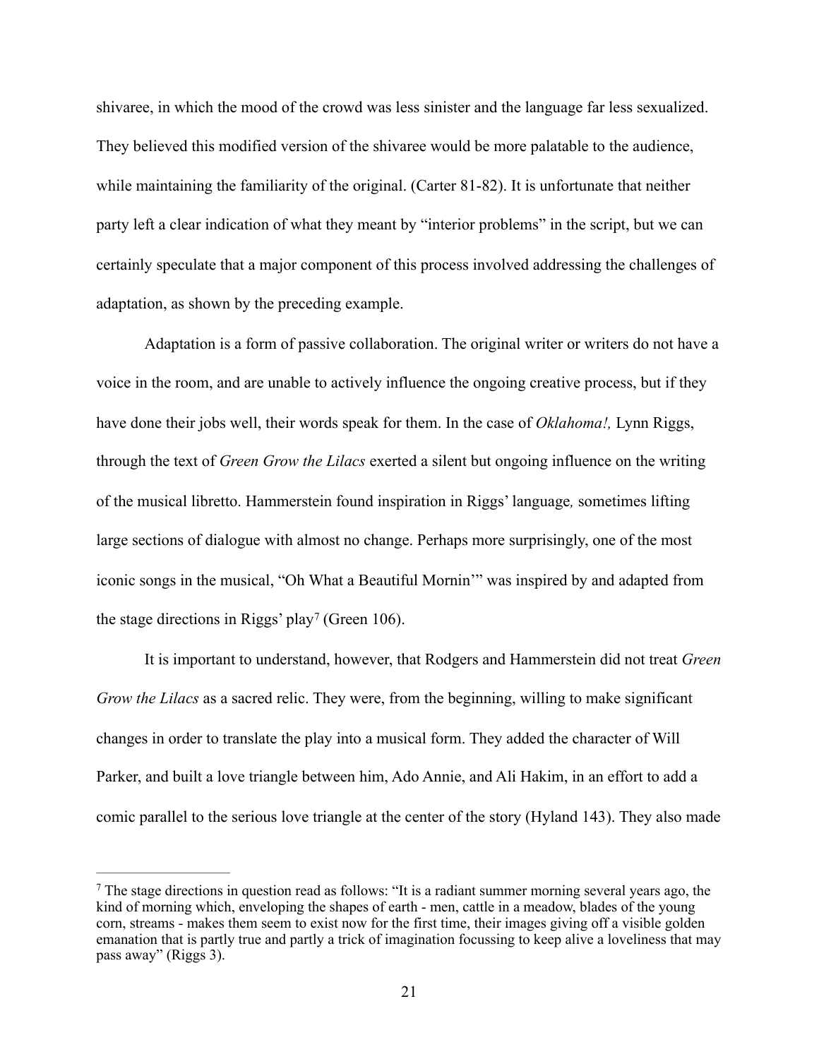shivaree, in which the mood of the crowd was less sinister and the language far less sexualized. They believed this modified version of the shivaree would be more palatable to the audience, while maintaining the familiarity of the original. (Carter 81-82). It is unfortunate that neither party left a clear indication of what they meant by "interior problems" in the script, but we can certainly speculate that a major component of this process involved addressing the challenges of adaptation, as shown by the preceding example.

Adaptation is a form of passive collaboration. The original writer or writers do not have a voice in the room, and are unable to actively influence the ongoing creative process, but if they have done their jobs well, their words speak for them. In the case of *Oklahoma!,* Lynn Riggs, through the text of *Green Grow the Lilacs* exerted a silent but ongoing influence on the writing of the musical libretto. Hammerstein found inspiration in Riggs' language*,* sometimes lifting large sections of dialogue with almost no change. Perhaps more surprisingly, one of the most iconic songs in the musical, "Oh What a Beautiful Mornin'" was inspired by and adapted from the stage directions in Riggs' play[7] (Green 106).

It is important to understand, however, that Rodgers and Hammerstein did not treat *Green Grow the Lilacs* as a sacred relic. They were, from the beginning, willing to make significant changes in order to translate the play into a musical form. They added the character of Will Parker, and built a love triangle between him, Ado Annie, and Ali Hakim, in an effort to add a comic parallel to the serious love triangle at the center of the story (Hyland 143). They also made

---

[7] The stage directions in question read as follows: "It is a radiant summer morning several years ago, the kind of morning which, enveloping the shapes of earth - men, cattle in a meadow, blades of the young corn, streams - makes them seem to exist now for the first time, their images giving off a visible golden emanation that is partly true and partly a trick of imagination focussing to keep alive a loveliness that may pass away" (Riggs 3).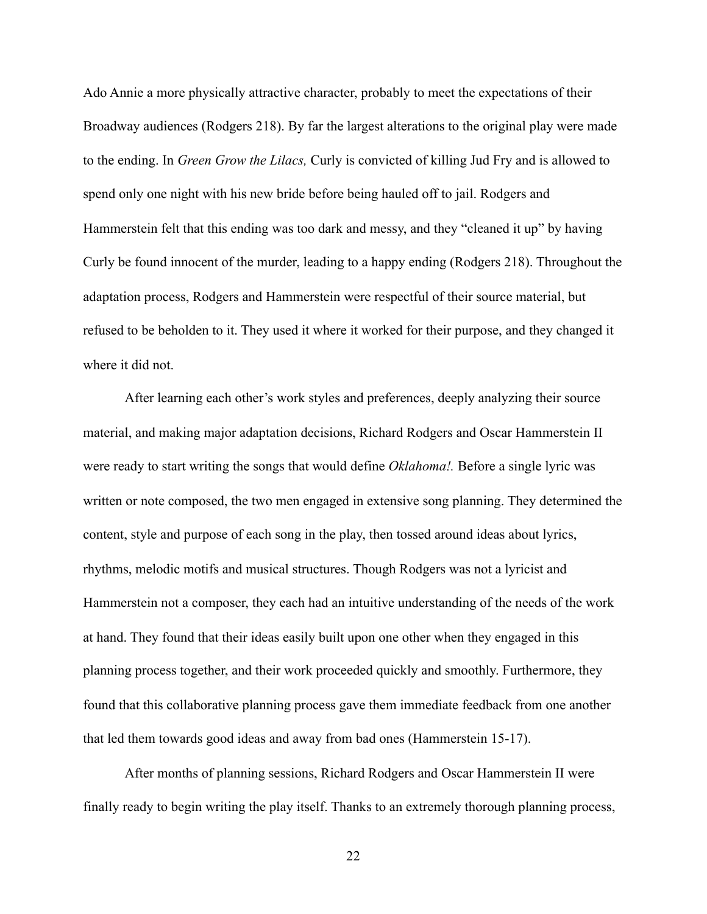Ado Annie a more physically attractive character, probably to meet the expectations of their Broadway audiences (Rodgers 218). By far the largest alterations to the original play were made to the ending. In *Green Grow the Lilacs,* Curly is convicted of killing Jud Fry and is allowed to spend only one night with his new bride before being hauled off to jail. Rodgers and Hammerstein felt that this ending was too dark and messy, and they "cleaned it up" by having Curly be found innocent of the murder, leading to a happy ending (Rodgers 218). Throughout the adaptation process, Rodgers and Hammerstein were respectful of their source material, but refused to be beholden to it. They used it where it worked for their purpose, and they changed it where it did not.

After learning each other's work styles and preferences, deeply analyzing their source material, and making major adaptation decisions, Richard Rodgers and Oscar Hammerstein II were ready to start writing the songs that would define *Oklahoma!.* Before a single lyric was written or note composed, the two men engaged in extensive song planning. They determined the content, style and purpose of each song in the play, then tossed around ideas about lyrics, rhythms, melodic motifs and musical structures. Though Rodgers was not a lyricist and Hammerstein not a composer, they each had an intuitive understanding of the needs of the work at hand. They found that their ideas easily built upon one other when they engaged in this planning process together, and their work proceeded quickly and smoothly. Furthermore, they found that this collaborative planning process gave them immediate feedback from one another that led them towards good ideas and away from bad ones (Hammerstein 15-17).

After months of planning sessions, Richard Rodgers and Oscar Hammerstein II were finally ready to begin writing the play itself. Thanks to an extremely thorough planning process,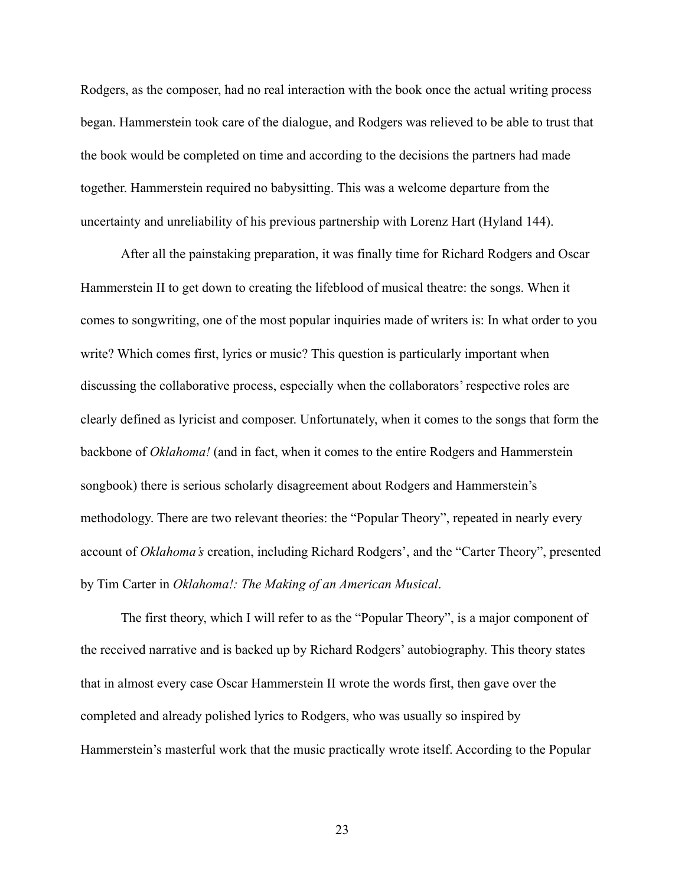Rodgers, as the composer, had no real interaction with the book once the actual writing process began. Hammerstein took care of the dialogue, and Rodgers was relieved to be able to trust that the book would be completed on time and according to the decisions the partners had made together. Hammerstein required no babysitting. This was a welcome departure from the uncertainty and unreliability of his previous partnership with Lorenz Hart (Hyland 144).

After all the painstaking preparation, it was finally time for Richard Rodgers and Oscar Hammerstein II to get down to creating the lifeblood of musical theatre: the songs. When it comes to songwriting, one of the most popular inquiries made of writers is: In what order to you write? Which comes first, lyrics or music? This question is particularly important when discussing the collaborative process, especially when the collaborators' respective roles are clearly defined as lyricist and composer. Unfortunately, when it comes to the songs that form the backbone of *Oklahoma!* (and in fact, when it comes to the entire Rodgers and Hammerstein songbook) there is serious scholarly disagreement about Rodgers and Hammerstein's methodology. There are two relevant theories: the "Popular Theory", repeated in nearly every account of *Oklahoma's* creation, including Richard Rodgers', and the "Carter Theory", presented by Tim Carter in *Oklahoma!: The Making of an American Musical*.

The first theory, which I will refer to as the "Popular Theory", is a major component of the received narrative and is backed up by Richard Rodgers' autobiography. This theory states that in almost every case Oscar Hammerstein II wrote the words first, then gave over the completed and already polished lyrics to Rodgers, who was usually so inspired by Hammerstein's masterful work that the music practically wrote itself. According to the Popular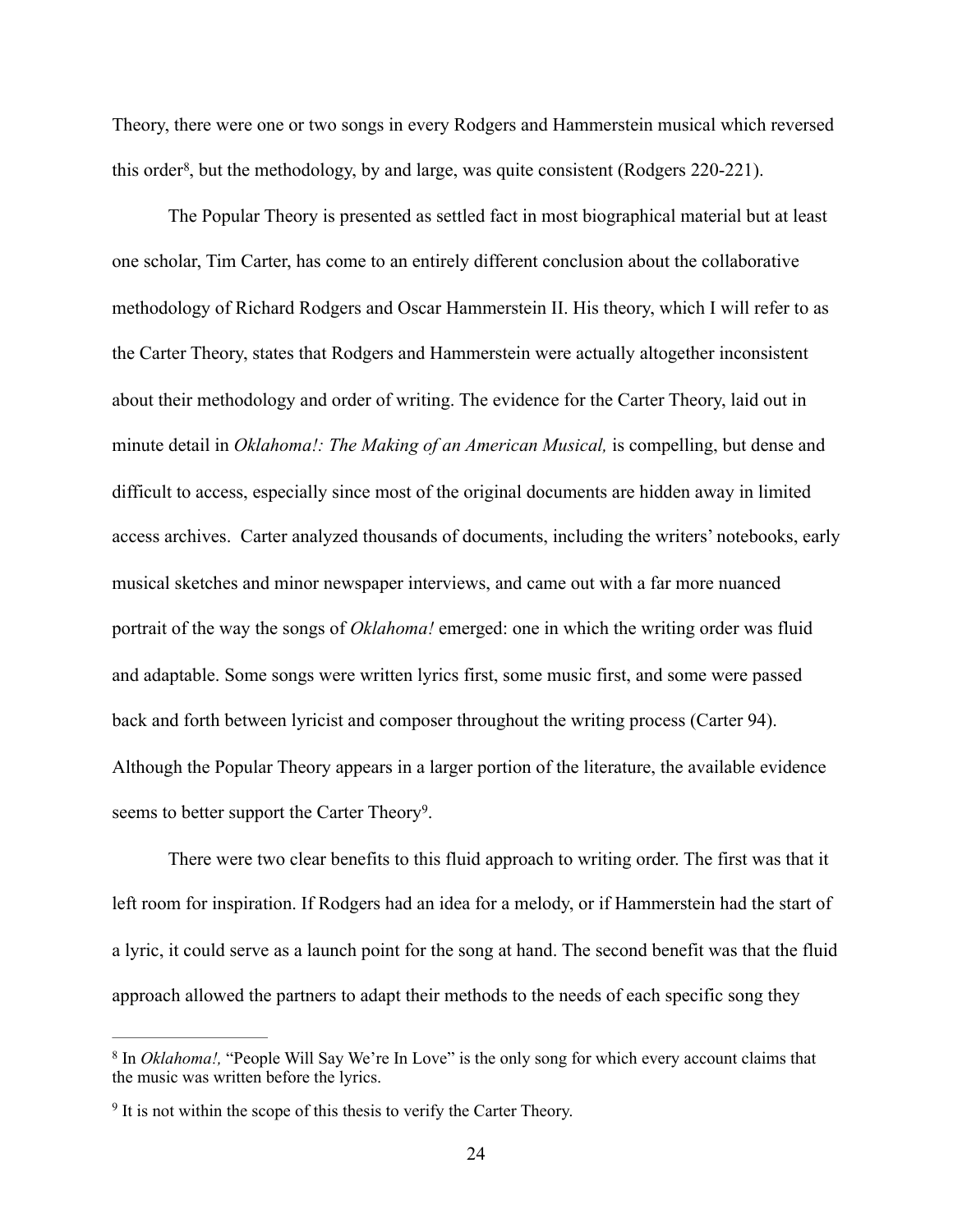Theory, there were one or two songs in every Rodgers and Hammerstein musical which reversed this order[8], but the methodology, by and large, was quite consistent (Rodgers 220-221).

The Popular Theory is presented as settled fact in most biographical material but at least one scholar, Tim Carter, has come to an entirely different conclusion about the collaborative methodology of Richard Rodgers and Oscar Hammerstein II. His theory, which I will refer to as the Carter Theory, states that Rodgers and Hammerstein were actually altogether inconsistent about their methodology and order of writing. The evidence for the Carter Theory, laid out in minute detail in *Oklahoma!: The Making of an American Musical,* is compelling, but dense and difficult to access, especially since most of the original documents are hidden away in limited access archives. Carter analyzed thousands of documents, including the writers' notebooks, early musical sketches and minor newspaper interviews, and came out with a far more nuanced portrait of the way the songs of *Oklahoma!* emerged: one in which the writing order was fluid and adaptable. Some songs were written lyrics first, some music first, and some were passed back and forth between lyricist and composer throughout the writing process (Carter 94). Although the Popular Theory appears in a larger portion of the literature, the available evidence seems to better support the Carter Theory[9].

There were two clear benefits to this fluid approach to writing order. The first was that it left room for inspiration. If Rodgers had an idea for a melody, or if Hammerstein had the start of a lyric, it could serve as a launch point for the song at hand. The second benefit was that the fluid approach allowed the partners to adapt their methods to the needs of each specific song they

---

[8] In *Oklahoma!,* "People Will Say We're In Love" is the only song for which every account claims that the music was written before the lyrics.

[9] It is not within the scope of this thesis to verify the Carter Theory.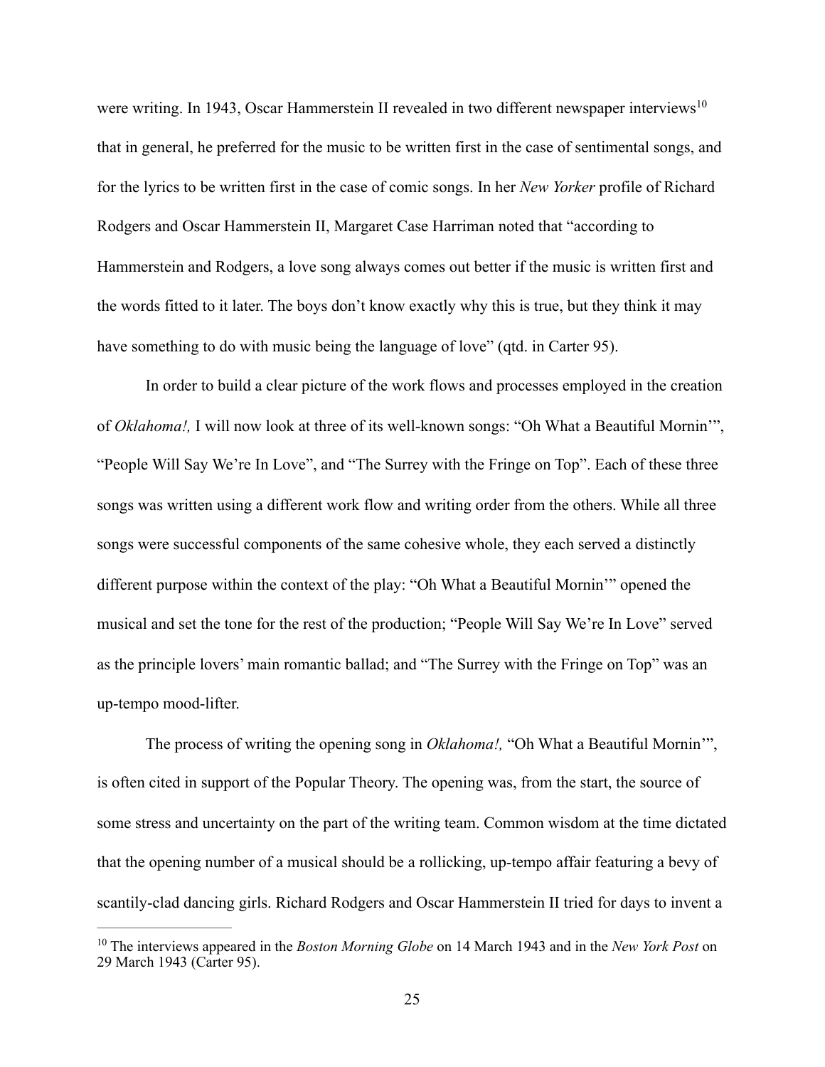were writing. In 1943, Oscar Hammerstein II revealed in two different newspaper interviews[10] that in general, he preferred for the music to be written first in the case of sentimental songs, and for the lyrics to be written first in the case of comic songs. In her *New Yorker* profile of Richard Rodgers and Oscar Hammerstein II, Margaret Case Harriman noted that "according to Hammerstein and Rodgers, a love song always comes out better if the music is written first and the words fitted to it later. The boys don't know exactly why this is true, but they think it may have something to do with music being the language of love" (qtd. in Carter 95).

In order to build a clear picture of the work flows and processes employed in the creation of *Oklahoma!,* I will now look at three of its well-known songs: "Oh What a Beautiful Mornin'", "People Will Say We're In Love", and "The Surrey with the Fringe on Top". Each of these three songs was written using a different work flow and writing order from the others. While all three songs were successful components of the same cohesive whole, they each served a distinctly different purpose within the context of the play: "Oh What a Beautiful Mornin'" opened the musical and set the tone for the rest of the production; "People Will Say We're In Love" served as the principle lovers' main romantic ballad; and "The Surrey with the Fringe on Top" was an up-tempo mood-lifter.

The process of writing the opening song in *Oklahoma!,* "Oh What a Beautiful Mornin'", is often cited in support of the Popular Theory. The opening was, from the start, the source of some stress and uncertainty on the part of the writing team. Common wisdom at the time dictated that the opening number of a musical should be a rollicking, up-tempo affair featuring a bevy of scantily-clad dancing girls. Richard Rodgers and Oscar Hammerstein II tried for days to invent a

[10] The interviews appeared in the *Boston Morning Globe* on 14 March 1943 and in the *New York Post* on 29 March 1943 (Carter 95).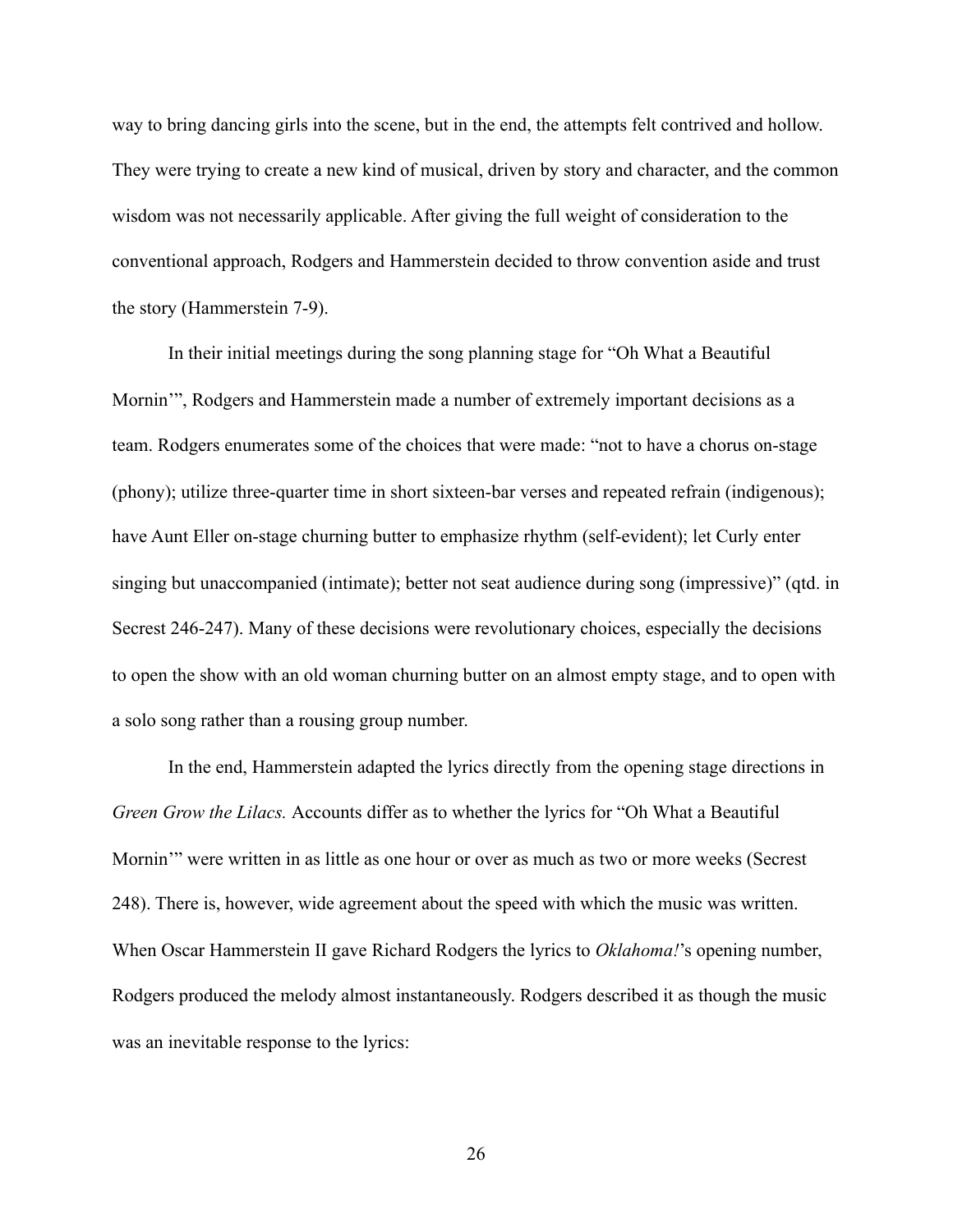way to bring dancing girls into the scene, but in the end, the attempts felt contrived and hollow. They were trying to create a new kind of musical, driven by story and character, and the common wisdom was not necessarily applicable. After giving the full weight of consideration to the conventional approach, Rodgers and Hammerstein decided to throw convention aside and trust the story (Hammerstein 7-9).

In their initial meetings during the song planning stage for "Oh What a Beautiful Mornin'", Rodgers and Hammerstein made a number of extremely important decisions as a team. Rodgers enumerates some of the choices that were made: "not to have a chorus on-stage (phony); utilize three-quarter time in short sixteen-bar verses and repeated refrain (indigenous); have Aunt Eller on-stage churning butter to emphasize rhythm (self-evident); let Curly enter singing but unaccompanied (intimate); better not seat audience during song (impressive)" (qtd. in Secrest 246-247). Many of these decisions were revolutionary choices, especially the decisions to open the show with an old woman churning butter on an almost empty stage, and to open with a solo song rather than a rousing group number.

In the end, Hammerstein adapted the lyrics directly from the opening stage directions in *Green Grow the Lilacs.* Accounts differ as to whether the lyrics for "Oh What a Beautiful Mornin'" were written in as little as one hour or over as much as two or more weeks (Secrest 248). There is, however, wide agreement about the speed with which the music was written. When Oscar Hammerstein II gave Richard Rodgers the lyrics to *Oklahoma!*'s opening number, Rodgers produced the melody almost instantaneously. Rodgers described it as though the music was an inevitable response to the lyrics: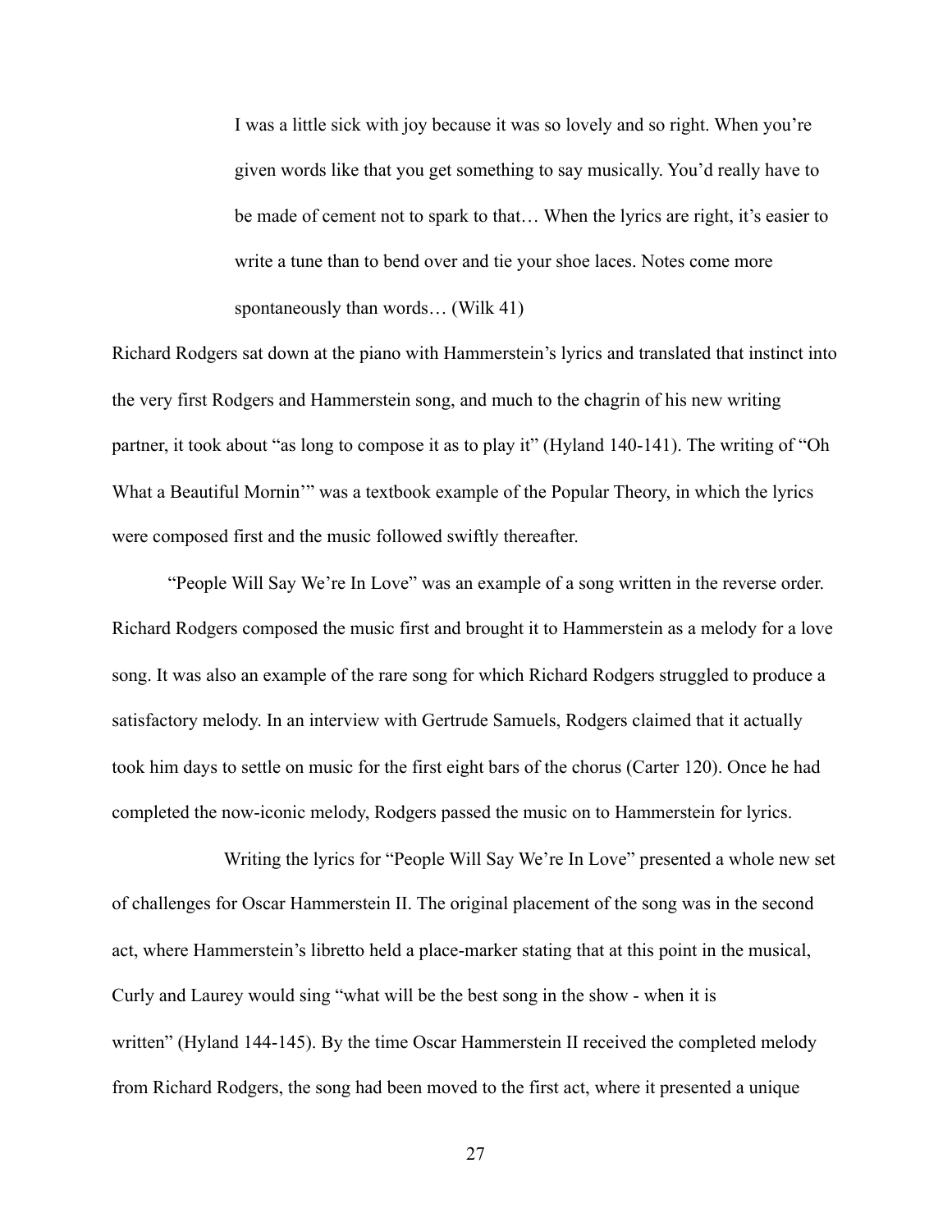> I was a little sick with joy because it was so lovely and so right. When you're given words like that you get something to say musically. You'd really have to be made of cement not to spark to that… When the lyrics are right, it's easier to write a tune than to bend over and tie your shoe laces. Notes come more spontaneously than words… (Wilk 41)

Richard Rodgers sat down at the piano with Hammerstein's lyrics and translated that instinct into the very first Rodgers and Hammerstein song, and much to the chagrin of his new writing partner, it took about "as long to compose it as to play it" (Hyland 140-141). The writing of "Oh What a Beautiful Mornin'" was a textbook example of the Popular Theory, in which the lyrics were composed first and the music followed swiftly thereafter.

"People Will Say We're In Love" was an example of a song written in the reverse order. Richard Rodgers composed the music first and brought it to Hammerstein as a melody for a love song. It was also an example of the rare song for which Richard Rodgers struggled to produce a satisfactory melody. In an interview with Gertrude Samuels, Rodgers claimed that it actually took him days to settle on music for the first eight bars of the chorus (Carter 120). Once he had completed the now-iconic melody, Rodgers passed the music on to Hammerstein for lyrics.

Writing the lyrics for "People Will Say We're In Love" presented a whole new set of challenges for Oscar Hammerstein II. The original placement of the song was in the second act, where Hammerstein's libretto held a place-marker stating that at this point in the musical, Curly and Laurey would sing "what will be the best song in the show - when it is written" (Hyland 144-145). By the time Oscar Hammerstein II received the completed melody from Richard Rodgers, the song had been moved to the first act, where it presented a unique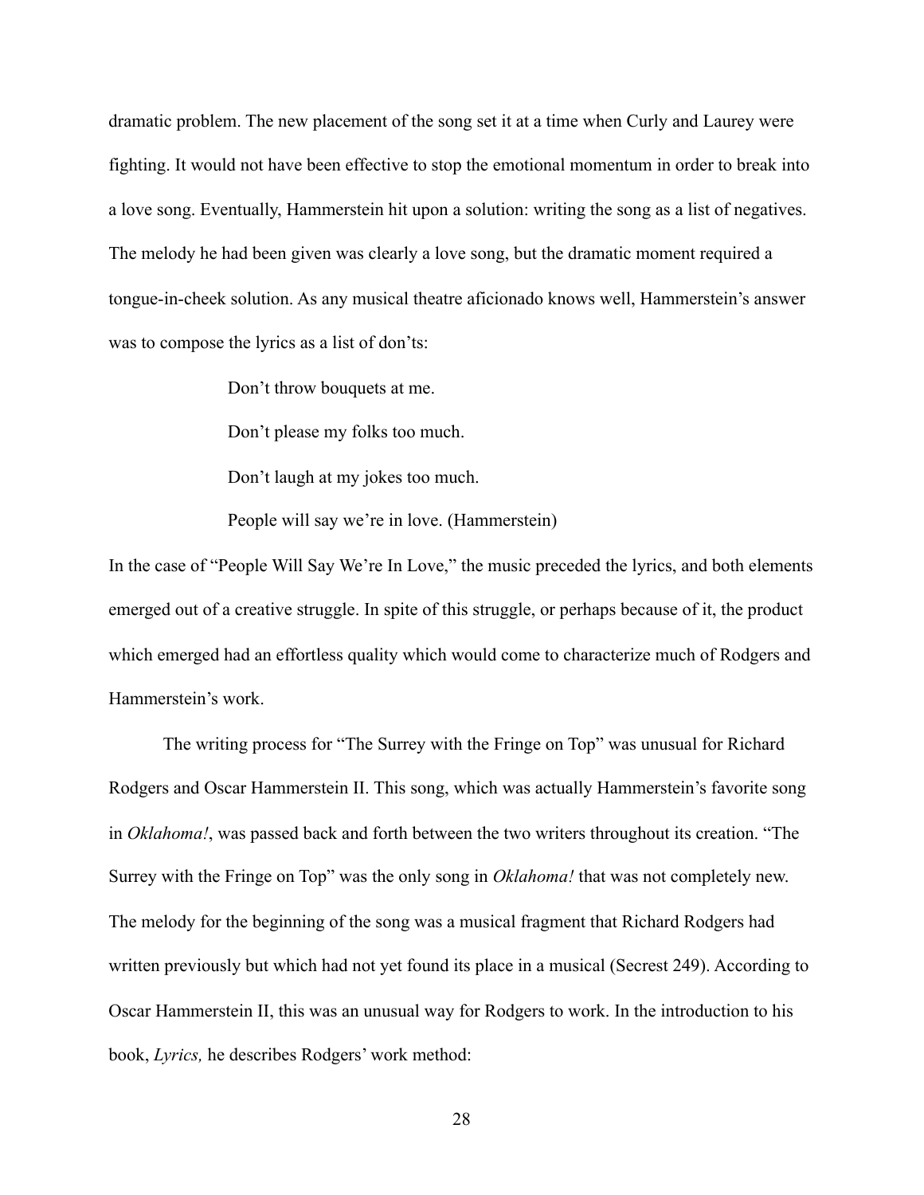dramatic problem. The new placement of the song set it at a time when Curly and Laurey were fighting. It would not have been effective to stop the emotional momentum in order to break into a love song. Eventually, Hammerstein hit upon a solution: writing the song as a list of negatives. The melody he had been given was clearly a love song, but the dramatic moment required a tongue-in-cheek solution. As any musical theatre aficionado knows well, Hammerstein's answer was to compose the lyrics as a list of don'ts:

> Don't throw bouquets at me.
>
> Don't please my folks too much.
>
> Don't laugh at my jokes too much.
>
> People will say we're in love. (Hammerstein)

In the case of "People Will Say We're In Love," the music preceded the lyrics, and both elements emerged out of a creative struggle. In spite of this struggle, or perhaps because of it, the product which emerged had an effortless quality which would come to characterize much of Rodgers and Hammerstein's work.

The writing process for "The Surrey with the Fringe on Top" was unusual for Richard Rodgers and Oscar Hammerstein II. This song, which was actually Hammerstein's favorite song in *Oklahoma!*, was passed back and forth between the two writers throughout its creation. "The Surrey with the Fringe on Top" was the only song in *Oklahoma!* that was not completely new. The melody for the beginning of the song was a musical fragment that Richard Rodgers had written previously but which had not yet found its place in a musical (Secrest 249). According to Oscar Hammerstein II, this was an unusual way for Rodgers to work. In the introduction to his book, *Lyrics,* he describes Rodgers' work method: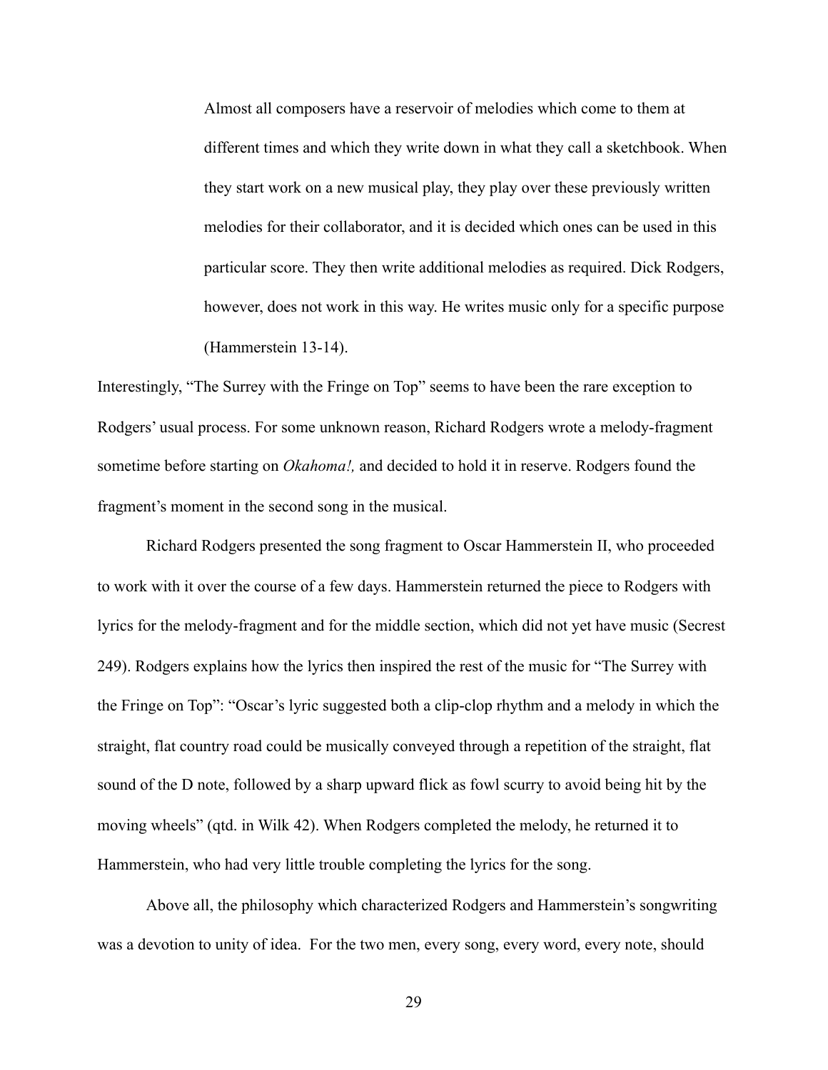> Almost all composers have a reservoir of melodies which come to them at different times and which they write down in what they call a sketchbook. When they start work on a new musical play, they play over these previously written melodies for their collaborator, and it is decided which ones can be used in this particular score. They then write additional melodies as required. Dick Rodgers, however, does not work in this way. He writes music only for a specific purpose (Hammerstein 13-14).

Interestingly, "The Surrey with the Fringe on Top" seems to have been the rare exception to Rodgers' usual process. For some unknown reason, Richard Rodgers wrote a melody-fragment sometime before starting on *Okahoma!,* and decided to hold it in reserve. Rodgers found the fragment's moment in the second song in the musical.

Richard Rodgers presented the song fragment to Oscar Hammerstein II, who proceeded to work with it over the course of a few days. Hammerstein returned the piece to Rodgers with lyrics for the melody-fragment and for the middle section, which did not yet have music (Secrest 249). Rodgers explains how the lyrics then inspired the rest of the music for "The Surrey with the Fringe on Top": "Oscar's lyric suggested both a clip-clop rhythm and a melody in which the straight, flat country road could be musically conveyed through a repetition of the straight, flat sound of the D note, followed by a sharp upward flick as fowl scurry to avoid being hit by the moving wheels" (qtd. in Wilk 42). When Rodgers completed the melody, he returned it to Hammerstein, who had very little trouble completing the lyrics for the song.

Above all, the philosophy which characterized Rodgers and Hammerstein's songwriting was a devotion to unity of idea. For the two men, every song, every word, every note, should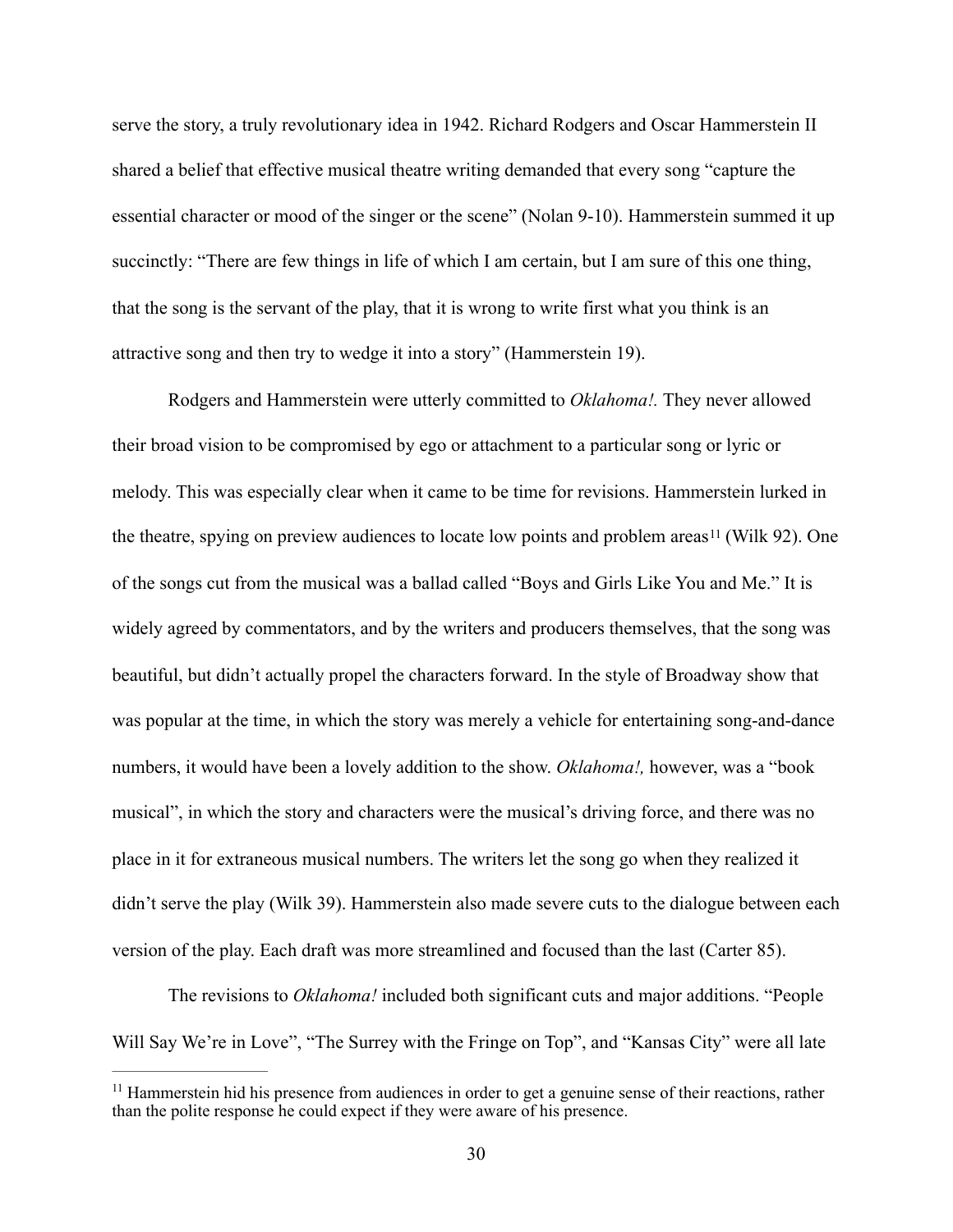serve the story, a truly revolutionary idea in 1942. Richard Rodgers and Oscar Hammerstein II shared a belief that effective musical theatre writing demanded that every song "capture the essential character or mood of the singer or the scene" (Nolan 9-10). Hammerstein summed it up succinctly: "There are few things in life of which I am certain, but I am sure of this one thing, that the song is the servant of the play, that it is wrong to write first what you think is an attractive song and then try to wedge it into a story" (Hammerstein 19).

Rodgers and Hammerstein were utterly committed to *Oklahoma!.* They never allowed their broad vision to be compromised by ego or attachment to a particular song or lyric or melody. This was especially clear when it came to be time for revisions. Hammerstein lurked in the theatre, spying on preview audiences to locate low points and problem areas[11] (Wilk 92). One of the songs cut from the musical was a ballad called "Boys and Girls Like You and Me." It is widely agreed by commentators, and by the writers and producers themselves, that the song was beautiful, but didn't actually propel the characters forward. In the style of Broadway show that was popular at the time, in which the story was merely a vehicle for entertaining song-and-dance numbers, it would have been a lovely addition to the show. *Oklahoma!,* however, was a "book musical", in which the story and characters were the musical's driving force, and there was no place in it for extraneous musical numbers. The writers let the song go when they realized it didn't serve the play (Wilk 39). Hammerstein also made severe cuts to the dialogue between each version of the play. Each draft was more streamlined and focused than the last (Carter 85).

The revisions to *Oklahoma!* included both significant cuts and major additions. "People Will Say We're in Love", "The Surrey with the Fringe on Top", and "Kansas City" were all late

---

[11] Hammerstein hid his presence from audiences in order to get a genuine sense of their reactions, rather than the polite response he could expect if they were aware of his presence.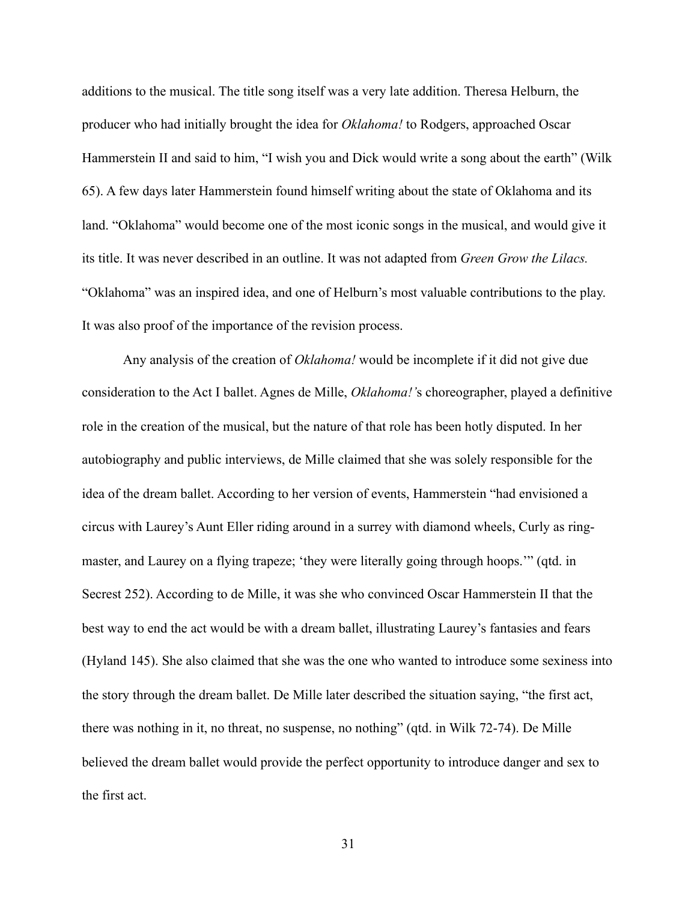additions to the musical. The title song itself was a very late addition. Theresa Helburn, the producer who had initially brought the idea for *Oklahoma!* to Rodgers, approached Oscar Hammerstein II and said to him, "I wish you and Dick would write a song about the earth" (Wilk 65). A few days later Hammerstein found himself writing about the state of Oklahoma and its land. "Oklahoma" would become one of the most iconic songs in the musical, and would give it its title. It was never described in an outline. It was not adapted from *Green Grow the Lilacs.* "Oklahoma" was an inspired idea, and one of Helburn's most valuable contributions to the play. It was also proof of the importance of the revision process.

Any analysis of the creation of *Oklahoma!* would be incomplete if it did not give due consideration to the Act I ballet. Agnes de Mille, *Oklahoma!'*s choreographer, played a definitive role in the creation of the musical, but the nature of that role has been hotly disputed. In her autobiography and public interviews, de Mille claimed that she was solely responsible for the idea of the dream ballet. According to her version of events, Hammerstein "had envisioned a circus with Laurey's Aunt Eller riding around in a surrey with diamond wheels, Curly as ring-master, and Laurey on a flying trapeze; 'they were literally going through hoops.'" (qtd. in Secrest 252). According to de Mille, it was she who convinced Oscar Hammerstein II that the best way to end the act would be with a dream ballet, illustrating Laurey's fantasies and fears (Hyland 145). She also claimed that she was the one who wanted to introduce some sexiness into the story through the dream ballet. De Mille later described the situation saying, "the first act, there was nothing in it, no threat, no suspense, no nothing" (qtd. in Wilk 72-74). De Mille believed the dream ballet would provide the perfect opportunity to introduce danger and sex to the first act.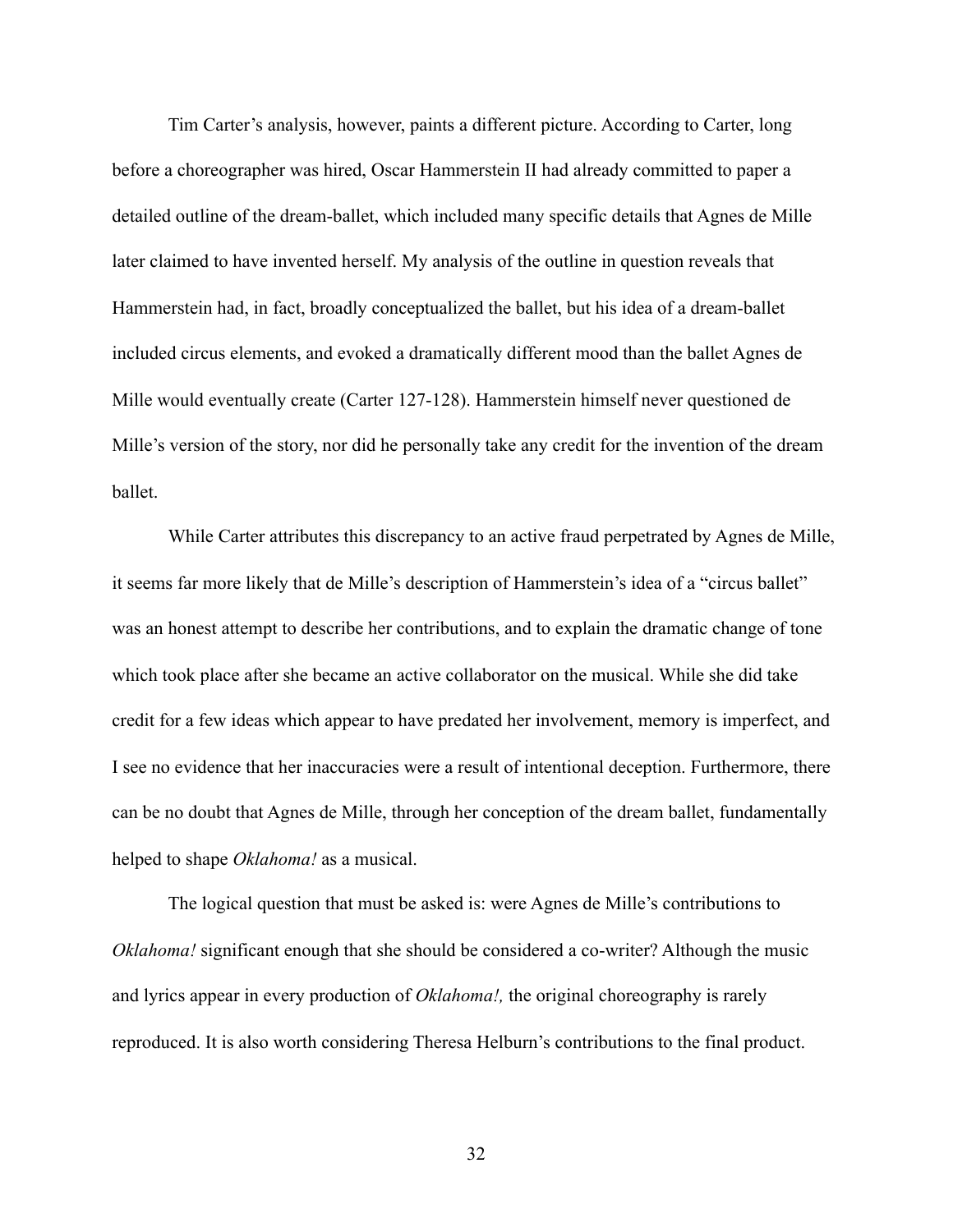Tim Carter's analysis, however, paints a different picture. According to Carter, long before a choreographer was hired, Oscar Hammerstein II had already committed to paper a detailed outline of the dream-ballet, which included many specific details that Agnes de Mille later claimed to have invented herself. My analysis of the outline in question reveals that Hammerstein had, in fact, broadly conceptualized the ballet, but his idea of a dream-ballet included circus elements, and evoked a dramatically different mood than the ballet Agnes de Mille would eventually create (Carter 127-128). Hammerstein himself never questioned de Mille's version of the story, nor did he personally take any credit for the invention of the dream ballet.

While Carter attributes this discrepancy to an active fraud perpetrated by Agnes de Mille, it seems far more likely that de Mille's description of Hammerstein's idea of a "circus ballet" was an honest attempt to describe her contributions, and to explain the dramatic change of tone which took place after she became an active collaborator on the musical. While she did take credit for a few ideas which appear to have predated her involvement, memory is imperfect, and I see no evidence that her inaccuracies were a result of intentional deception. Furthermore, there can be no doubt that Agnes de Mille, through her conception of the dream ballet, fundamentally helped to shape *Oklahoma!* as a musical.

The logical question that must be asked is: were Agnes de Mille's contributions to *Oklahoma!* significant enough that she should be considered a co-writer? Although the music and lyrics appear in every production of *Oklahoma!,* the original choreography is rarely reproduced. It is also worth considering Theresa Helburn's contributions to the final product.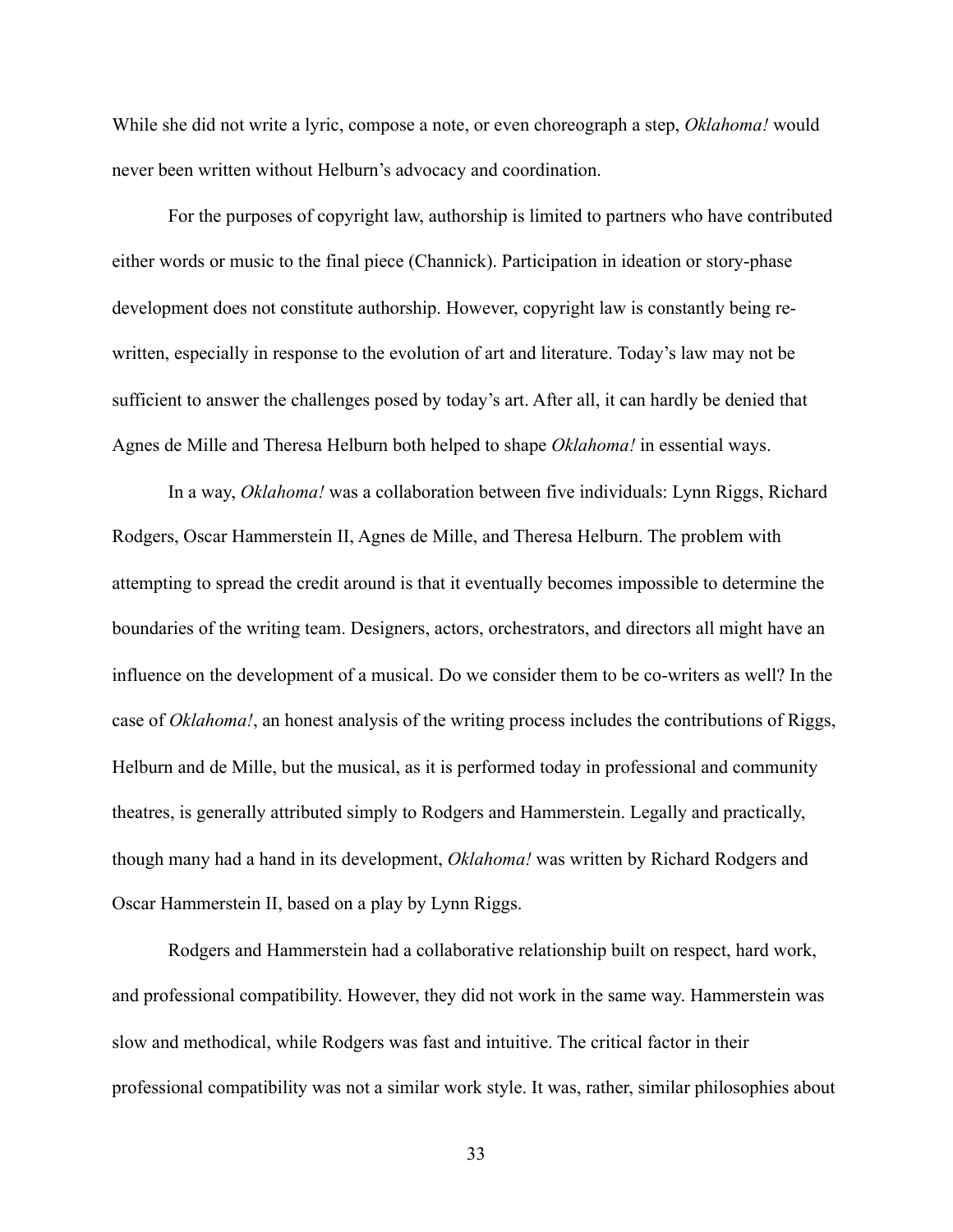While she did not write a lyric, compose a note, or even choreograph a step, *Oklahoma!* would never been written without Helburn's advocacy and coordination.

For the purposes of copyright law, authorship is limited to partners who have contributed either words or music to the final piece (Channick). Participation in ideation or story-phase development does not constitute authorship. However, copyright law is constantly being re-written, especially in response to the evolution of art and literature. Today's law may not be sufficient to answer the challenges posed by today's art. After all, it can hardly be denied that Agnes de Mille and Theresa Helburn both helped to shape *Oklahoma!* in essential ways.

In a way, *Oklahoma!* was a collaboration between five individuals: Lynn Riggs, Richard Rodgers, Oscar Hammerstein II, Agnes de Mille, and Theresa Helburn. The problem with attempting to spread the credit around is that it eventually becomes impossible to determine the boundaries of the writing team. Designers, actors, orchestrators, and directors all might have an influence on the development of a musical. Do we consider them to be co-writers as well? In the case of *Oklahoma!*, an honest analysis of the writing process includes the contributions of Riggs, Helburn and de Mille, but the musical, as it is performed today in professional and community theatres, is generally attributed simply to Rodgers and Hammerstein. Legally and practically, though many had a hand in its development, *Oklahoma!* was written by Richard Rodgers and Oscar Hammerstein II, based on a play by Lynn Riggs.

Rodgers and Hammerstein had a collaborative relationship built on respect, hard work, and professional compatibility. However, they did not work in the same way. Hammerstein was slow and methodical, while Rodgers was fast and intuitive. The critical factor in their professional compatibility was not a similar work style. It was, rather, similar philosophies about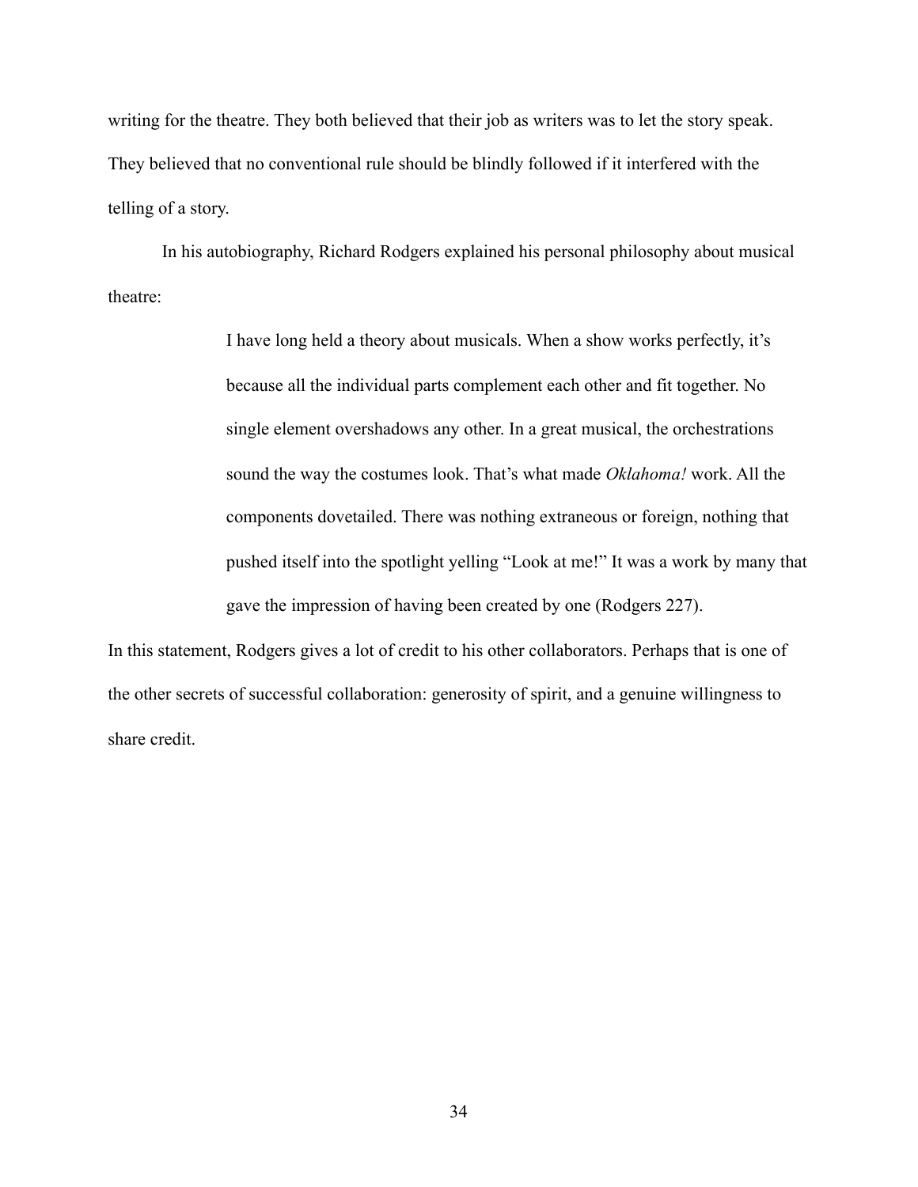writing for the theatre. They both believed that their job as writers was to let the story speak. They believed that no conventional rule should be blindly followed if it interfered with the telling of a story.

In his autobiography, Richard Rodgers explained his personal philosophy about musical theatre:

> I have long held a theory about musicals. When a show works perfectly, it's because all the individual parts complement each other and fit together. No single element overshadows any other. In a great musical, the orchestrations sound the way the costumes look. That's what made *Oklahoma!* work. All the components dovetailed. There was nothing extraneous or foreign, nothing that pushed itself into the spotlight yelling "Look at me!" It was a work by many that gave the impression of having been created by one (Rodgers 227).

In this statement, Rodgers gives a lot of credit to his other collaborators. Perhaps that is one of the other secrets of successful collaboration: generosity of spirit, and a genuine willingness to share credit.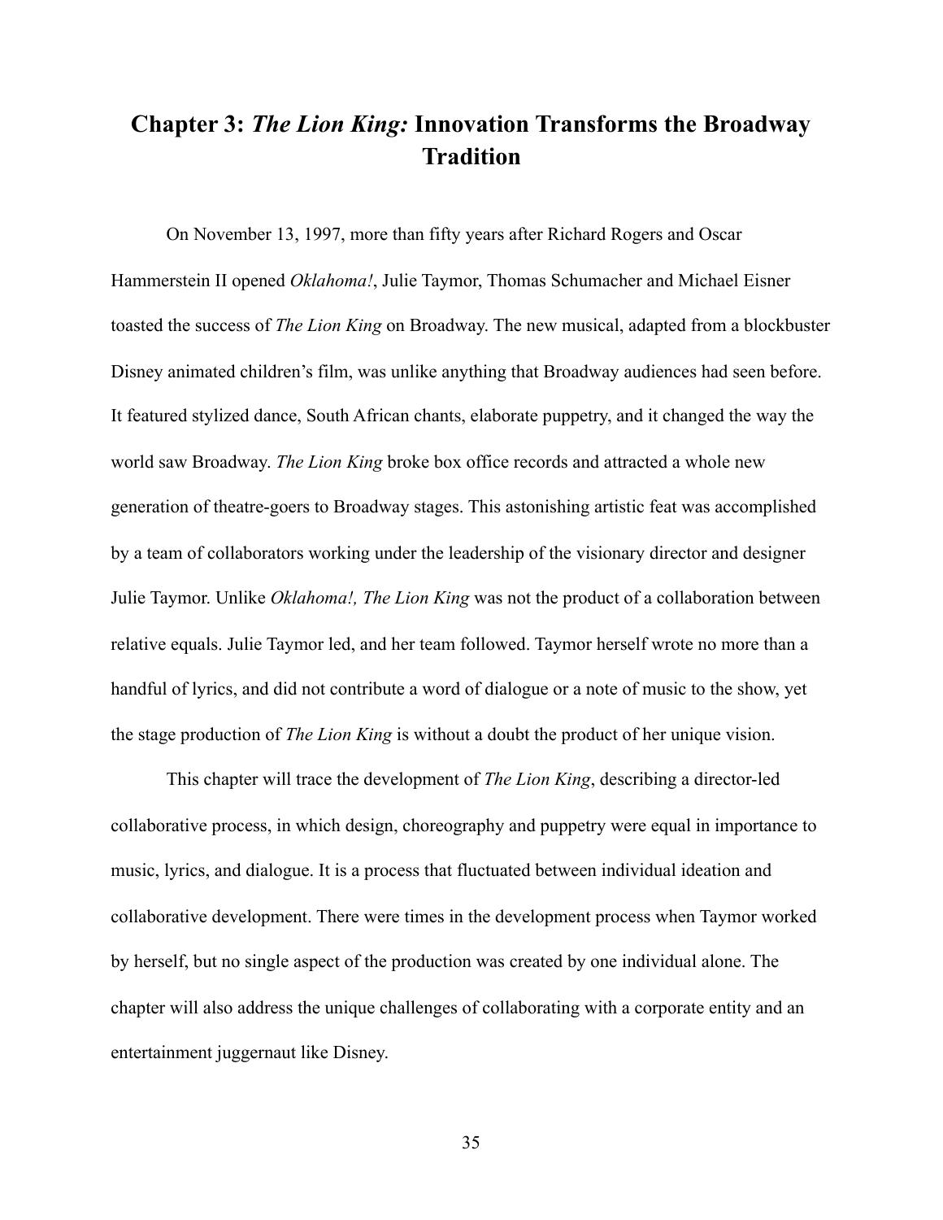# Chapter 3: *The Lion King:* Innovation Transforms the Broadway Tradition

On November 13, 1997, more than fifty years after Richard Rogers and Oscar Hammerstein II opened *Oklahoma!*, Julie Taymor, Thomas Schumacher and Michael Eisner toasted the success of *The Lion King* on Broadway. The new musical, adapted from a blockbuster Disney animated children's film, was unlike anything that Broadway audiences had seen before. It featured stylized dance, South African chants, elaborate puppetry, and it changed the way the world saw Broadway. *The Lion King* broke box office records and attracted a whole new generation of theatre-goers to Broadway stages. This astonishing artistic feat was accomplished by a team of collaborators working under the leadership of the visionary director and designer Julie Taymor. Unlike *Oklahoma!, The Lion King* was not the product of a collaboration between relative equals. Julie Taymor led, and her team followed. Taymor herself wrote no more than a handful of lyrics, and did not contribute a word of dialogue or a note of music to the show, yet the stage production of *The Lion King* is without a doubt the product of her unique vision.

This chapter will trace the development of *The Lion King*, describing a director-led collaborative process, in which design, choreography and puppetry were equal in importance to music, lyrics, and dialogue. It is a process that fluctuated between individual ideation and collaborative development. There were times in the development process when Taymor worked by herself, but no single aspect of the production was created by one individual alone. The chapter will also address the unique challenges of collaborating with a corporate entity and an entertainment juggernaut like Disney.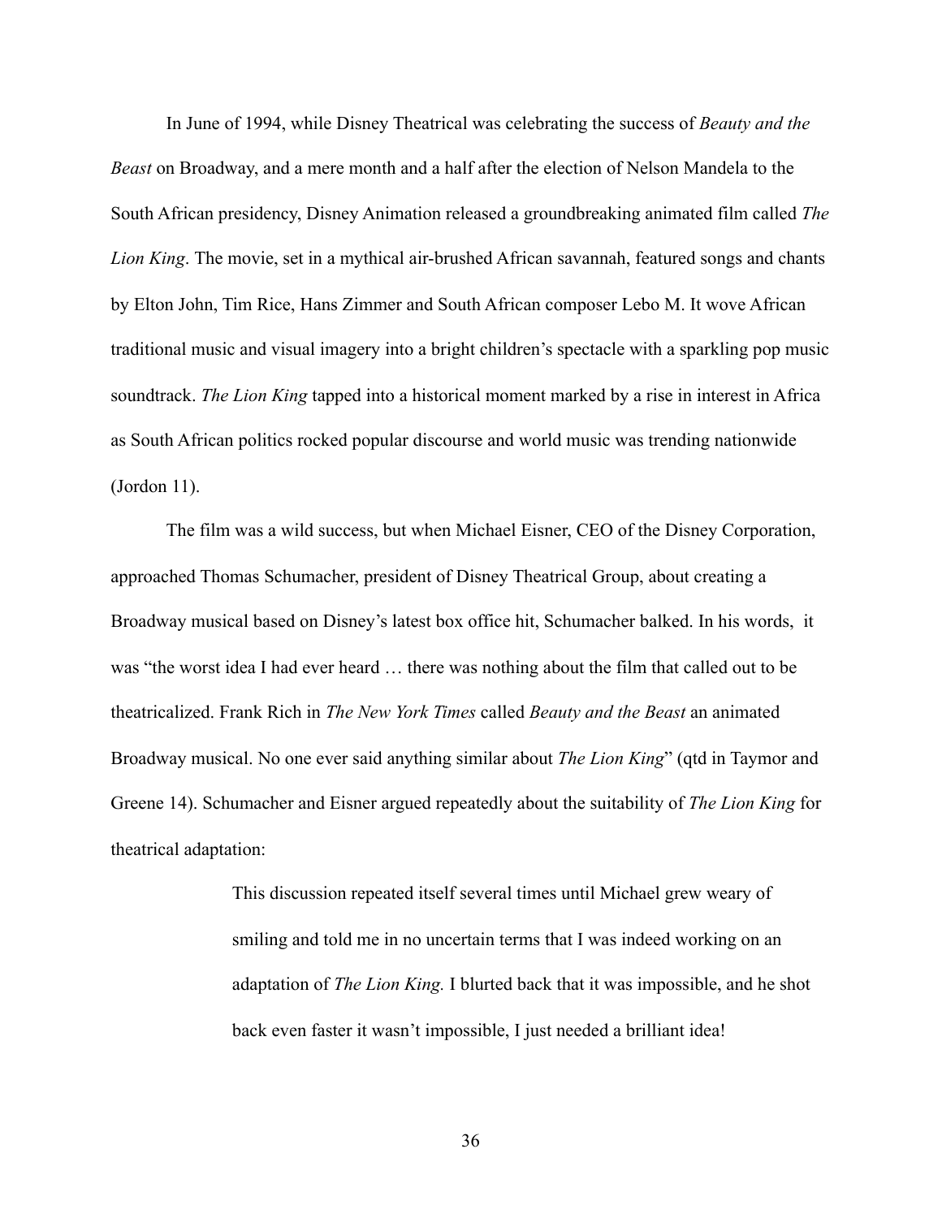In June of 1994, while Disney Theatrical was celebrating the success of *Beauty and the Beast* on Broadway, and a mere month and a half after the election of Nelson Mandela to the South African presidency, Disney Animation released a groundbreaking animated film called *The Lion King*. The movie, set in a mythical air-brushed African savannah, featured songs and chants by Elton John, Tim Rice, Hans Zimmer and South African composer Lebo M. It wove African traditional music and visual imagery into a bright children's spectacle with a sparkling pop music soundtrack. *The Lion King* tapped into a historical moment marked by a rise in interest in Africa as South African politics rocked popular discourse and world music was trending nationwide (Jordon 11).

The film was a wild success, but when Michael Eisner, CEO of the Disney Corporation, approached Thomas Schumacher, president of Disney Theatrical Group, about creating a Broadway musical based on Disney's latest box office hit, Schumacher balked. In his words, it was "the worst idea I had ever heard … there was nothing about the film that called out to be theatricalized. Frank Rich in *The New York Times* called *Beauty and the Beast* an animated Broadway musical. No one ever said anything similar about *The Lion King*" (qtd in Taymor and Greene 14). Schumacher and Eisner argued repeatedly about the suitability of *The Lion King* for theatrical adaptation:

> This discussion repeated itself several times until Michael grew weary of smiling and told me in no uncertain terms that I was indeed working on an adaptation of *The Lion King.* I blurted back that it was impossible, and he shot back even faster it wasn't impossible, I just needed a brilliant idea!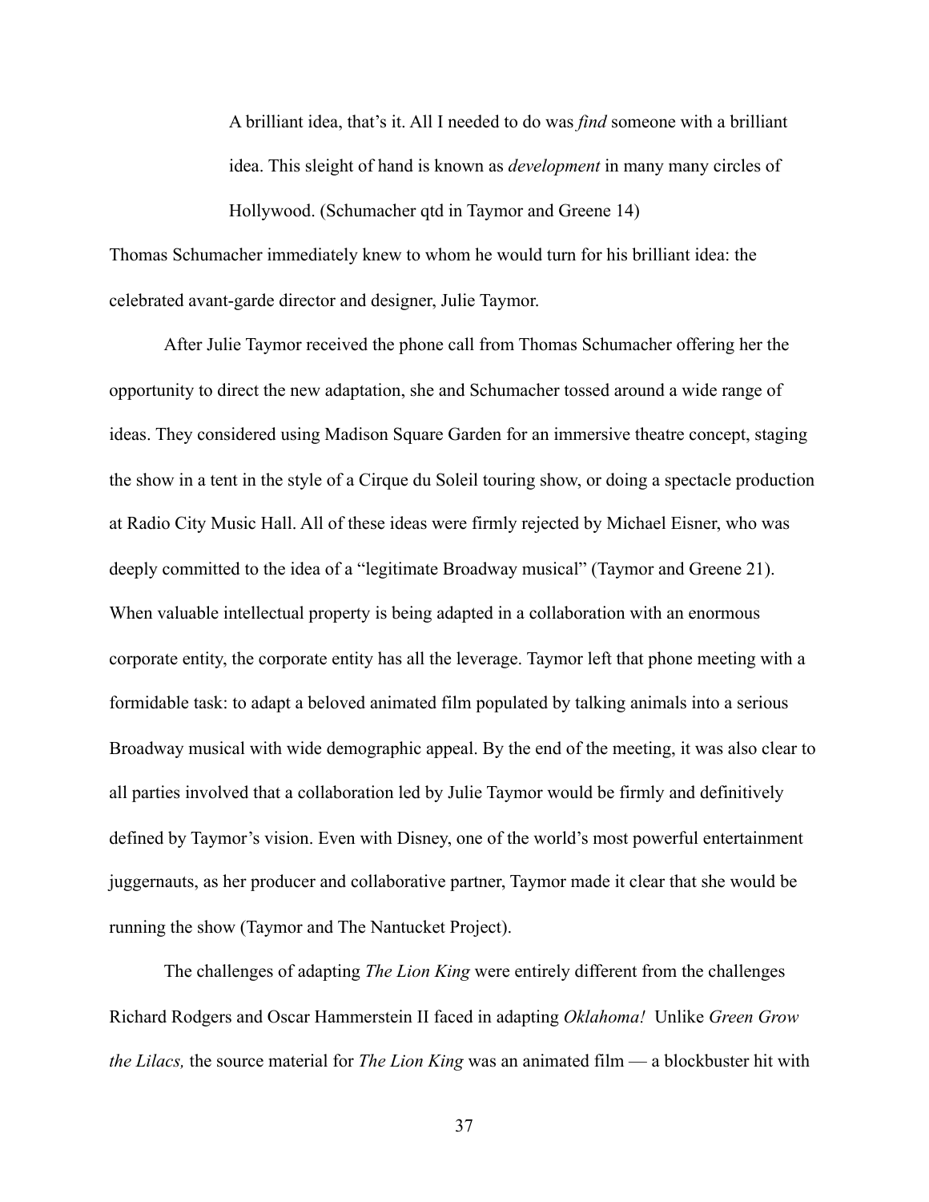> A brilliant idea, that's it. All I needed to do was *find* someone with a brilliant idea. This sleight of hand is known as *development* in many many circles of Hollywood. (Schumacher qtd in Taymor and Greene 14)

Thomas Schumacher immediately knew to whom he would turn for his brilliant idea: the celebrated avant-garde director and designer, Julie Taymor.

After Julie Taymor received the phone call from Thomas Schumacher offering her the opportunity to direct the new adaptation, she and Schumacher tossed around a wide range of ideas. They considered using Madison Square Garden for an immersive theatre concept, staging the show in a tent in the style of a Cirque du Soleil touring show, or doing a spectacle production at Radio City Music Hall. All of these ideas were firmly rejected by Michael Eisner, who was deeply committed to the idea of a "legitimate Broadway musical" (Taymor and Greene 21). When valuable intellectual property is being adapted in a collaboration with an enormous corporate entity, the corporate entity has all the leverage. Taymor left that phone meeting with a formidable task: to adapt a beloved animated film populated by talking animals into a serious Broadway musical with wide demographic appeal. By the end of the meeting, it was also clear to all parties involved that a collaboration led by Julie Taymor would be firmly and definitively defined by Taymor's vision. Even with Disney, one of the world's most powerful entertainment juggernauts, as her producer and collaborative partner, Taymor made it clear that she would be running the show (Taymor and The Nantucket Project).

The challenges of adapting *The Lion King* were entirely different from the challenges Richard Rodgers and Oscar Hammerstein II faced in adapting *Oklahoma!* Unlike *Green Grow the Lilacs,* the source material for *The Lion King* was an animated film — a blockbuster hit with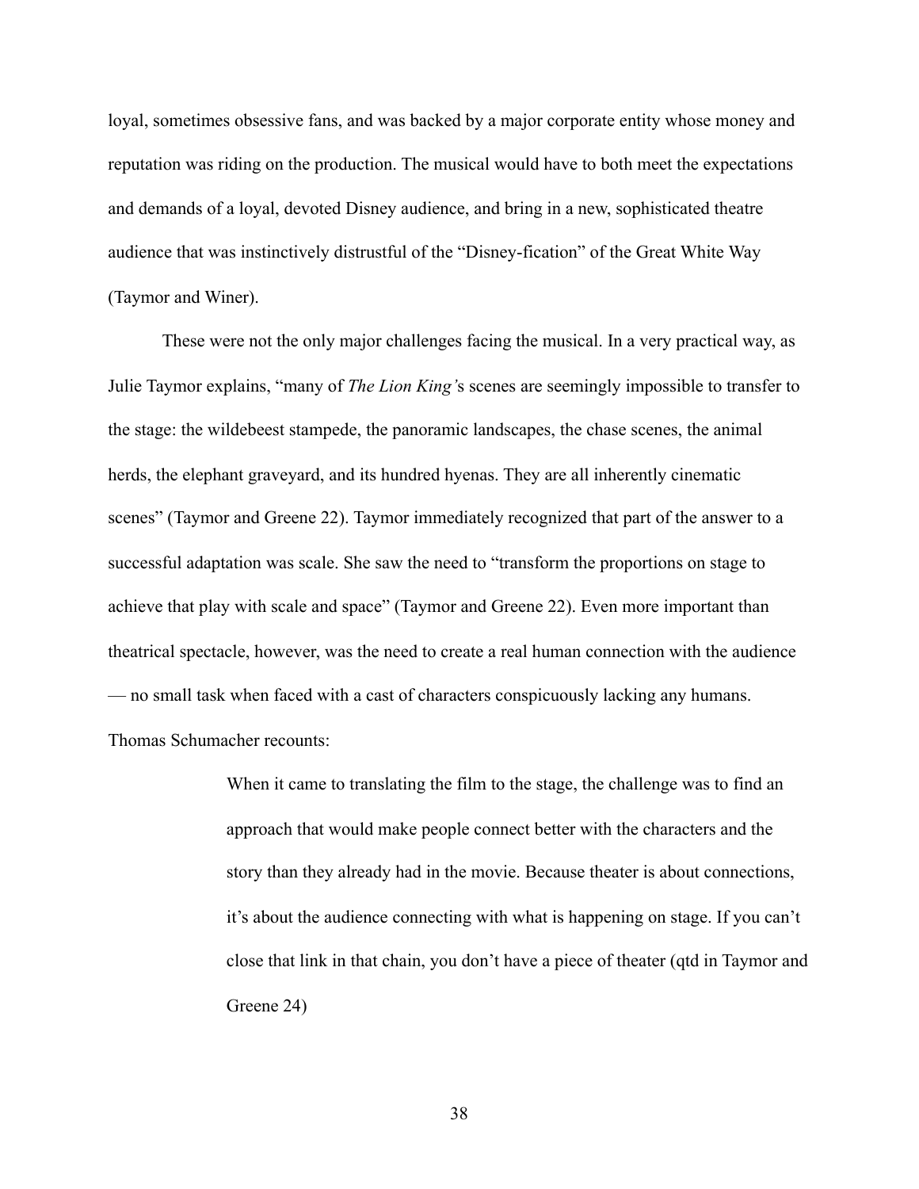loyal, sometimes obsessive fans, and was backed by a major corporate entity whose money and reputation was riding on the production. The musical would have to both meet the expectations and demands of a loyal, devoted Disney audience, and bring in a new, sophisticated theatre audience that was instinctively distrustful of the "Disney-fication" of the Great White Way (Taymor and Winer).

These were not the only major challenges facing the musical. In a very practical way, as Julie Taymor explains, "many of *The Lion King'*s scenes are seemingly impossible to transfer to the stage: the wildebeest stampede, the panoramic landscapes, the chase scenes, the animal herds, the elephant graveyard, and its hundred hyenas. They are all inherently cinematic scenes" (Taymor and Greene 22). Taymor immediately recognized that part of the answer to a successful adaptation was scale. She saw the need to "transform the proportions on stage to achieve that play with scale and space" (Taymor and Greene 22). Even more important than theatrical spectacle, however, was the need to create a real human connection with the audience — no small task when faced with a cast of characters conspicuously lacking any humans. Thomas Schumacher recounts:

> When it came to translating the film to the stage, the challenge was to find an approach that would make people connect better with the characters and the story than they already had in the movie. Because theater is about connections, it's about the audience connecting with what is happening on stage. If you can't close that link in that chain, you don't have a piece of theater (qtd in Taymor and Greene 24)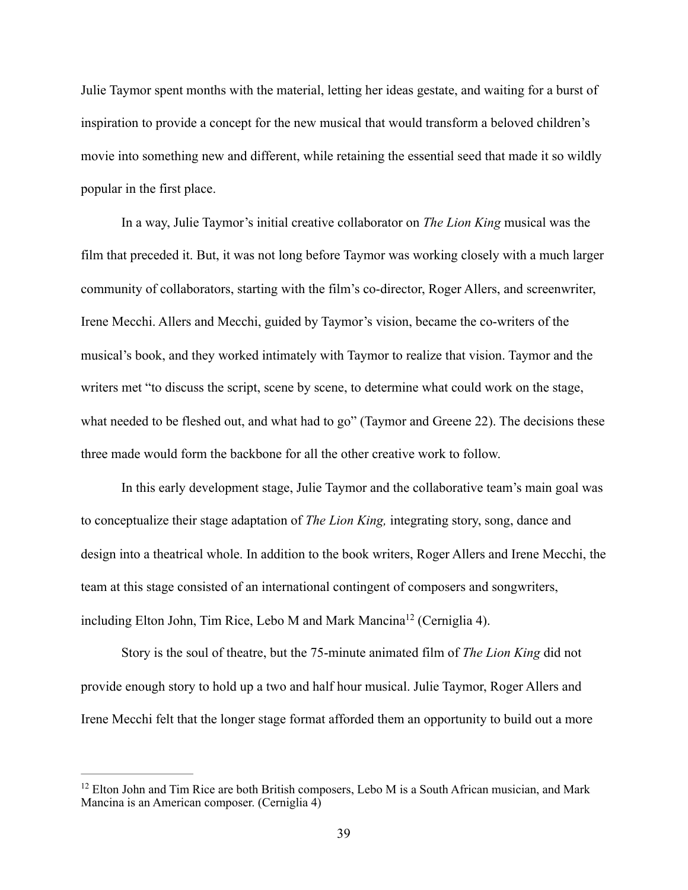Julie Taymor spent months with the material, letting her ideas gestate, and waiting for a burst of inspiration to provide a concept for the new musical that would transform a beloved children's movie into something new and different, while retaining the essential seed that made it so wildly popular in the first place.

In a way, Julie Taymor's initial creative collaborator on *The Lion King* musical was the film that preceded it. But, it was not long before Taymor was working closely with a much larger community of collaborators, starting with the film's co-director, Roger Allers, and screenwriter, Irene Mecchi. Allers and Mecchi, guided by Taymor's vision, became the co-writers of the musical's book, and they worked intimately with Taymor to realize that vision. Taymor and the writers met "to discuss the script, scene by scene, to determine what could work on the stage, what needed to be fleshed out, and what had to go" (Taymor and Greene 22). The decisions these three made would form the backbone for all the other creative work to follow.

In this early development stage, Julie Taymor and the collaborative team's main goal was to conceptualize their stage adaptation of *The Lion King,* integrating story, song, dance and design into a theatrical whole. In addition to the book writers, Roger Allers and Irene Mecchi, the team at this stage consisted of an international contingent of composers and songwriters, including Elton John, Tim Rice, Lebo M and Mark Mancina[12] (Cerniglia 4).

Story is the soul of theatre, but the 75-minute animated film of *The Lion King* did not provide enough story to hold up a two and half hour musical. Julie Taymor, Roger Allers and Irene Mecchi felt that the longer stage format afforded them an opportunity to build out a more

---

[12] Elton John and Tim Rice are both British composers, Lebo M is a South African musician, and Mark Mancina is an American composer. (Cerniglia 4)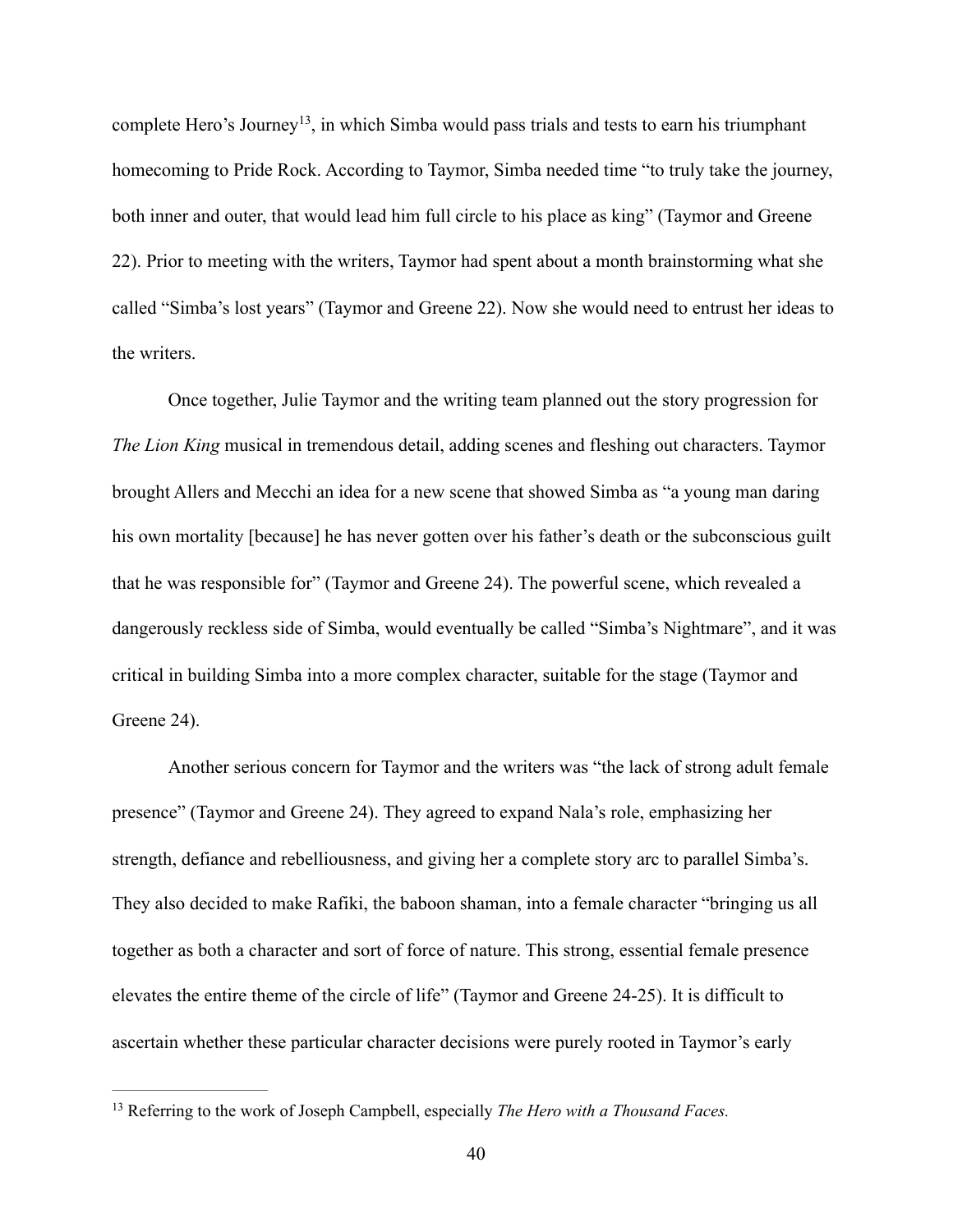complete Hero's Journey[13], in which Simba would pass trials and tests to earn his triumphant homecoming to Pride Rock. According to Taymor, Simba needed time "to truly take the journey, both inner and outer, that would lead him full circle to his place as king" (Taymor and Greene 22). Prior to meeting with the writers, Taymor had spent about a month brainstorming what she called "Simba's lost years" (Taymor and Greene 22). Now she would need to entrust her ideas to the writers.

Once together, Julie Taymor and the writing team planned out the story progression for *The Lion King* musical in tremendous detail, adding scenes and fleshing out characters. Taymor brought Allers and Mecchi an idea for a new scene that showed Simba as "a young man daring his own mortality [because] he has never gotten over his father's death or the subconscious guilt that he was responsible for" (Taymor and Greene 24). The powerful scene, which revealed a dangerously reckless side of Simba, would eventually be called "Simba's Nightmare", and it was critical in building Simba into a more complex character, suitable for the stage (Taymor and Greene 24).

Another serious concern for Taymor and the writers was "the lack of strong adult female presence" (Taymor and Greene 24). They agreed to expand Nala's role, emphasizing her strength, defiance and rebelliousness, and giving her a complete story arc to parallel Simba's. They also decided to make Rafiki, the baboon shaman, into a female character "bringing us all together as both a character and sort of force of nature. This strong, essential female presence elevates the entire theme of the circle of life" (Taymor and Greene 24-25). It is difficult to ascertain whether these particular character decisions were purely rooted in Taymor's early

[13] Referring to the work of Joseph Campbell, especially *The Hero with a Thousand Faces.*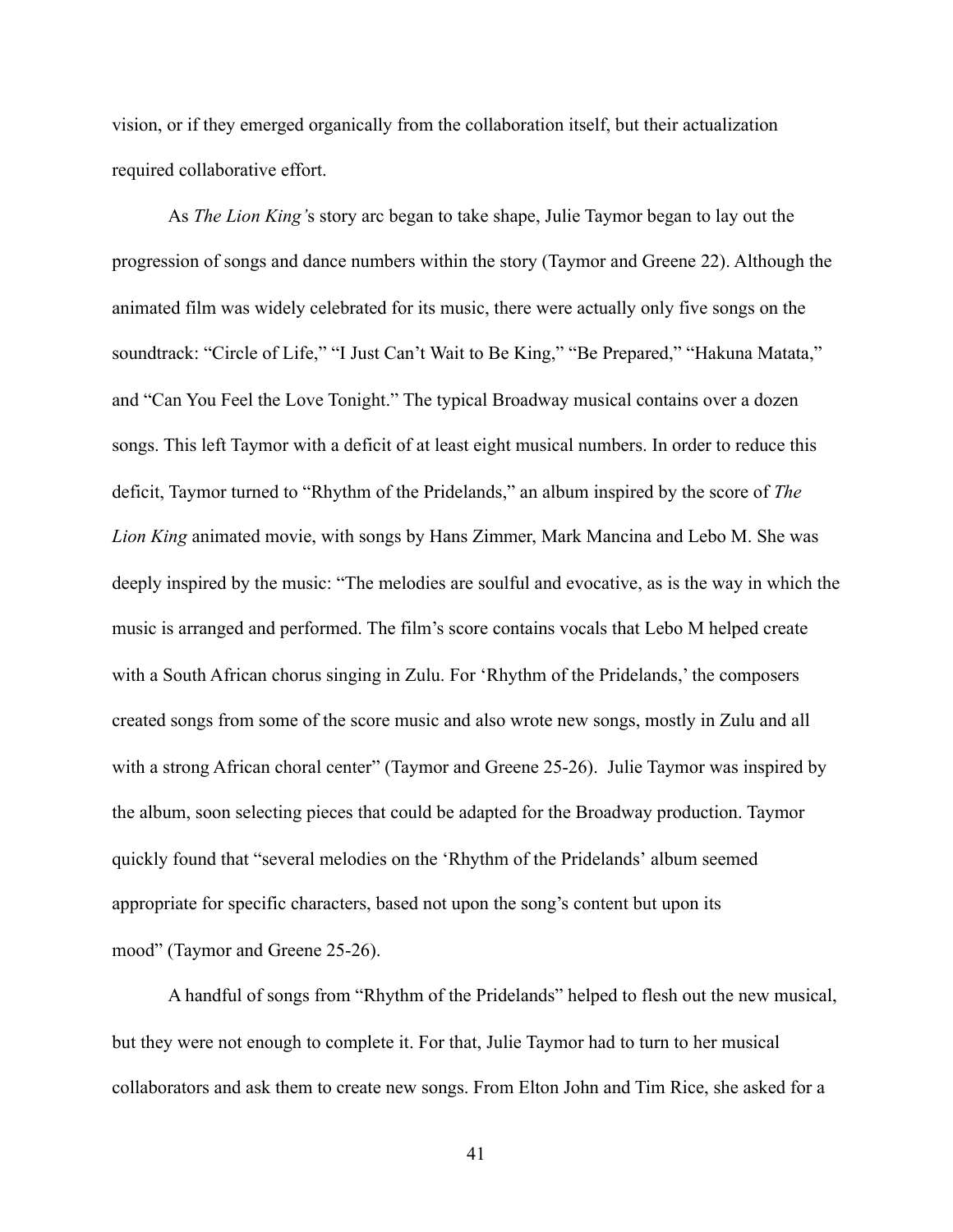vision, or if they emerged organically from the collaboration itself, but their actualization required collaborative effort.

As *The Lion King's* story arc began to take shape, Julie Taymor began to lay out the progression of songs and dance numbers within the story (Taymor and Greene 22). Although the animated film was widely celebrated for its music, there were actually only five songs on the soundtrack: "Circle of Life," "I Just Can't Wait to Be King," "Be Prepared," "Hakuna Matata," and "Can You Feel the Love Tonight." The typical Broadway musical contains over a dozen songs. This left Taymor with a deficit of at least eight musical numbers. In order to reduce this deficit, Taymor turned to "Rhythm of the Pridelands," an album inspired by the score of *The Lion King* animated movie, with songs by Hans Zimmer, Mark Mancina and Lebo M. She was deeply inspired by the music: "The melodies are soulful and evocative, as is the way in which the music is arranged and performed. The film's score contains vocals that Lebo M helped create with a South African chorus singing in Zulu. For 'Rhythm of the Pridelands,' the composers created songs from some of the score music and also wrote new songs, mostly in Zulu and all with a strong African choral center" (Taymor and Greene 25-26). Julie Taymor was inspired by the album, soon selecting pieces that could be adapted for the Broadway production. Taymor quickly found that "several melodies on the 'Rhythm of the Pridelands' album seemed appropriate for specific characters, based not upon the song's content but upon its mood" (Taymor and Greene 25-26).

A handful of songs from "Rhythm of the Pridelands" helped to flesh out the new musical, but they were not enough to complete it. For that, Julie Taymor had to turn to her musical collaborators and ask them to create new songs. From Elton John and Tim Rice, she asked for a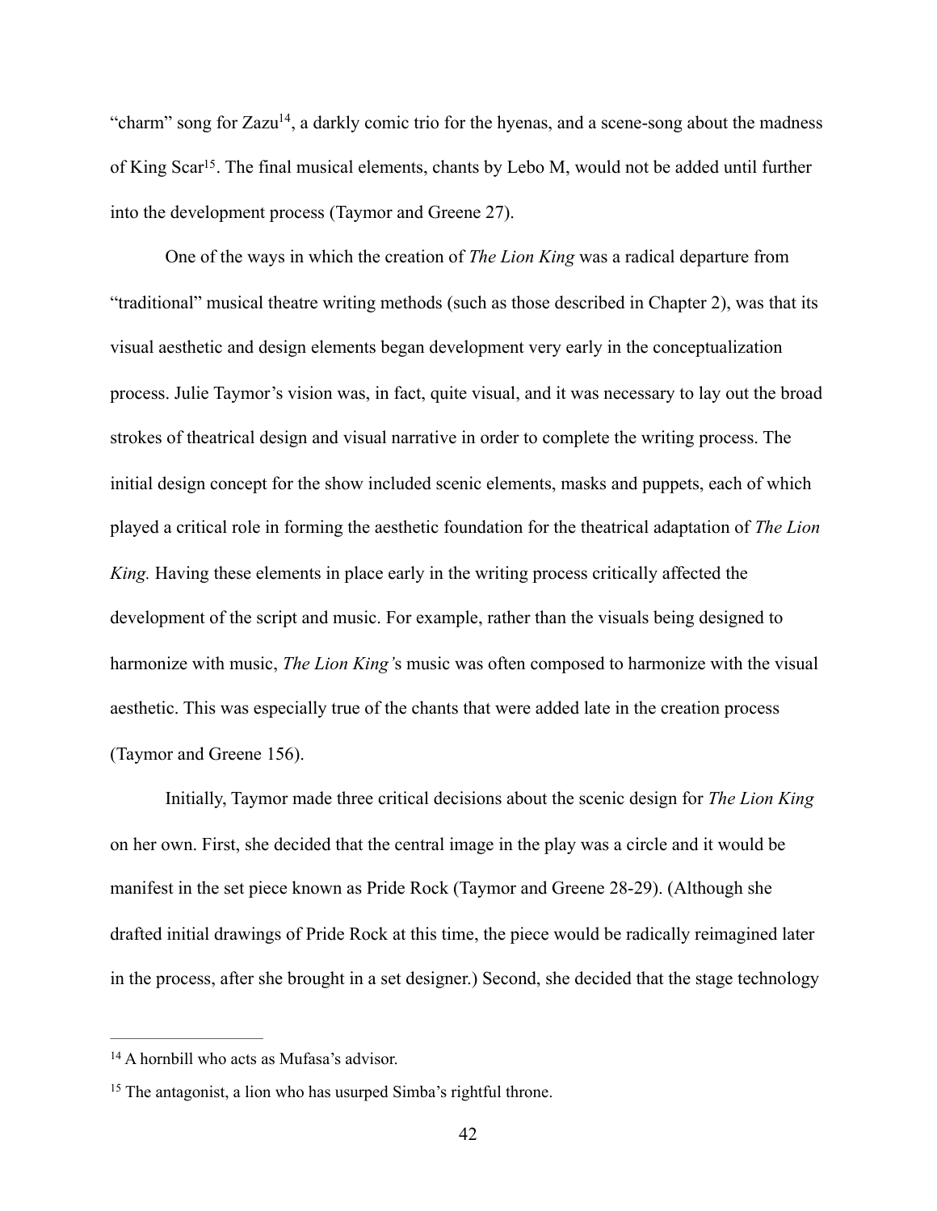"charm" song for Zazu[14], a darkly comic trio for the hyenas, and a scene-song about the madness of King Scar[15]. The final musical elements, chants by Lebo M, would not be added until further into the development process (Taymor and Greene 27).

One of the ways in which the creation of *The Lion King* was a radical departure from "traditional" musical theatre writing methods (such as those described in Chapter 2), was that its visual aesthetic and design elements began development very early in the conceptualization process. Julie Taymor's vision was, in fact, quite visual, and it was necessary to lay out the broad strokes of theatrical design and visual narrative in order to complete the writing process. The initial design concept for the show included scenic elements, masks and puppets, each of which played a critical role in forming the aesthetic foundation for the theatrical adaptation of *The Lion King.* Having these elements in place early in the writing process critically affected the development of the script and music. For example, rather than the visuals being designed to harmonize with music, *The Lion King'*s music was often composed to harmonize with the visual aesthetic. This was especially true of the chants that were added late in the creation process (Taymor and Greene 156).

Initially, Taymor made three critical decisions about the scenic design for *The Lion King* on her own. First, she decided that the central image in the play was a circle and it would be manifest in the set piece known as Pride Rock (Taymor and Greene 28-29). (Although she drafted initial drawings of Pride Rock at this time, the piece would be radically reimagined later in the process, after she brought in a set designer.) Second, she decided that the stage technology

---

[14] A hornbill who acts as Mufasa's advisor.

[15] The antagonist, a lion who has usurped Simba's rightful throne.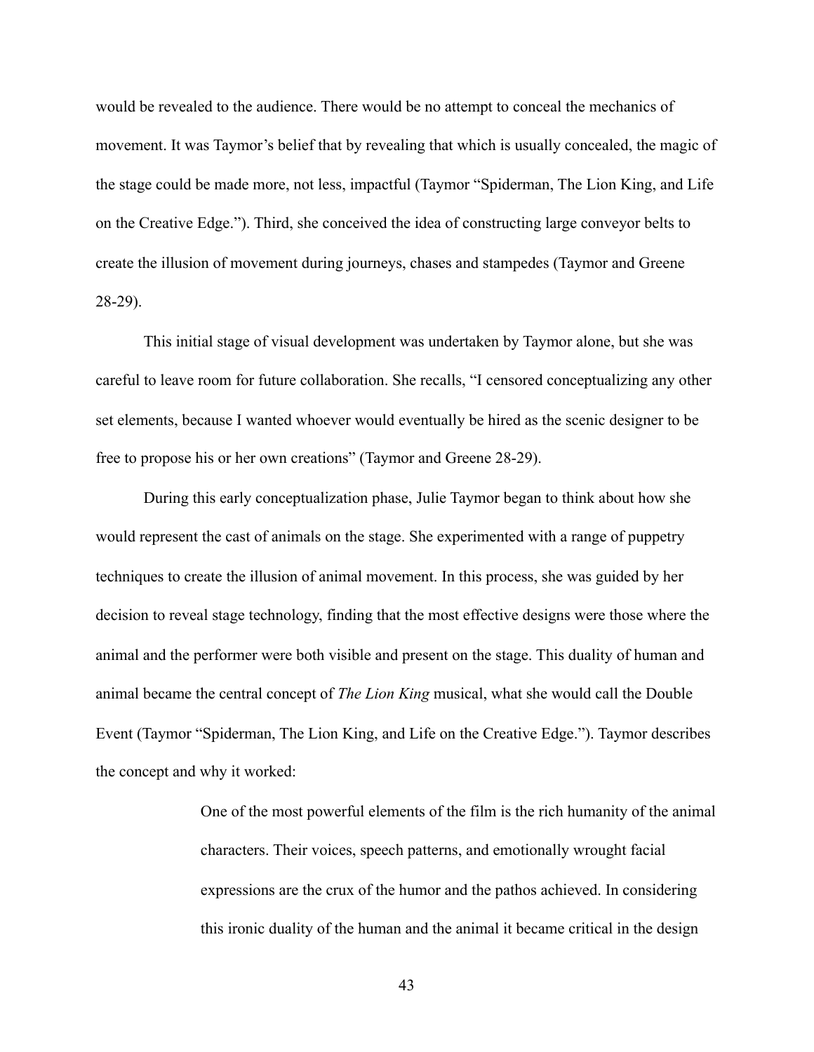would be revealed to the audience. There would be no attempt to conceal the mechanics of movement. It was Taymor's belief that by revealing that which is usually concealed, the magic of the stage could be made more, not less, impactful (Taymor "Spiderman, The Lion King, and Life on the Creative Edge."). Third, she conceived the idea of constructing large conveyor belts to create the illusion of movement during journeys, chases and stampedes (Taymor and Greene 28-29).

This initial stage of visual development was undertaken by Taymor alone, but she was careful to leave room for future collaboration. She recalls, "I censored conceptualizing any other set elements, because I wanted whoever would eventually be hired as the scenic designer to be free to propose his or her own creations" (Taymor and Greene 28-29).

During this early conceptualization phase, Julie Taymor began to think about how she would represent the cast of animals on the stage. She experimented with a range of puppetry techniques to create the illusion of animal movement. In this process, she was guided by her decision to reveal stage technology, finding that the most effective designs were those where the animal and the performer were both visible and present on the stage. This duality of human and animal became the central concept of *The Lion King* musical, what she would call the Double Event (Taymor "Spiderman, The Lion King, and Life on the Creative Edge."). Taymor describes the concept and why it worked:

> One of the most powerful elements of the film is the rich humanity of the animal characters. Their voices, speech patterns, and emotionally wrought facial expressions are the crux of the humor and the pathos achieved. In considering this ironic duality of the human and the animal it became critical in the design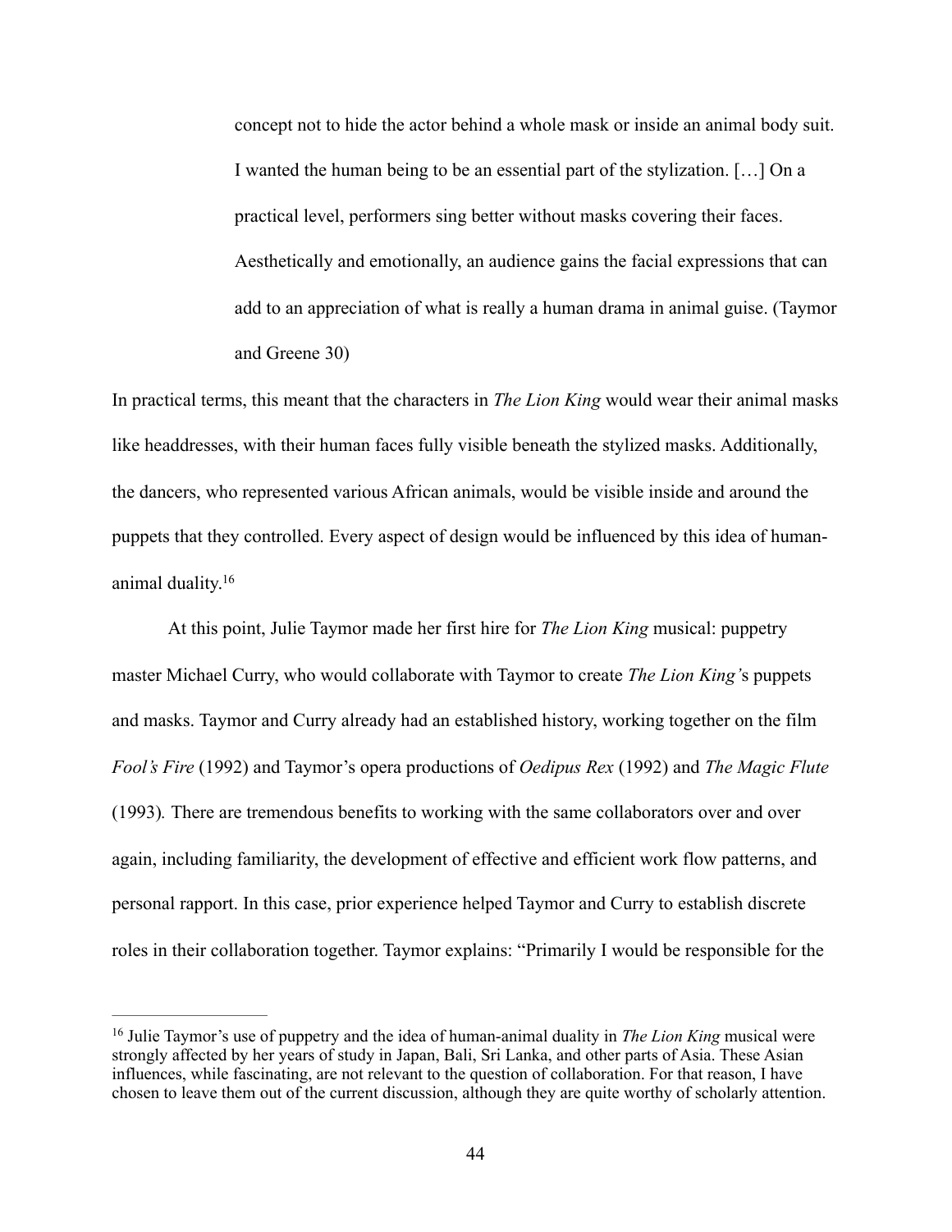> concept not to hide the actor behind a whole mask or inside an animal body suit. I wanted the human being to be an essential part of the stylization. […] On a practical level, performers sing better without masks covering their faces. Aesthetically and emotionally, an audience gains the facial expressions that can add to an appreciation of what is really a human drama in animal guise. (Taymor and Greene 30)

In practical terms, this meant that the characters in *The Lion King* would wear their animal masks like headdresses, with their human faces fully visible beneath the stylized masks. Additionally, the dancers, who represented various African animals, would be visible inside and around the puppets that they controlled. Every aspect of design would be influenced by this idea of human-animal duality.[16]

At this point, Julie Taymor made her first hire for *The Lion King* musical: puppetry master Michael Curry, who would collaborate with Taymor to create *The Lion King'*s puppets and masks. Taymor and Curry already had an established history, working together on the film *Fool's Fire* (1992) and Taymor's opera productions of *Oedipus Rex* (1992) and *The Magic Flute* (1993). There are tremendous benefits to working with the same collaborators over and over again, including familiarity, the development of effective and efficient work flow patterns, and personal rapport. In this case, prior experience helped Taymor and Curry to establish discrete roles in their collaboration together. Taymor explains: "Primarily I would be responsible for the

---

[16] Julie Taymor's use of puppetry and the idea of human-animal duality in *The Lion King* musical were strongly affected by her years of study in Japan, Bali, Sri Lanka, and other parts of Asia. These Asian influences, while fascinating, are not relevant to the question of collaboration. For that reason, I have chosen to leave them out of the current discussion, although they are quite worthy of scholarly attention.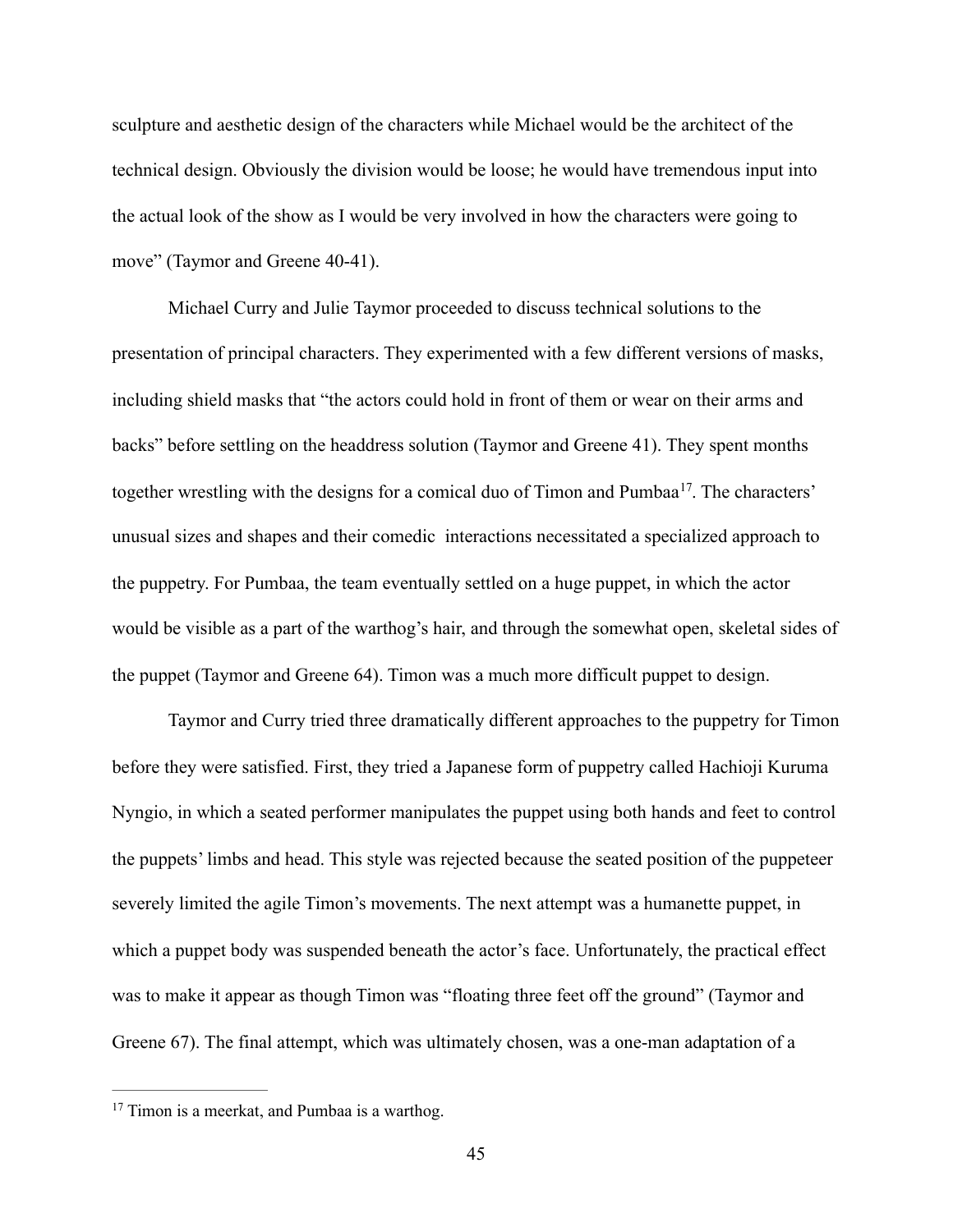sculpture and aesthetic design of the characters while Michael would be the architect of the technical design. Obviously the division would be loose; he would have tremendous input into the actual look of the show as I would be very involved in how the characters were going to move" (Taymor and Greene 40-41).

Michael Curry and Julie Taymor proceeded to discuss technical solutions to the presentation of principal characters. They experimented with a few different versions of masks, including shield masks that "the actors could hold in front of them or wear on their arms and backs" before settling on the headdress solution (Taymor and Greene 41). They spent months together wrestling with the designs for a comical duo of Timon and Pumbaa[17]. The characters' unusual sizes and shapes and their comedic  interactions necessitated a specialized approach to the puppetry. For Pumbaa, the team eventually settled on a huge puppet, in which the actor would be visible as a part of the warthog's hair, and through the somewhat open, skeletal sides of the puppet (Taymor and Greene 64). Timon was a much more difficult puppet to design.

Taymor and Curry tried three dramatically different approaches to the puppetry for Timon before they were satisfied. First, they tried a Japanese form of puppetry called Hachioji Kuruma Nyngio, in which a seated performer manipulates the puppet using both hands and feet to control the puppets' limbs and head. This style was rejected because the seated position of the puppeteer severely limited the agile Timon's movements. The next attempt was a humanette puppet, in which a puppet body was suspended beneath the actor's face. Unfortunately, the practical effect was to make it appear as though Timon was "floating three feet off the ground" (Taymor and Greene 67). The final attempt, which was ultimately chosen, was a one-man adaptation of a

[17] Timon is a meerkat, and Pumbaa is a warthog.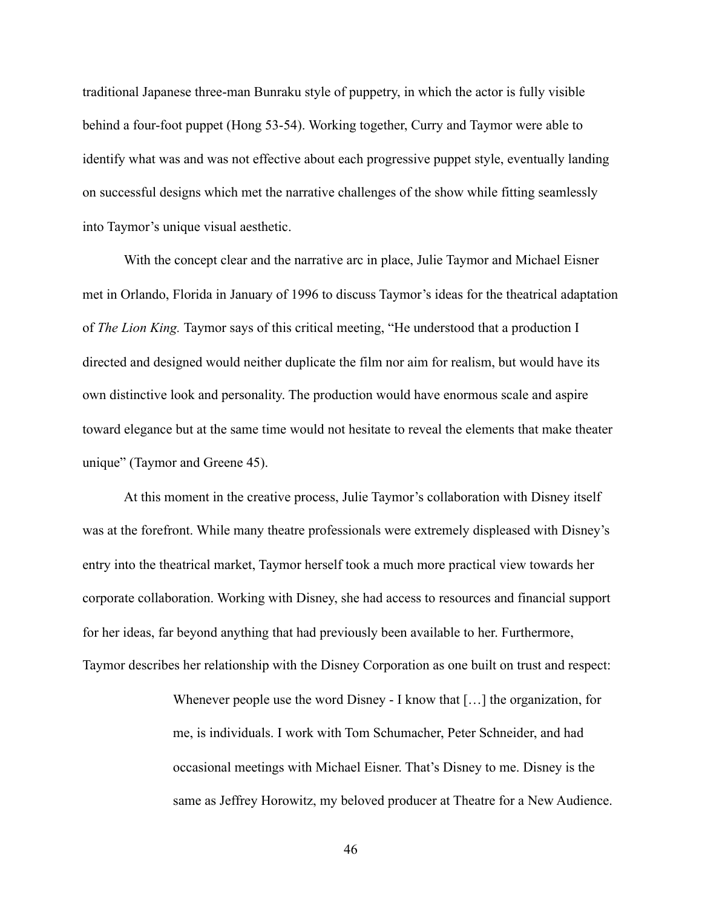traditional Japanese three-man Bunraku style of puppetry, in which the actor is fully visible behind a four-foot puppet (Hong 53-54). Working together, Curry and Taymor were able to identify what was and was not effective about each progressive puppet style, eventually landing on successful designs which met the narrative challenges of the show while fitting seamlessly into Taymor's unique visual aesthetic.

With the concept clear and the narrative arc in place, Julie Taymor and Michael Eisner met in Orlando, Florida in January of 1996 to discuss Taymor's ideas for the theatrical adaptation of *The Lion King.* Taymor says of this critical meeting, "He understood that a production I directed and designed would neither duplicate the film nor aim for realism, but would have its own distinctive look and personality. The production would have enormous scale and aspire toward elegance but at the same time would not hesitate to reveal the elements that make theater unique" (Taymor and Greene 45).

At this moment in the creative process, Julie Taymor's collaboration with Disney itself was at the forefront. While many theatre professionals were extremely displeased with Disney's entry into the theatrical market, Taymor herself took a much more practical view towards her corporate collaboration. Working with Disney, she had access to resources and financial support for her ideas, far beyond anything that had previously been available to her. Furthermore, Taymor describes her relationship with the Disney Corporation as one built on trust and respect:

> Whenever people use the word Disney - I know that […] the organization, for me, is individuals. I work with Tom Schumacher, Peter Schneider, and had occasional meetings with Michael Eisner. That's Disney to me. Disney is the same as Jeffrey Horowitz, my beloved producer at Theatre for a New Audience.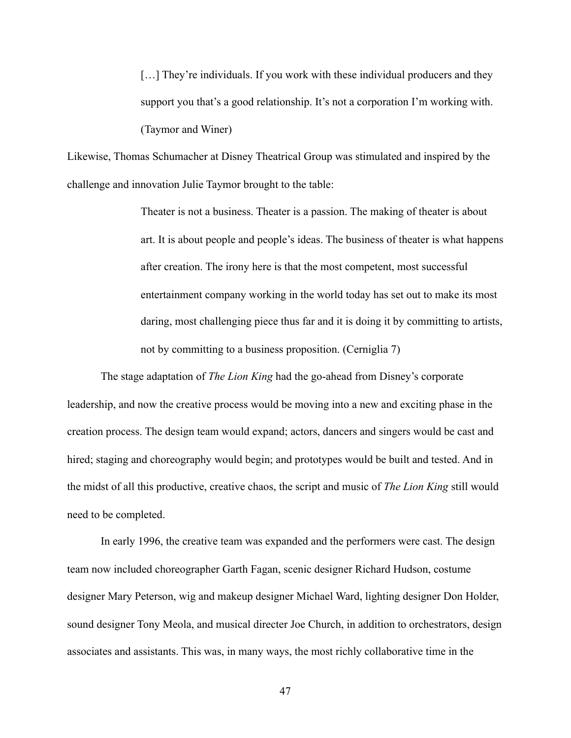> […] They're individuals. If you work with these individual producers and they support you that's a good relationship. It's not a corporation I'm working with. (Taymor and Winer)

Likewise, Thomas Schumacher at Disney Theatrical Group was stimulated and inspired by the challenge and innovation Julie Taymor brought to the table:

> Theater is not a business. Theater is a passion. The making of theater is about art. It is about people and people's ideas. The business of theater is what happens after creation. The irony here is that the most competent, most successful entertainment company working in the world today has set out to make its most daring, most challenging piece thus far and it is doing it by committing to artists, not by committing to a business proposition. (Cerniglia 7)

The stage adaptation of *The Lion King* had the go-ahead from Disney's corporate leadership, and now the creative process would be moving into a new and exciting phase in the creation process. The design team would expand; actors, dancers and singers would be cast and hired; staging and choreography would begin; and prototypes would be built and tested. And in the midst of all this productive, creative chaos, the script and music of *The Lion King* still would need to be completed.

In early 1996, the creative team was expanded and the performers were cast. The design team now included choreographer Garth Fagan, scenic designer Richard Hudson, costume designer Mary Peterson, wig and makeup designer Michael Ward, lighting designer Don Holder, sound designer Tony Meola, and musical directer Joe Church, in addition to orchestrators, design associates and assistants. This was, in many ways, the most richly collaborative time in the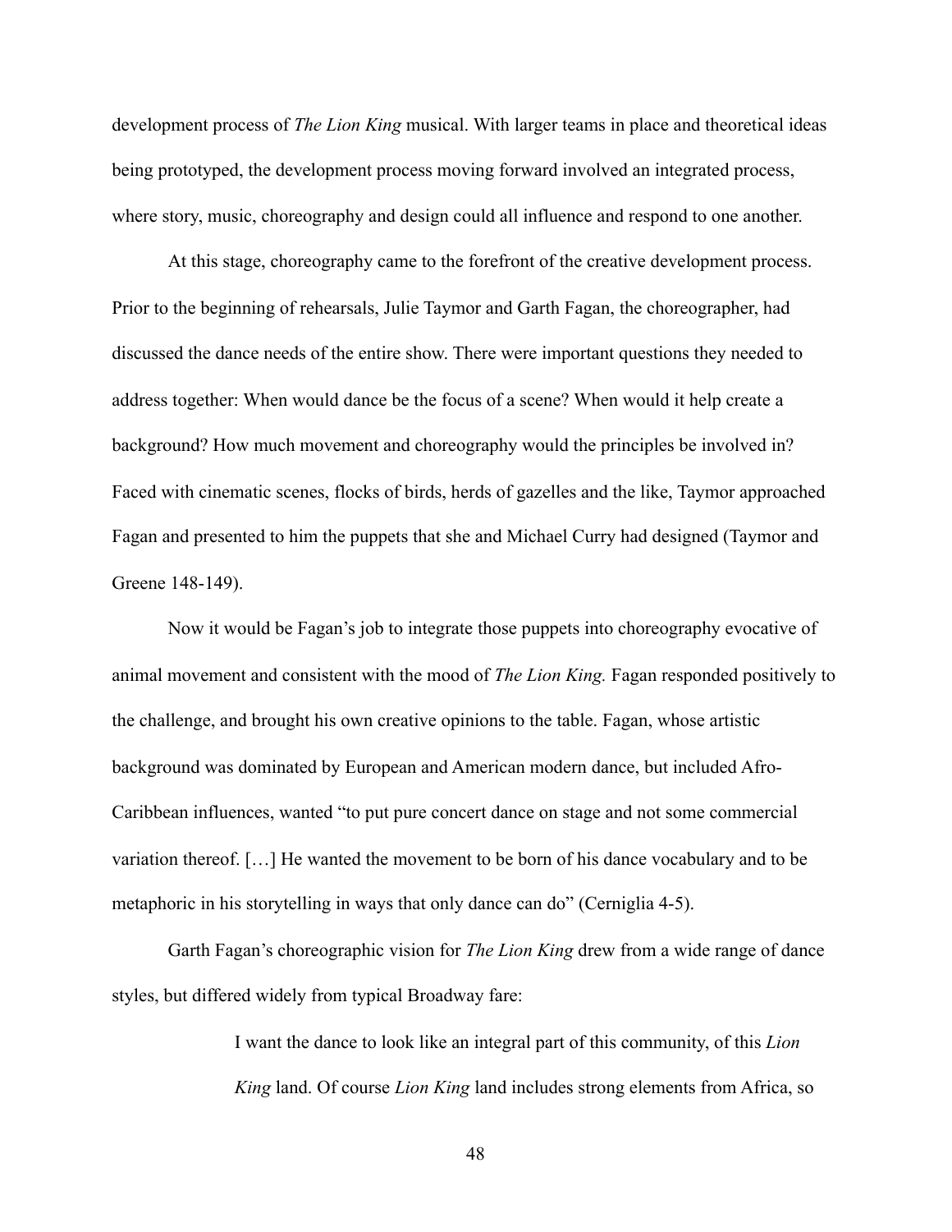development process of *The Lion King* musical. With larger teams in place and theoretical ideas being prototyped, the development process moving forward involved an integrated process, where story, music, choreography and design could all influence and respond to one another.

At this stage, choreography came to the forefront of the creative development process. Prior to the beginning of rehearsals, Julie Taymor and Garth Fagan, the choreographer, had discussed the dance needs of the entire show. There were important questions they needed to address together: When would dance be the focus of a scene? When would it help create a background? How much movement and choreography would the principles be involved in? Faced with cinematic scenes, flocks of birds, herds of gazelles and the like, Taymor approached Fagan and presented to him the puppets that she and Michael Curry had designed (Taymor and Greene 148-149).

Now it would be Fagan's job to integrate those puppets into choreography evocative of animal movement and consistent with the mood of *The Lion King.* Fagan responded positively to the challenge, and brought his own creative opinions to the table. Fagan, whose artistic background was dominated by European and American modern dance, but included Afro-Caribbean influences, wanted "to put pure concert dance on stage and not some commercial variation thereof. […] He wanted the movement to be born of his dance vocabulary and to be metaphoric in his storytelling in ways that only dance can do" (Cerniglia 4-5).

Garth Fagan's choreographic vision for *The Lion King* drew from a wide range of dance styles, but differed widely from typical Broadway fare:

> I want the dance to look like an integral part of this community, of this *Lion King* land. Of course *Lion King* land includes strong elements from Africa, so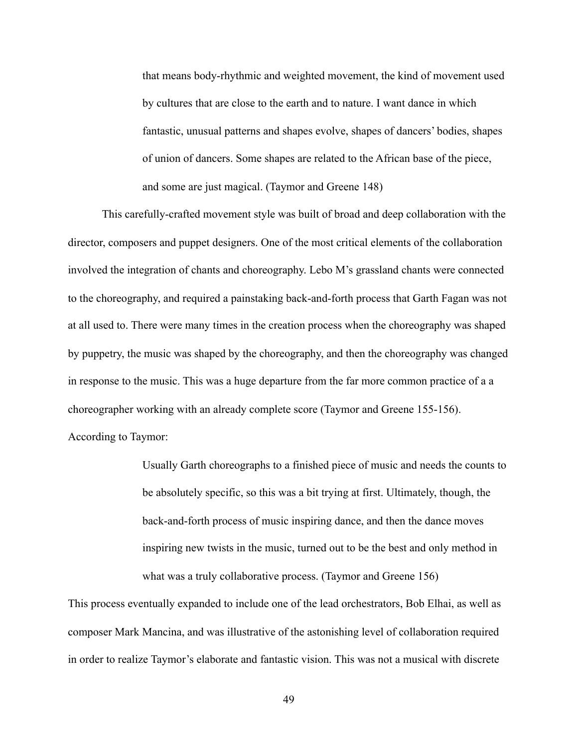> that means body-rhythmic and weighted movement, the kind of movement used by cultures that are close to the earth and to nature. I want dance in which fantastic, unusual patterns and shapes evolve, shapes of dancers' bodies, shapes of union of dancers. Some shapes are related to the African base of the piece, and some are just magical. (Taymor and Greene 148)

This carefully-crafted movement style was built of broad and deep collaboration with the director, composers and puppet designers. One of the most critical elements of the collaboration involved the integration of chants and choreography. Lebo M's grassland chants were connected to the choreography, and required a painstaking back-and-forth process that Garth Fagan was not at all used to. There were many times in the creation process when the choreography was shaped by puppetry, the music was shaped by the choreography, and then the choreography was changed in response to the music. This was a huge departure from the far more common practice of a a choreographer working with an already complete score (Taymor and Greene 155-156). According to Taymor:

> Usually Garth choreographs to a finished piece of music and needs the counts to be absolutely specific, so this was a bit trying at first. Ultimately, though, the back-and-forth process of music inspiring dance, and then the dance moves inspiring new twists in the music, turned out to be the best and only method in what was a truly collaborative process. (Taymor and Greene 156)

This process eventually expanded to include one of the lead orchestrators, Bob Elhai, as well as composer Mark Mancina, and was illustrative of the astonishing level of collaboration required in order to realize Taymor's elaborate and fantastic vision. This was not a musical with discrete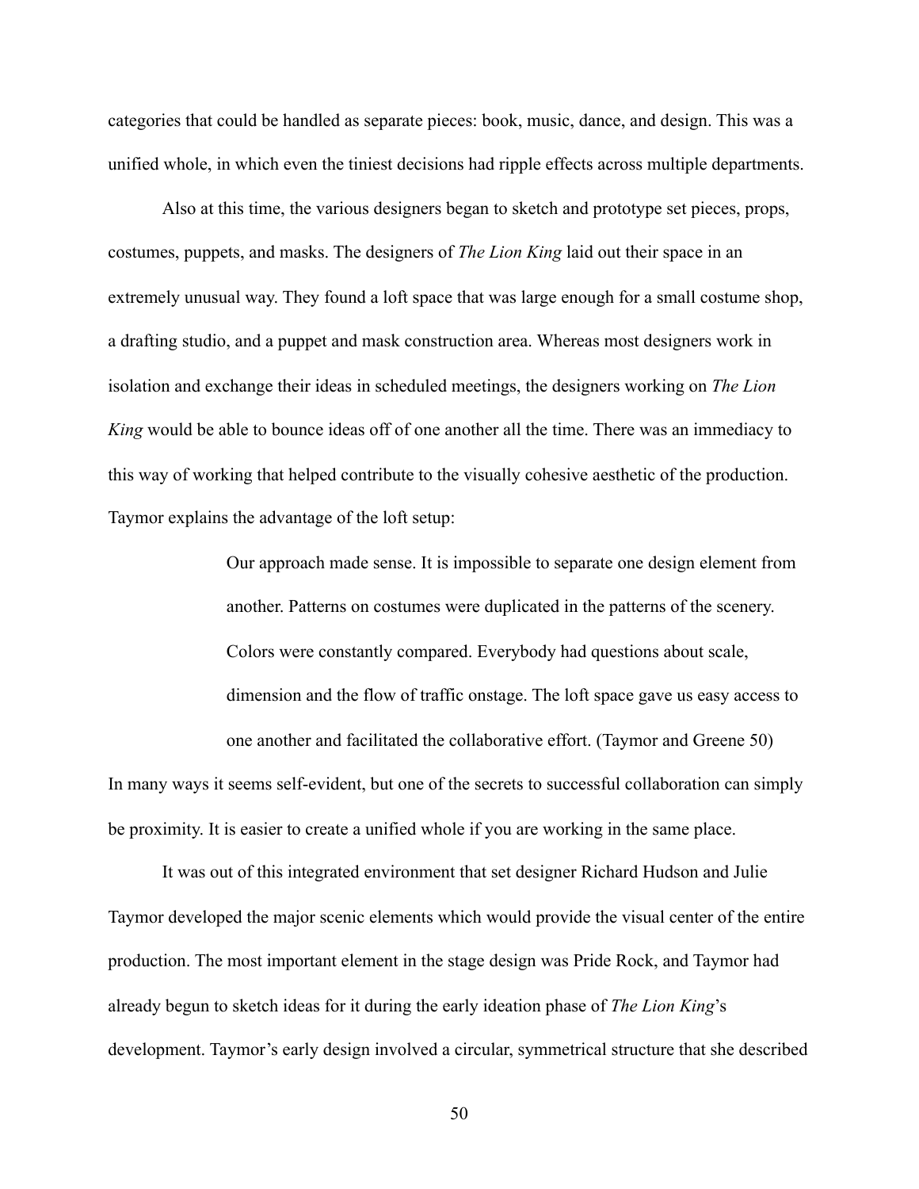categories that could be handled as separate pieces: book, music, dance, and design. This was a unified whole, in which even the tiniest decisions had ripple effects across multiple departments.

Also at this time, the various designers began to sketch and prototype set pieces, props, costumes, puppets, and masks. The designers of *The Lion King* laid out their space in an extremely unusual way. They found a loft space that was large enough for a small costume shop, a drafting studio, and a puppet and mask construction area. Whereas most designers work in isolation and exchange their ideas in scheduled meetings, the designers working on *The Lion King* would be able to bounce ideas off of one another all the time. There was an immediacy to this way of working that helped contribute to the visually cohesive aesthetic of the production. Taymor explains the advantage of the loft setup:

> Our approach made sense. It is impossible to separate one design element from another. Patterns on costumes were duplicated in the patterns of the scenery. Colors were constantly compared. Everybody had questions about scale, dimension and the flow of traffic onstage. The loft space gave us easy access to one another and facilitated the collaborative effort. (Taymor and Greene 50)

In many ways it seems self-evident, but one of the secrets to successful collaboration can simply be proximity. It is easier to create a unified whole if you are working in the same place.

It was out of this integrated environment that set designer Richard Hudson and Julie Taymor developed the major scenic elements which would provide the visual center of the entire production. The most important element in the stage design was Pride Rock, and Taymor had already begun to sketch ideas for it during the early ideation phase of *The Lion King*'s development. Taymor's early design involved a circular, symmetrical structure that she described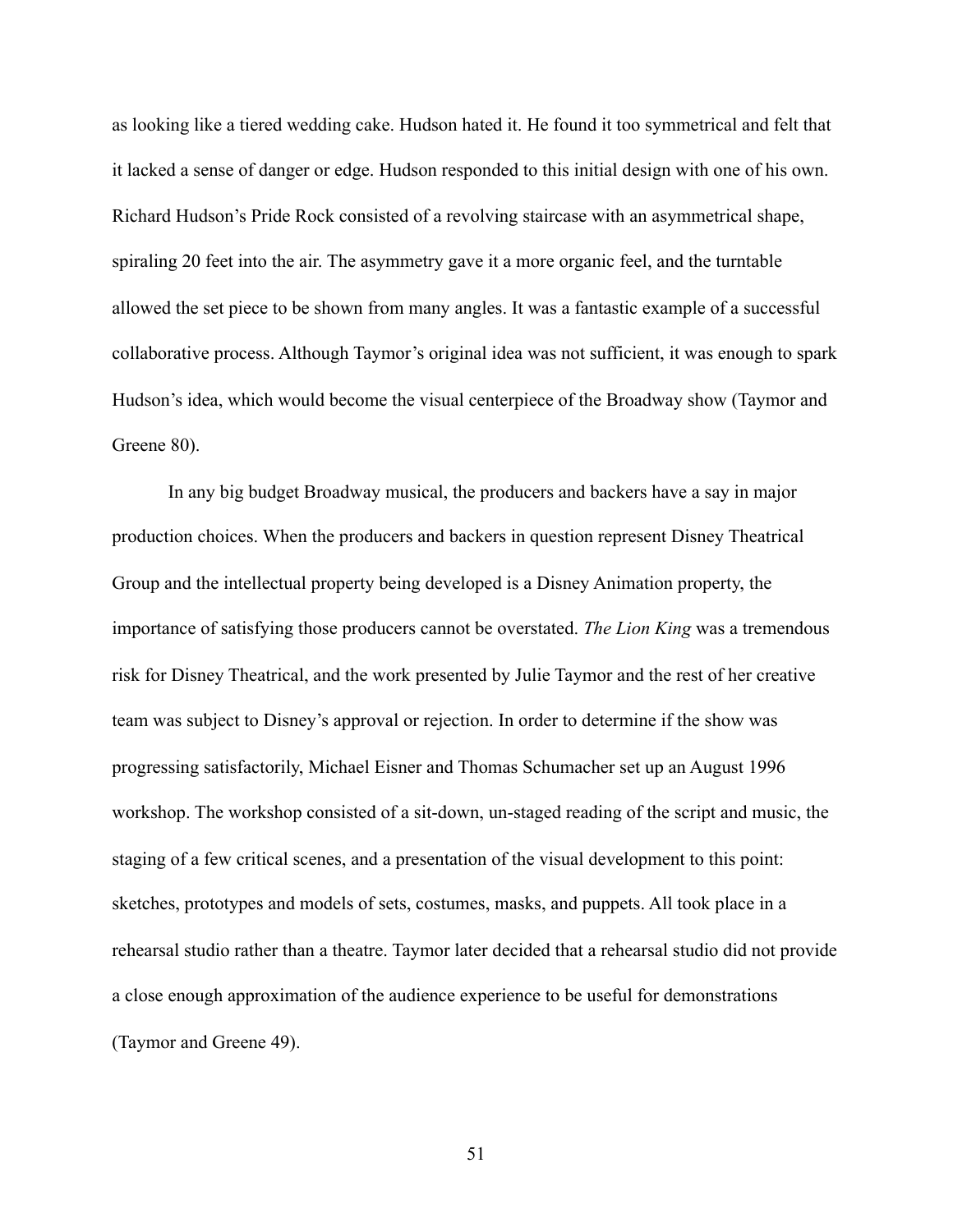as looking like a tiered wedding cake. Hudson hated it. He found it too symmetrical and felt that it lacked a sense of danger or edge. Hudson responded to this initial design with one of his own. Richard Hudson's Pride Rock consisted of a revolving staircase with an asymmetrical shape, spiraling 20 feet into the air. The asymmetry gave it a more organic feel, and the turntable allowed the set piece to be shown from many angles. It was a fantastic example of a successful collaborative process. Although Taymor's original idea was not sufficient, it was enough to spark Hudson's idea, which would become the visual centerpiece of the Broadway show (Taymor and Greene 80).

In any big budget Broadway musical, the producers and backers have a say in major production choices. When the producers and backers in question represent Disney Theatrical Group and the intellectual property being developed is a Disney Animation property, the importance of satisfying those producers cannot be overstated. *The Lion King* was a tremendous risk for Disney Theatrical, and the work presented by Julie Taymor and the rest of her creative team was subject to Disney's approval or rejection. In order to determine if the show was progressing satisfactorily, Michael Eisner and Thomas Schumacher set up an August 1996 workshop. The workshop consisted of a sit-down, un-staged reading of the script and music, the staging of a few critical scenes, and a presentation of the visual development to this point: sketches, prototypes and models of sets, costumes, masks, and puppets. All took place in a rehearsal studio rather than a theatre. Taymor later decided that a rehearsal studio did not provide a close enough approximation of the audience experience to be useful for demonstrations (Taymor and Greene 49).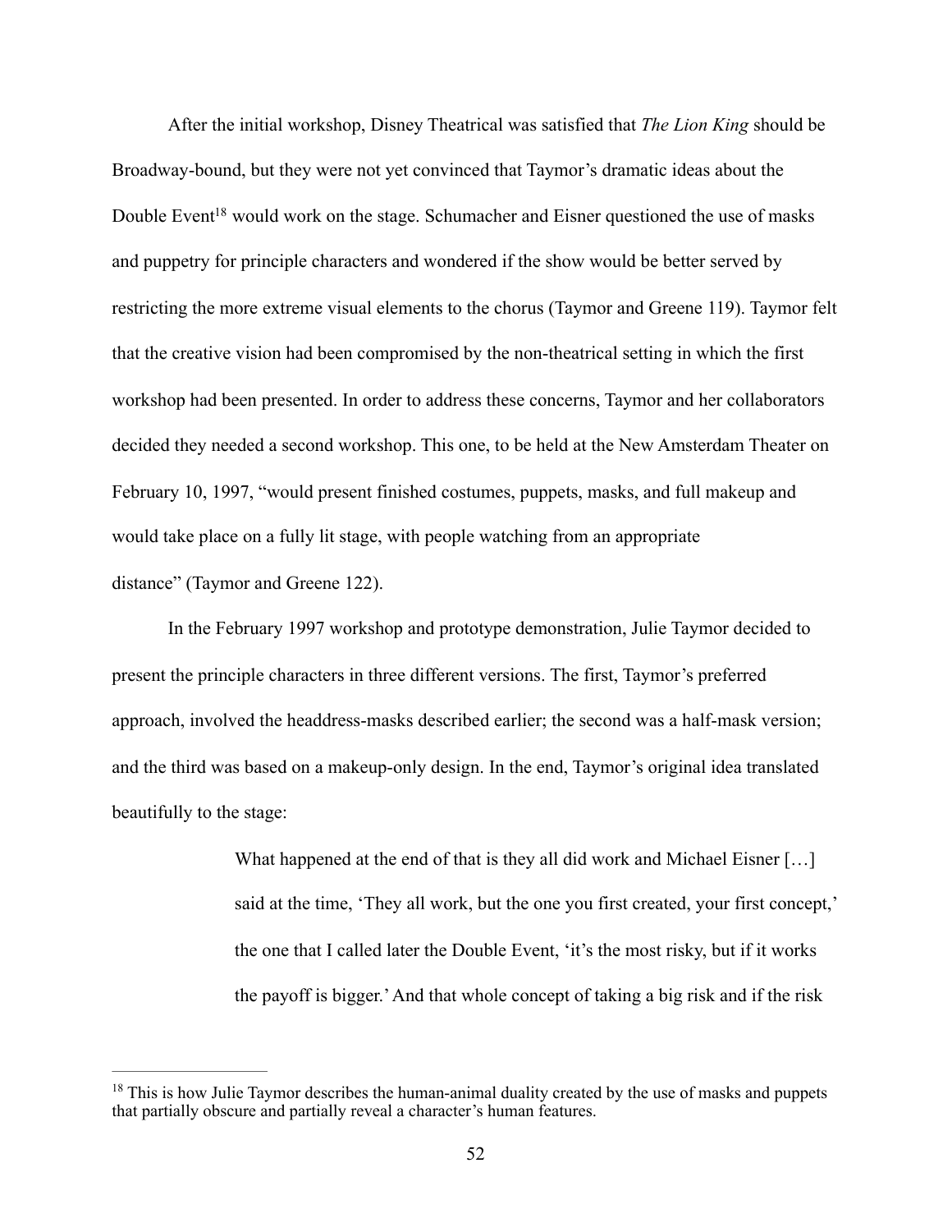After the initial workshop, Disney Theatrical was satisfied that *The Lion King* should be Broadway-bound, but they were not yet convinced that Taymor's dramatic ideas about the Double Event[18] would work on the stage. Schumacher and Eisner questioned the use of masks and puppetry for principle characters and wondered if the show would be better served by restricting the more extreme visual elements to the chorus (Taymor and Greene 119). Taymor felt that the creative vision had been compromised by the non-theatrical setting in which the first workshop had been presented. In order to address these concerns, Taymor and her collaborators decided they needed a second workshop. This one, to be held at the New Amsterdam Theater on February 10, 1997, "would present finished costumes, puppets, masks, and full makeup and would take place on a fully lit stage, with people watching from an appropriate distance" (Taymor and Greene 122).

In the February 1997 workshop and prototype demonstration, Julie Taymor decided to present the principle characters in three different versions. The first, Taymor's preferred approach, involved the headdress-masks described earlier; the second was a half-mask version; and the third was based on a makeup-only design. In the end, Taymor's original idea translated beautifully to the stage:

> What happened at the end of that is they all did work and Michael Eisner […] said at the time, 'They all work, but the one you first created, your first concept,' the one that I called later the Double Event, 'it's the most risky, but if it works the payoff is bigger.' And that whole concept of taking a big risk and if the risk

---

[18] This is how Julie Taymor describes the human-animal duality created by the use of masks and puppets that partially obscure and partially reveal a character's human features.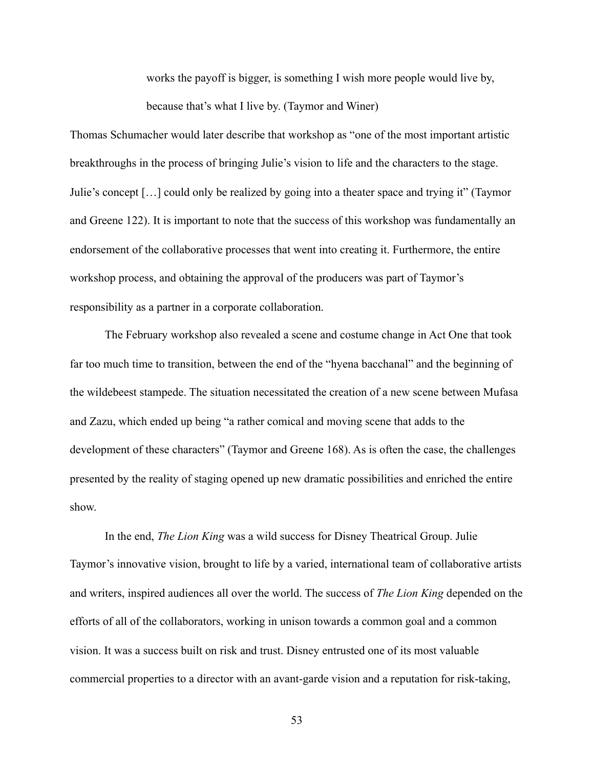> works the payoff is bigger, is something I wish more people would live by, because that's what I live by. (Taymor and Winer)

Thomas Schumacher would later describe that workshop as "one of the most important artistic breakthroughs in the process of bringing Julie's vision to life and the characters to the stage. Julie's concept […] could only be realized by going into a theater space and trying it" (Taymor and Greene 122). It is important to note that the success of this workshop was fundamentally an endorsement of the collaborative processes that went into creating it. Furthermore, the entire workshop process, and obtaining the approval of the producers was part of Taymor's responsibility as a partner in a corporate collaboration.

The February workshop also revealed a scene and costume change in Act One that took far too much time to transition, between the end of the "hyena bacchanal" and the beginning of the wildebeest stampede. The situation necessitated the creation of a new scene between Mufasa and Zazu, which ended up being "a rather comical and moving scene that adds to the development of these characters" (Taymor and Greene 168). As is often the case, the challenges presented by the reality of staging opened up new dramatic possibilities and enriched the entire show.

In the end, *The Lion King* was a wild success for Disney Theatrical Group. Julie Taymor's innovative vision, brought to life by a varied, international team of collaborative artists and writers, inspired audiences all over the world. The success of *The Lion King* depended on the efforts of all of the collaborators, working in unison towards a common goal and a common vision. It was a success built on risk and trust. Disney entrusted one of its most valuable commercial properties to a director with an avant-garde vision and a reputation for risk-taking,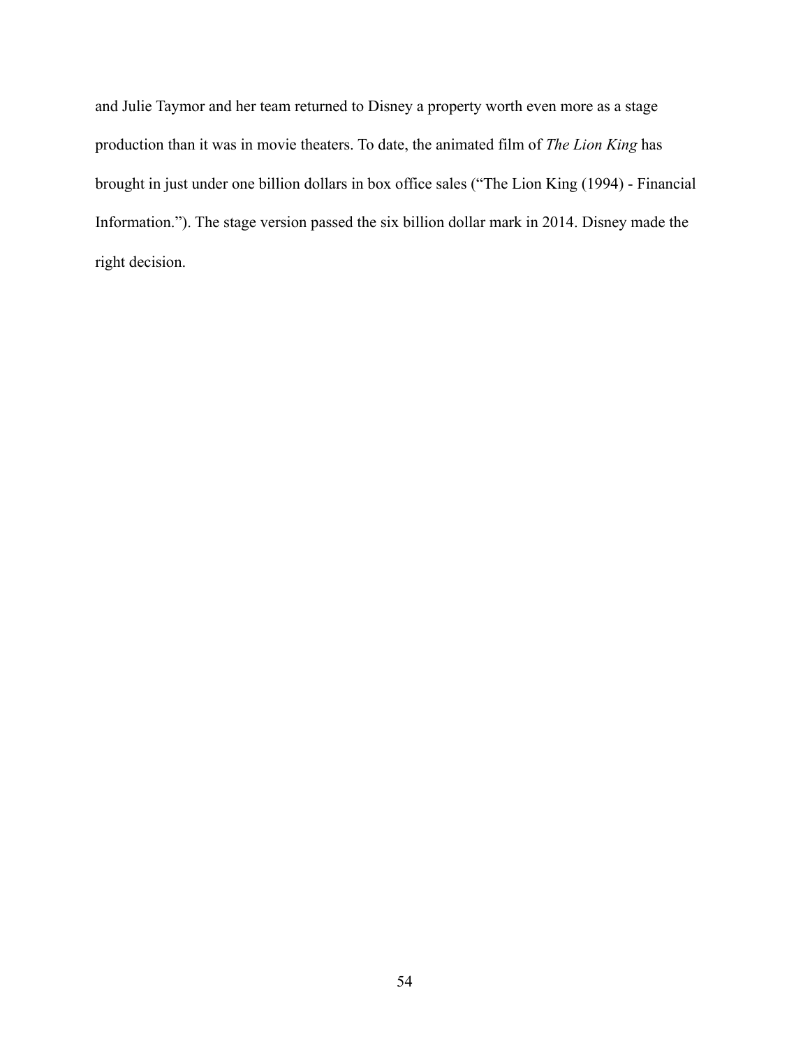and Julie Taymor and her team returned to Disney a property worth even more as a stage production than it was in movie theaters. To date, the animated film of *The Lion King* has brought in just under one billion dollars in box office sales ("The Lion King (1994) - Financial Information."). The stage version passed the six billion dollar mark in 2014. Disney made the right decision.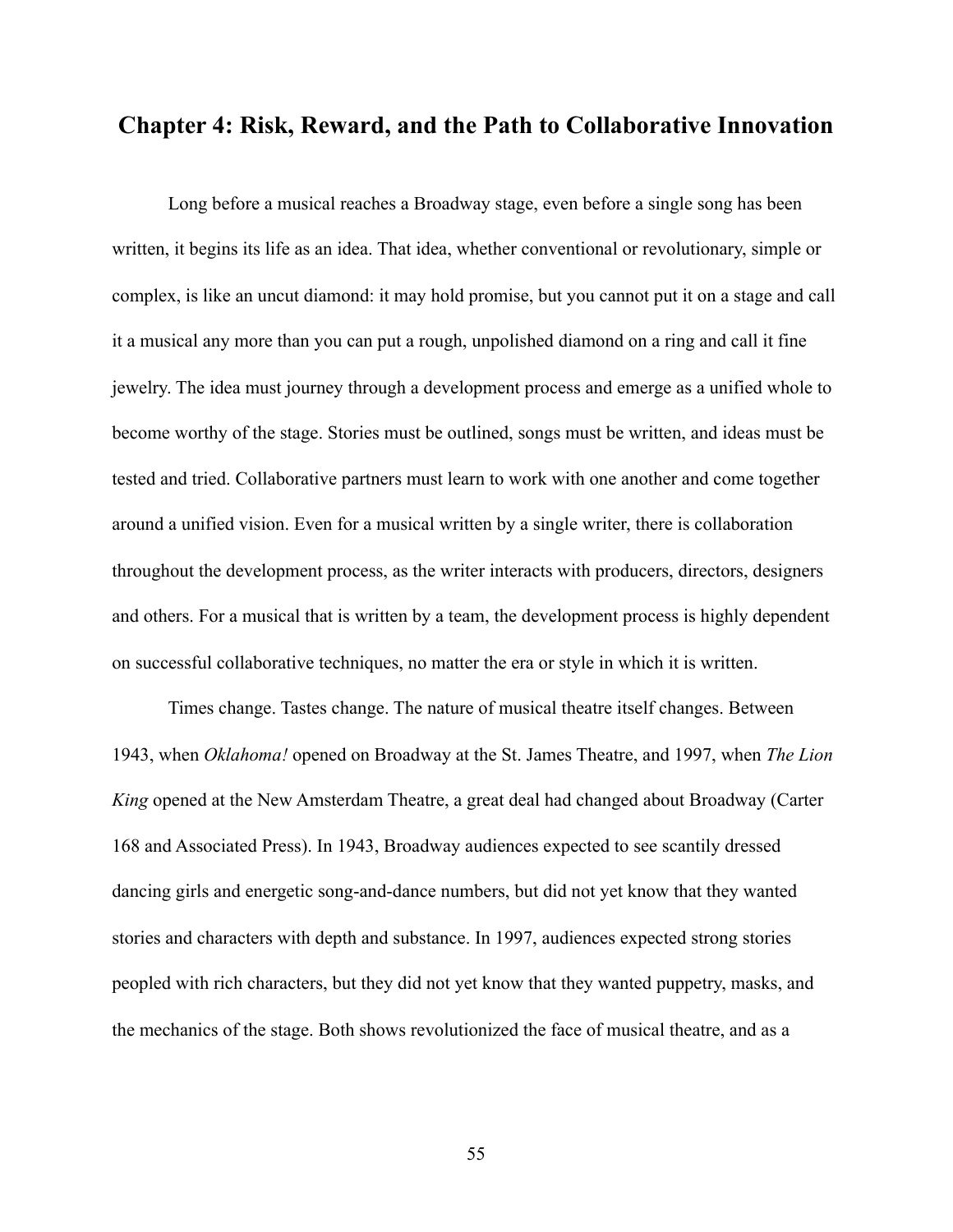# Chapter 4: Risk, Reward, and the Path to Collaborative Innovation

Long before a musical reaches a Broadway stage, even before a single song has been written, it begins its life as an idea. That idea, whether conventional or revolutionary, simple or complex, is like an uncut diamond: it may hold promise, but you cannot put it on a stage and call it a musical any more than you can put a rough, unpolished diamond on a ring and call it fine jewelry. The idea must journey through a development process and emerge as a unified whole to become worthy of the stage. Stories must be outlined, songs must be written, and ideas must be tested and tried. Collaborative partners must learn to work with one another and come together around a unified vision. Even for a musical written by a single writer, there is collaboration throughout the development process, as the writer interacts with producers, directors, designers and others. For a musical that is written by a team, the development process is highly dependent on successful collaborative techniques, no matter the era or style in which it is written.

Times change. Tastes change. The nature of musical theatre itself changes. Between 1943, when *Oklahoma!* opened on Broadway at the St. James Theatre, and 1997, when *The Lion King* opened at the New Amsterdam Theatre, a great deal had changed about Broadway (Carter 168 and Associated Press). In 1943, Broadway audiences expected to see scantily dressed dancing girls and energetic song-and-dance numbers, but did not yet know that they wanted stories and characters with depth and substance. In 1997, audiences expected strong stories peopled with rich characters, but they did not yet know that they wanted puppetry, masks, and the mechanics of the stage. Both shows revolutionized the face of musical theatre, and as a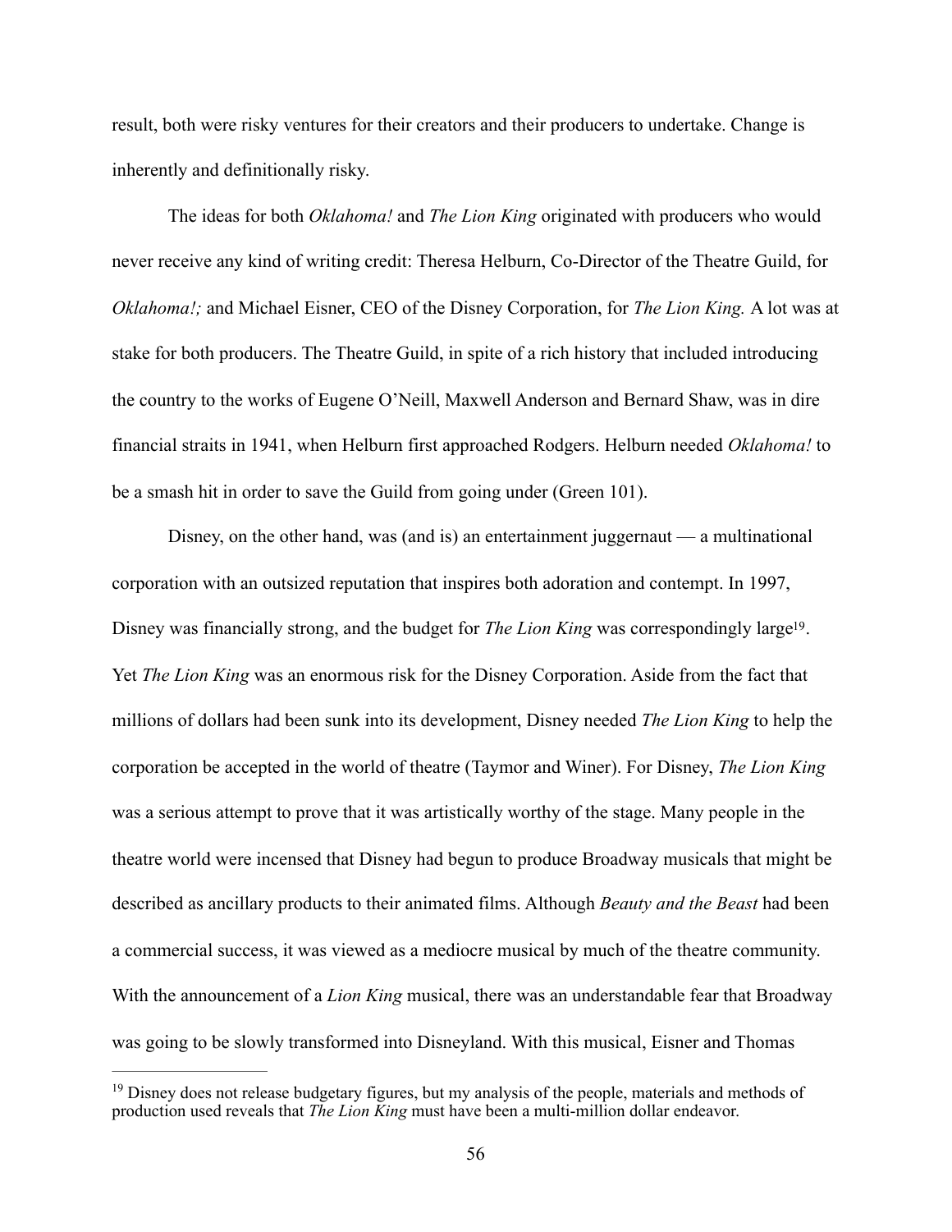result, both were risky ventures for their creators and their producers to undertake. Change is inherently and definitionally risky.

The ideas for both *Oklahoma!* and *The Lion King* originated with producers who would never receive any kind of writing credit: Theresa Helburn, Co-Director of the Theatre Guild, for *Oklahoma!;* and Michael Eisner, CEO of the Disney Corporation, for *The Lion King.* A lot was at stake for both producers. The Theatre Guild, in spite of a rich history that included introducing the country to the works of Eugene O'Neill, Maxwell Anderson and Bernard Shaw, was in dire financial straits in 1941, when Helburn first approached Rodgers. Helburn needed *Oklahoma!* to be a smash hit in order to save the Guild from going under (Green 101).

Disney, on the other hand, was (and is) an entertainment juggernaut — a multinational corporation with an outsized reputation that inspires both adoration and contempt. In 1997, Disney was financially strong, and the budget for *The Lion King* was correspondingly large[19]. Yet *The Lion King* was an enormous risk for the Disney Corporation. Aside from the fact that millions of dollars had been sunk into its development, Disney needed *The Lion King* to help the corporation be accepted in the world of theatre (Taymor and Winer). For Disney, *The Lion King* was a serious attempt to prove that it was artistically worthy of the stage. Many people in the theatre world were incensed that Disney had begun to produce Broadway musicals that might be described as ancillary products to their animated films. Although *Beauty and the Beast* had been a commercial success, it was viewed as a mediocre musical by much of the theatre community. With the announcement of a *Lion King* musical, there was an understandable fear that Broadway was going to be slowly transformed into Disneyland. With this musical, Eisner and Thomas

---

[19] Disney does not release budgetary figures, but my analysis of the people, materials and methods of production used reveals that *The Lion King* must have been a multi-million dollar endeavor.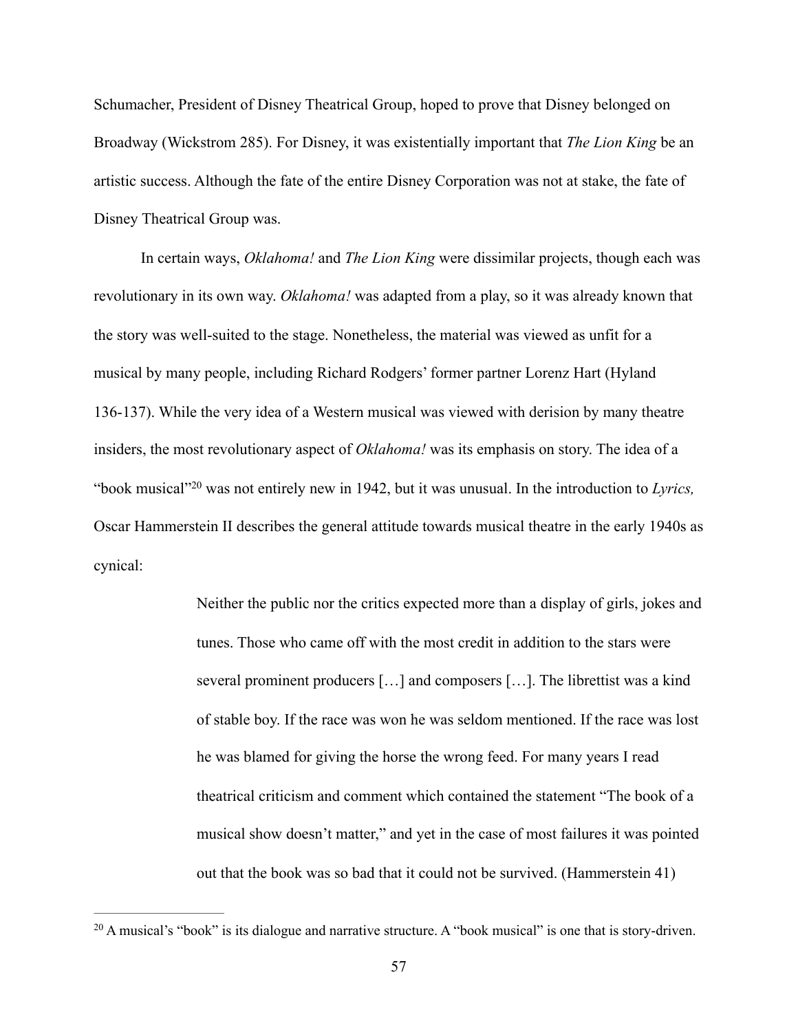Schumacher, President of Disney Theatrical Group, hoped to prove that Disney belonged on Broadway (Wickstrom 285). For Disney, it was existentially important that *The Lion King* be an artistic success. Although the fate of the entire Disney Corporation was not at stake, the fate of Disney Theatrical Group was.

In certain ways, *Oklahoma!* and *The Lion King* were dissimilar projects, though each was revolutionary in its own way. *Oklahoma!* was adapted from a play, so it was already known that the story was well-suited to the stage. Nonetheless, the material was viewed as unfit for a musical by many people, including Richard Rodgers' former partner Lorenz Hart (Hyland 136-137). While the very idea of a Western musical was viewed with derision by many theatre insiders, the most revolutionary aspect of *Oklahoma!* was its emphasis on story. The idea of a "book musical"[20] was not entirely new in 1942, but it was unusual. In the introduction to *Lyrics,* Oscar Hammerstein II describes the general attitude towards musical theatre in the early 1940s as cynical:

> Neither the public nor the critics expected more than a display of girls, jokes and tunes. Those who came off with the most credit in addition to the stars were several prominent producers […] and composers […]. The librettist was a kind of stable boy. If the race was won he was seldom mentioned. If the race was lost he was blamed for giving the horse the wrong feed. For many years I read theatrical criticism and comment which contained the statement "The book of a musical show doesn't matter," and yet in the case of most failures it was pointed out that the book was so bad that it could not be survived. (Hammerstein 41)

[20] A musical's "book" is its dialogue and narrative structure. A "book musical" is one that is story-driven.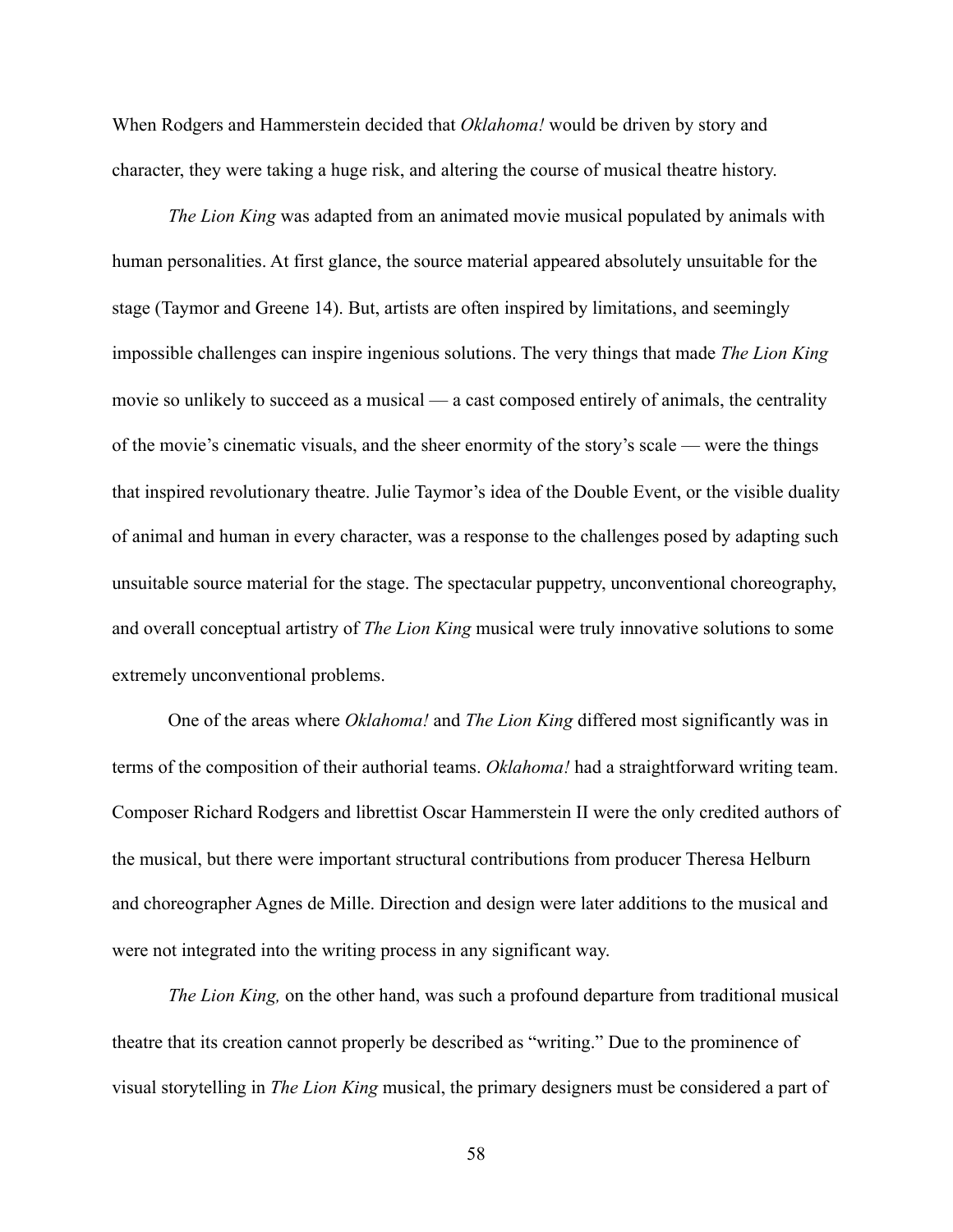When Rodgers and Hammerstein decided that *Oklahoma!* would be driven by story and character, they were taking a huge risk, and altering the course of musical theatre history.

*The Lion King* was adapted from an animated movie musical populated by animals with human personalities. At first glance, the source material appeared absolutely unsuitable for the stage (Taymor and Greene 14). But, artists are often inspired by limitations, and seemingly impossible challenges can inspire ingenious solutions. The very things that made *The Lion King* movie so unlikely to succeed as a musical — a cast composed entirely of animals, the centrality of the movie's cinematic visuals, and the sheer enormity of the story's scale — were the things that inspired revolutionary theatre. Julie Taymor's idea of the Double Event, or the visible duality of animal and human in every character, was a response to the challenges posed by adapting such unsuitable source material for the stage. The spectacular puppetry, unconventional choreography, and overall conceptual artistry of *The Lion King* musical were truly innovative solutions to some extremely unconventional problems.

One of the areas where *Oklahoma!* and *The Lion King* differed most significantly was in terms of the composition of their authorial teams. *Oklahoma!* had a straightforward writing team. Composer Richard Rodgers and librettist Oscar Hammerstein II were the only credited authors of the musical, but there were important structural contributions from producer Theresa Helburn and choreographer Agnes de Mille. Direction and design were later additions to the musical and were not integrated into the writing process in any significant way.

*The Lion King,* on the other hand, was such a profound departure from traditional musical theatre that its creation cannot properly be described as "writing." Due to the prominence of visual storytelling in *The Lion King* musical, the primary designers must be considered a part of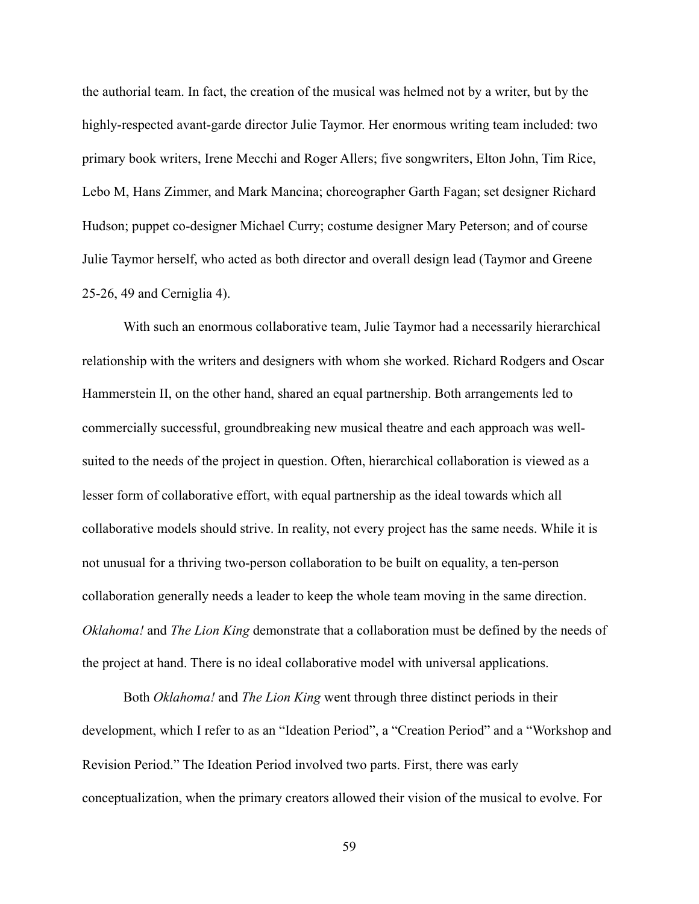the authorial team. In fact, the creation of the musical was helmed not by a writer, but by the highly-respected avant-garde director Julie Taymor. Her enormous writing team included: two primary book writers, Irene Mecchi and Roger Allers; five songwriters, Elton John, Tim Rice, Lebo M, Hans Zimmer, and Mark Mancina; choreographer Garth Fagan; set designer Richard Hudson; puppet co-designer Michael Curry; costume designer Mary Peterson; and of course Julie Taymor herself, who acted as both director and overall design lead (Taymor and Greene 25-26, 49 and Cerniglia 4).

With such an enormous collaborative team, Julie Taymor had a necessarily hierarchical relationship with the writers and designers with whom she worked. Richard Rodgers and Oscar Hammerstein II, on the other hand, shared an equal partnership. Both arrangements led to commercially successful, groundbreaking new musical theatre and each approach was well-suited to the needs of the project in question. Often, hierarchical collaboration is viewed as a lesser form of collaborative effort, with equal partnership as the ideal towards which all collaborative models should strive. In reality, not every project has the same needs. While it is not unusual for a thriving two-person collaboration to be built on equality, a ten-person collaboration generally needs a leader to keep the whole team moving in the same direction. *Oklahoma!* and *The Lion King* demonstrate that a collaboration must be defined by the needs of the project at hand. There is no ideal collaborative model with universal applications.

Both *Oklahoma!* and *The Lion King* went through three distinct periods in their development, which I refer to as an "Ideation Period", a "Creation Period" and a "Workshop and Revision Period." The Ideation Period involved two parts. First, there was early conceptualization, when the primary creators allowed their vision of the musical to evolve. For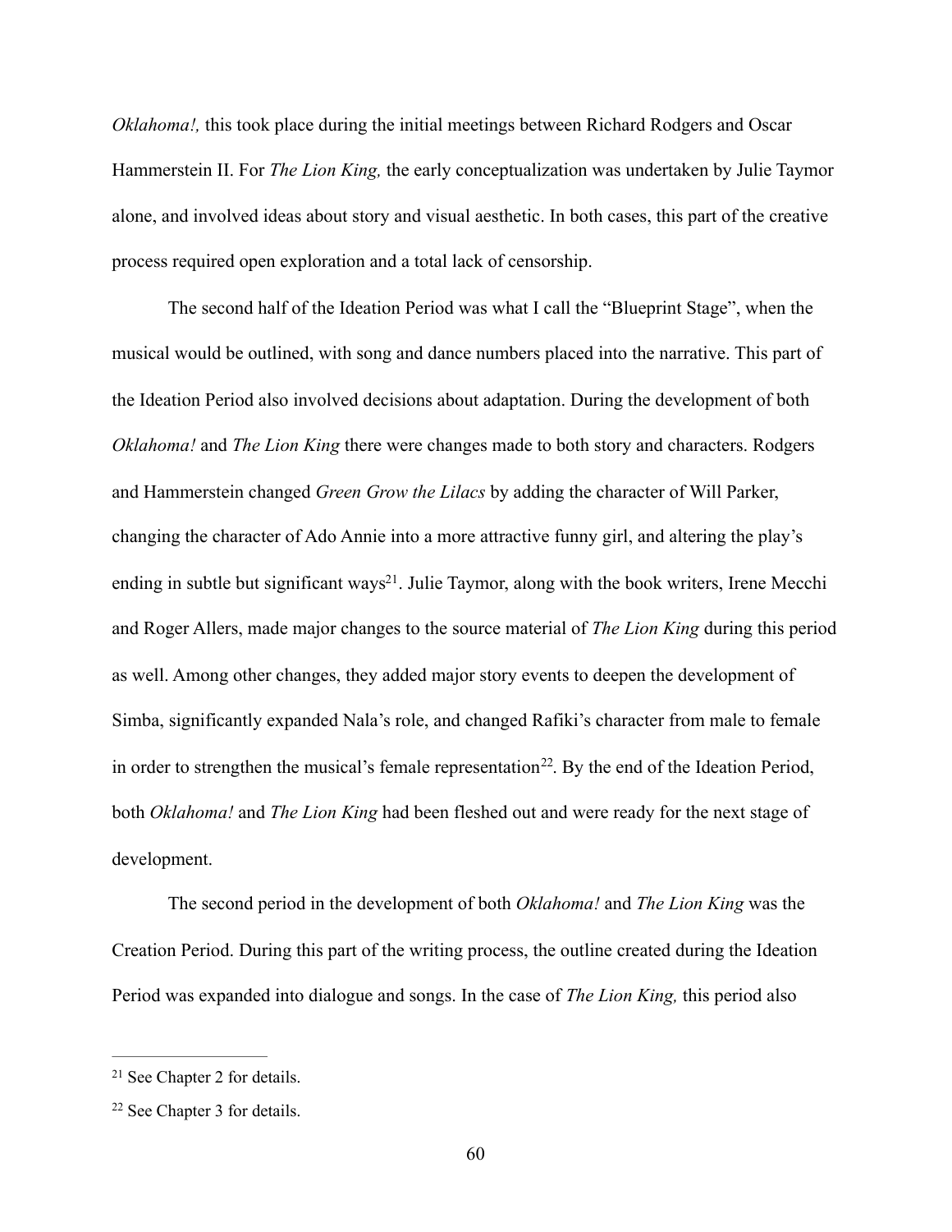*Oklahoma!,* this took place during the initial meetings between Richard Rodgers and Oscar Hammerstein II. For *The Lion King,* the early conceptualization was undertaken by Julie Taymor alone, and involved ideas about story and visual aesthetic. In both cases, this part of the creative process required open exploration and a total lack of censorship.

The second half of the Ideation Period was what I call the "Blueprint Stage", when the musical would be outlined, with song and dance numbers placed into the narrative. This part of the Ideation Period also involved decisions about adaptation. During the development of both *Oklahoma!* and *The Lion King* there were changes made to both story and characters. Rodgers and Hammerstein changed *Green Grow the Lilacs* by adding the character of Will Parker, changing the character of Ado Annie into a more attractive funny girl, and altering the play's ending in subtle but significant ways[21]. Julie Taymor, along with the book writers, Irene Mecchi and Roger Allers, made major changes to the source material of *The Lion King* during this period as well. Among other changes, they added major story events to deepen the development of Simba, significantly expanded Nala's role, and changed Rafiki's character from male to female in order to strengthen the musical's female representation[22]. By the end of the Ideation Period, both *Oklahoma!* and *The Lion King* had been fleshed out and were ready for the next stage of development.

The second period in the development of both *Oklahoma!* and *The Lion King* was the Creation Period. During this part of the writing process, the outline created during the Ideation Period was expanded into dialogue and songs. In the case of *The Lion King,* this period also

---

[21] See Chapter 2 for details.

[22] See Chapter 3 for details.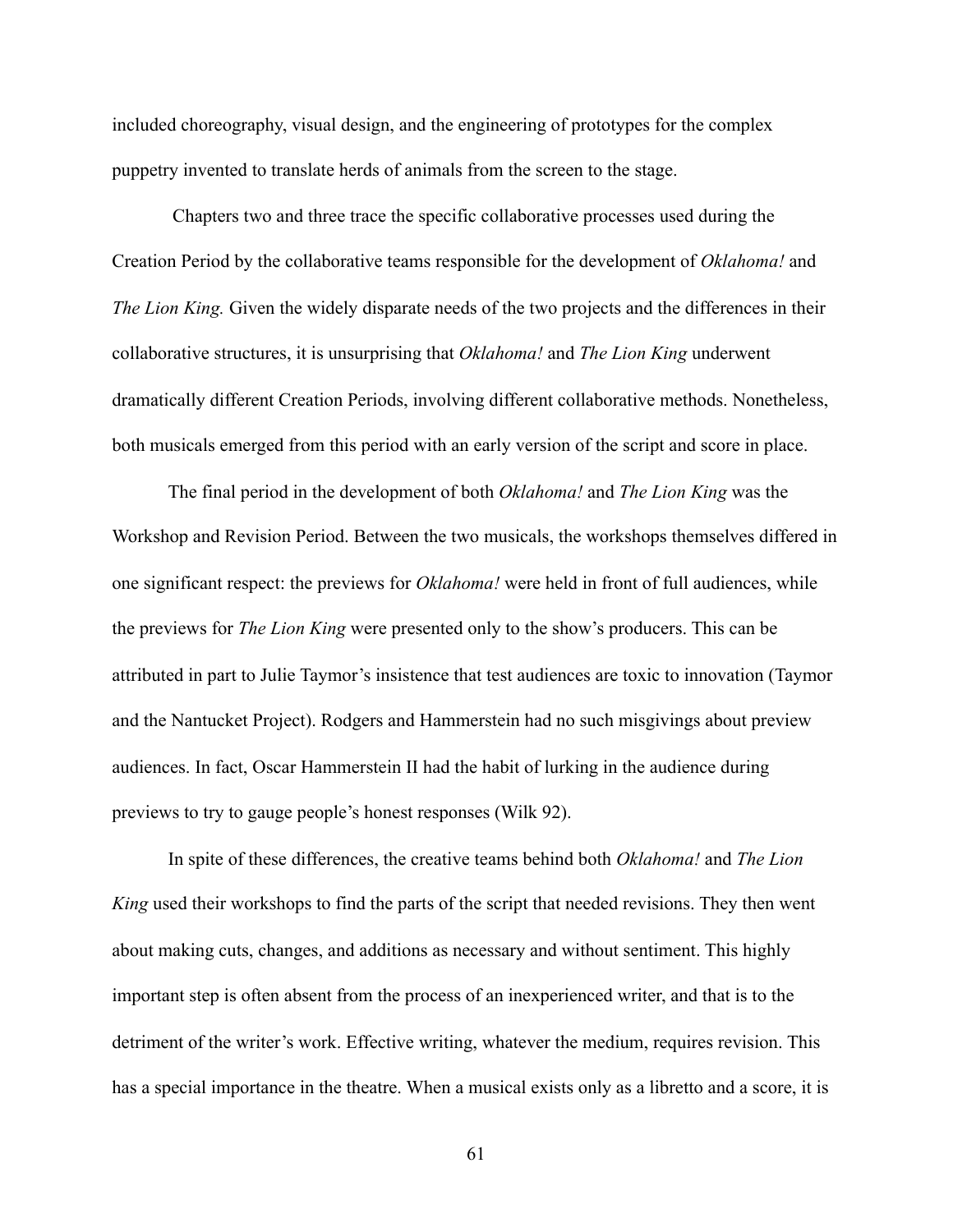included choreography, visual design, and the engineering of prototypes for the complex puppetry invented to translate herds of animals from the screen to the stage.

Chapters two and three trace the specific collaborative processes used during the Creation Period by the collaborative teams responsible for the development of *Oklahoma!* and *The Lion King.* Given the widely disparate needs of the two projects and the differences in their collaborative structures, it is unsurprising that *Oklahoma!* and *The Lion King* underwent dramatically different Creation Periods, involving different collaborative methods. Nonetheless, both musicals emerged from this period with an early version of the script and score in place.

The final period in the development of both *Oklahoma!* and *The Lion King* was the Workshop and Revision Period. Between the two musicals, the workshops themselves differed in one significant respect: the previews for *Oklahoma!* were held in front of full audiences, while the previews for *The Lion King* were presented only to the show's producers. This can be attributed in part to Julie Taymor's insistence that test audiences are toxic to innovation (Taymor and the Nantucket Project). Rodgers and Hammerstein had no such misgivings about preview audiences. In fact, Oscar Hammerstein II had the habit of lurking in the audience during previews to try to gauge people's honest responses (Wilk 92).

In spite of these differences, the creative teams behind both *Oklahoma!* and *The Lion King* used their workshops to find the parts of the script that needed revisions. They then went about making cuts, changes, and additions as necessary and without sentiment. This highly important step is often absent from the process of an inexperienced writer, and that is to the detriment of the writer's work. Effective writing, whatever the medium, requires revision. This has a special importance in the theatre. When a musical exists only as a libretto and a score, it is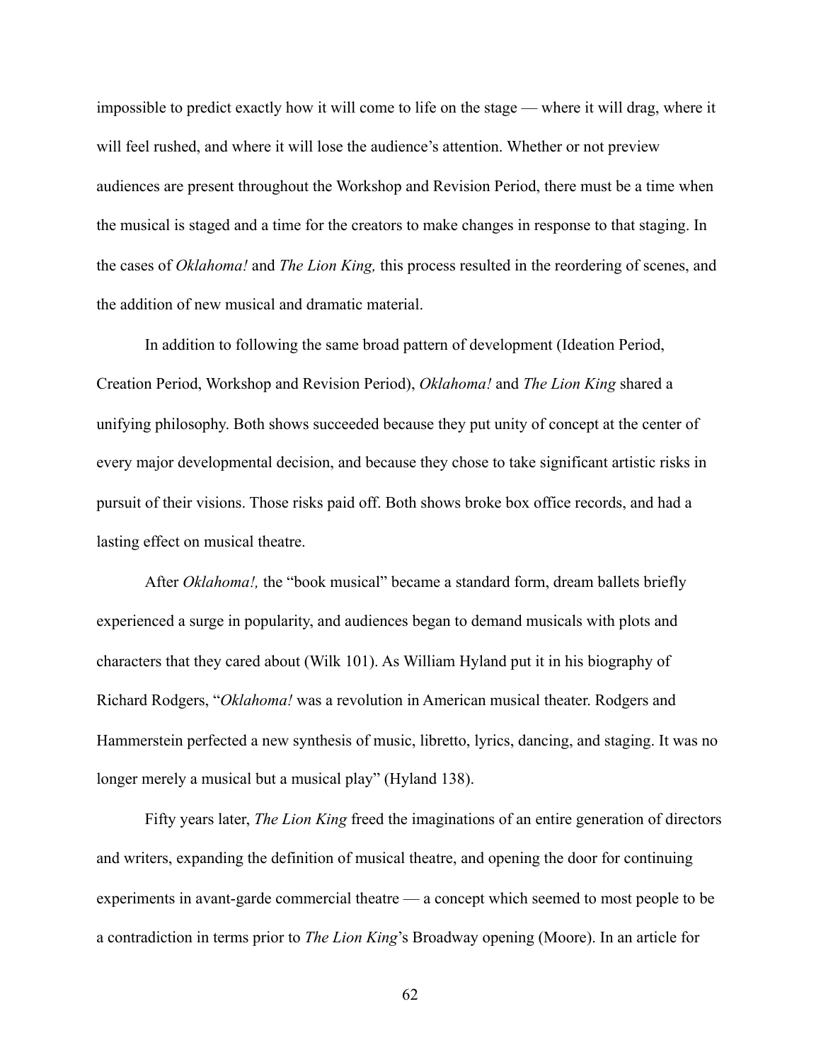impossible to predict exactly how it will come to life on the stage — where it will drag, where it will feel rushed, and where it will lose the audience's attention. Whether or not preview audiences are present throughout the Workshop and Revision Period, there must be a time when the musical is staged and a time for the creators to make changes in response to that staging. In the cases of *Oklahoma!* and *The Lion King,* this process resulted in the reordering of scenes, and the addition of new musical and dramatic material.

In addition to following the same broad pattern of development (Ideation Period, Creation Period, Workshop and Revision Period), *Oklahoma!* and *The Lion King* shared a unifying philosophy. Both shows succeeded because they put unity of concept at the center of every major developmental decision, and because they chose to take significant artistic risks in pursuit of their visions. Those risks paid off. Both shows broke box office records, and had a lasting effect on musical theatre.

After *Oklahoma!,* the "book musical" became a standard form, dream ballets briefly experienced a surge in popularity, and audiences began to demand musicals with plots and characters that they cared about (Wilk 101). As William Hyland put it in his biography of Richard Rodgers, "*Oklahoma!* was a revolution in American musical theater. Rodgers and Hammerstein perfected a new synthesis of music, libretto, lyrics, dancing, and staging. It was no longer merely a musical but a musical play" (Hyland 138).

Fifty years later, *The Lion King* freed the imaginations of an entire generation of directors and writers, expanding the definition of musical theatre, and opening the door for continuing experiments in avant-garde commercial theatre — a concept which seemed to most people to be a contradiction in terms prior to *The Lion King*'s Broadway opening (Moore). In an article for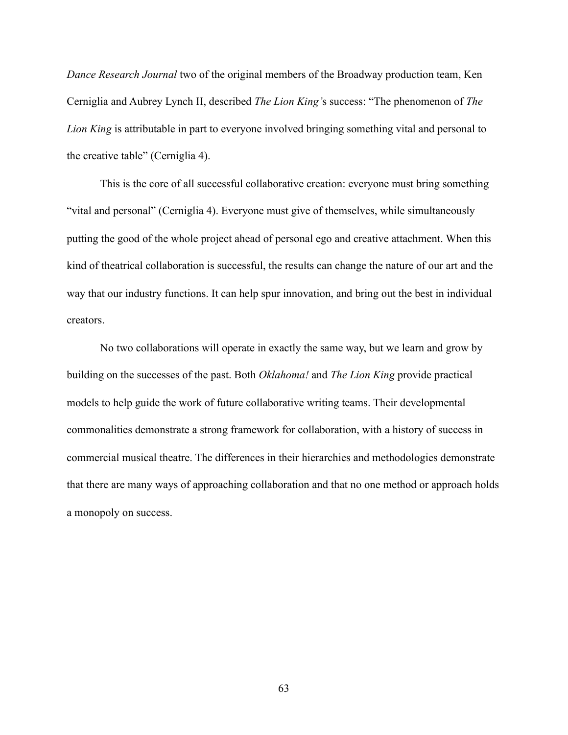*Dance Research Journal* two of the original members of the Broadway production team, Ken Cerniglia and Aubrey Lynch II, described *The Lion King'*s success: "The phenomenon of *The Lion King* is attributable in part to everyone involved bringing something vital and personal to the creative table" (Cerniglia 4).

This is the core of all successful collaborative creation: everyone must bring something "vital and personal" (Cerniglia 4). Everyone must give of themselves, while simultaneously putting the good of the whole project ahead of personal ego and creative attachment. When this kind of theatrical collaboration is successful, the results can change the nature of our art and the way that our industry functions. It can help spur innovation, and bring out the best in individual creators.

No two collaborations will operate in exactly the same way, but we learn and grow by building on the successes of the past. Both *Oklahoma!* and *The Lion King* provide practical models to help guide the work of future collaborative writing teams. Their developmental commonalities demonstrate a strong framework for collaboration, with a history of success in commercial musical theatre. The differences in their hierarchies and methodologies demonstrate that there are many ways of approaching collaboration and that no one method or approach holds a monopoly on success.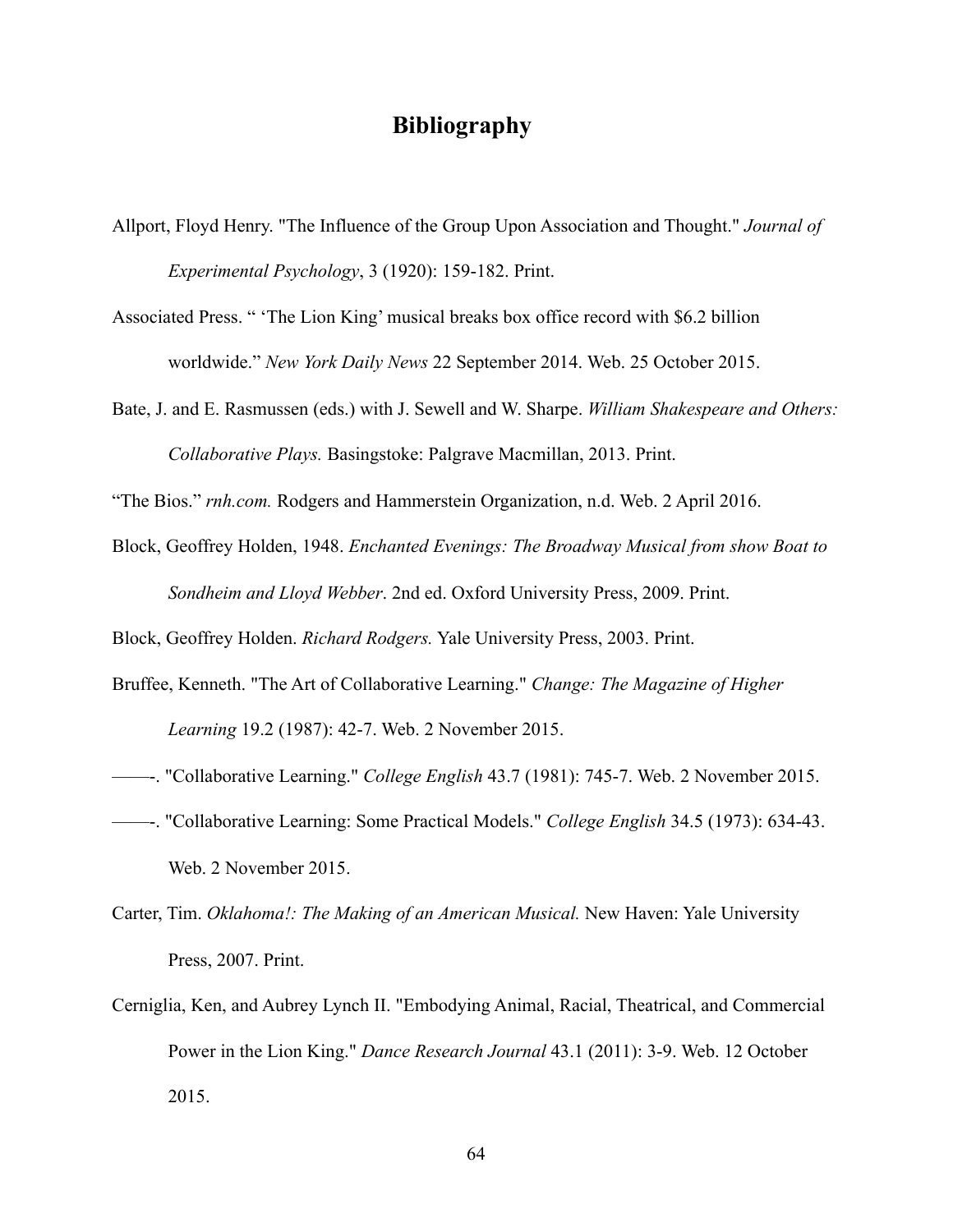# Bibliography

Allport, Floyd Henry. "The Influence of the Group Upon Association and Thought." *Journal of Experimental Psychology*, 3 (1920): 159-182. Print.

Associated Press. " 'The Lion King' musical breaks box office record with $6.2 billion worldwide." *New York Daily News* 22 September 2014. Web. 25 October 2015.

Bate, J. and E. Rasmussen (eds.) with J. Sewell and W. Sharpe. *William Shakespeare and Others: Collaborative Plays.* Basingstoke: Palgrave Macmillan, 2013. Print.

"The Bios." *rnh.com.* Rodgers and Hammerstein Organization, n.d. Web. 2 April 2016.

Block, Geoffrey Holden, 1948. *Enchanted Evenings: The Broadway Musical from show Boat to Sondheim and Lloyd Webber*. 2nd ed. Oxford University Press, 2009. Print.

Block, Geoffrey Holden. *Richard Rodgers.* Yale University Press, 2003. Print.

Bruffee, Kenneth. "The Art of Collaborative Learning." *Change: The Magazine of Higher Learning* 19.2 (1987): 42-7. Web. 2 November 2015.

——-. "Collaborative Learning." *College English* 43.7 (1981): 745-7. Web. 2 November 2015.

——-. "Collaborative Learning: Some Practical Models." *College English* 34.5 (1973): 634-43. Web. 2 November 2015.

Carter, Tim. *Oklahoma!: The Making of an American Musical.* New Haven: Yale University Press, 2007. Print.

Cerniglia, Ken, and Aubrey Lynch II. "Embodying Animal, Racial, Theatrical, and Commercial Power in the Lion King." *Dance Research Journal* 43.1 (2011): 3-9. Web. 12 October 2015.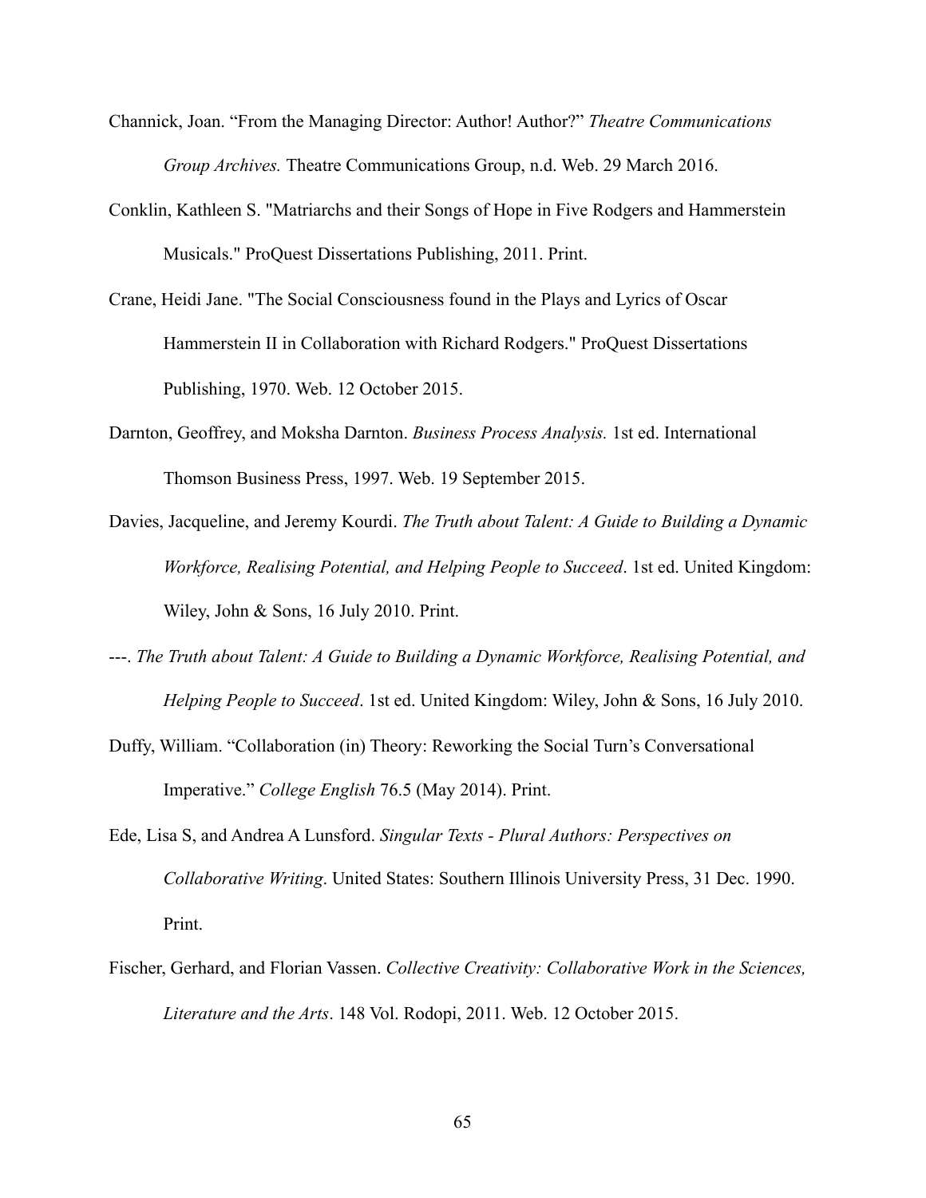Channick, Joan. “From the Managing Director: Author! Author?” *Theatre Communications Group Archives.* Theatre Communications Group, n.d. Web. 29 March 2016.

Conklin, Kathleen S. "Matriarchs and their Songs of Hope in Five Rodgers and Hammerstein Musicals." ProQuest Dissertations Publishing, 2011. Print.

Crane, Heidi Jane. "The Social Consciousness found in the Plays and Lyrics of Oscar Hammerstein II in Collaboration with Richard Rodgers." ProQuest Dissertations Publishing, 1970. Web. 12 October 2015.

Darnton, Geoffrey, and Moksha Darnton. *Business Process Analysis.* 1st ed. International Thomson Business Press, 1997. Web. 19 September 2015.

Davies, Jacqueline, and Jeremy Kourdi. *The Truth about Talent: A Guide to Building a Dynamic Workforce, Realising Potential, and Helping People to Succeed*. 1st ed. United Kingdom: Wiley, John & Sons, 16 July 2010. Print.

---. *The Truth about Talent: A Guide to Building a Dynamic Workforce, Realising Potential, and Helping People to Succeed*. 1st ed. United Kingdom: Wiley, John & Sons, 16 July 2010.

Duffy, William. “Collaboration (in) Theory: Reworking the Social Turn’s Conversational Imperative.” *College English* 76.5 (May 2014). Print.

Ede, Lisa S, and Andrea A Lunsford. *Singular Texts - Plural Authors: Perspectives on Collaborative Writing*. United States: Southern Illinois University Press, 31 Dec. 1990. Print.

Fischer, Gerhard, and Florian Vassen. *Collective Creativity: Collaborative Work in the Sciences, Literature and the Arts*. 148 Vol. Rodopi, 2011. Web. 12 October 2015.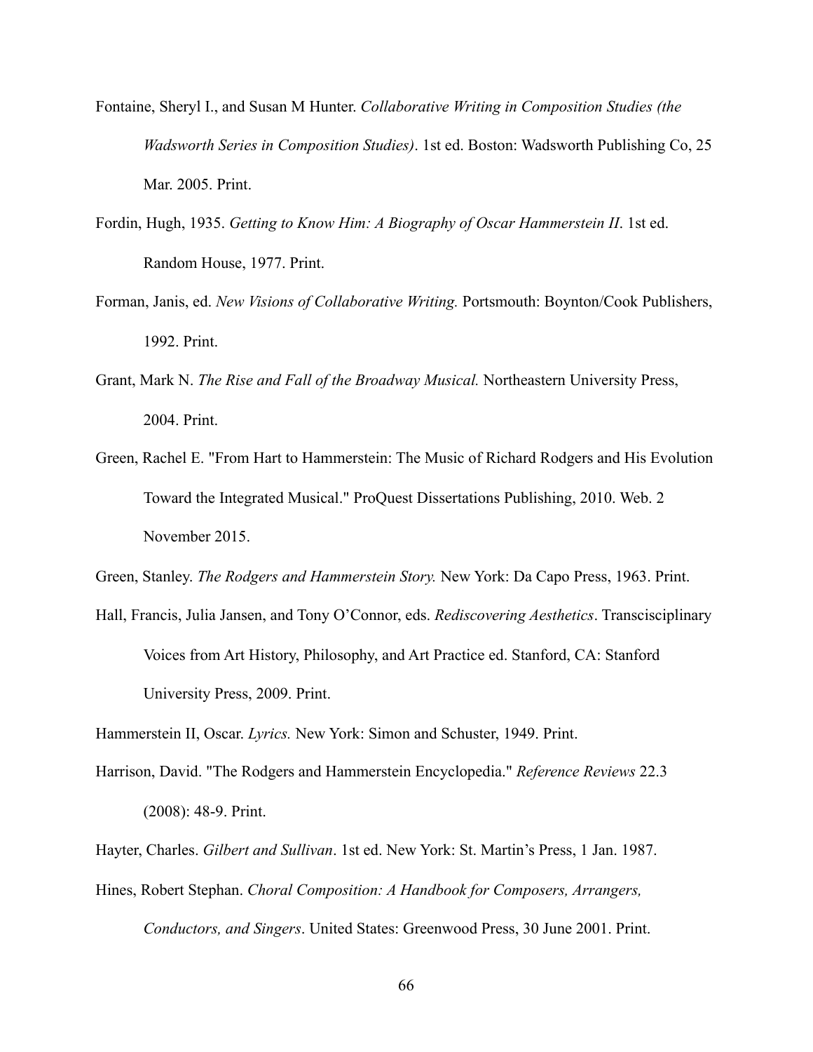Fontaine, Sheryl I., and Susan M Hunter. *Collaborative Writing in Composition Studies (the Wadsworth Series in Composition Studies)*. 1st ed. Boston: Wadsworth Publishing Co, 25 Mar. 2005. Print.

Fordin, Hugh, 1935. *Getting to Know Him: A Biography of Oscar Hammerstein II*. 1st ed. Random House, 1977. Print.

Forman, Janis, ed. *New Visions of Collaborative Writing.* Portsmouth: Boynton/Cook Publishers, 1992. Print.

Grant, Mark N. *The Rise and Fall of the Broadway Musical.* Northeastern University Press, 2004. Print.

Green, Rachel E. "From Hart to Hammerstein: The Music of Richard Rodgers and His Evolution Toward the Integrated Musical." ProQuest Dissertations Publishing, 2010. Web. 2 November 2015.

Green, Stanley. *The Rodgers and Hammerstein Story.* New York: Da Capo Press, 1963. Print.

Hall, Francis, Julia Jansen, and Tony O'Connor, eds. *Rediscovering Aesthetics*. Transcisciplinary Voices from Art History, Philosophy, and Art Practice ed. Stanford, CA: Stanford University Press, 2009. Print.

Hammerstein II, Oscar. *Lyrics.* New York: Simon and Schuster, 1949. Print.

Harrison, David. "The Rodgers and Hammerstein Encyclopedia." *Reference Reviews* 22.3 (2008): 48-9. Print.

Hayter, Charles. *Gilbert and Sullivan*. 1st ed. New York: St. Martin's Press, 1 Jan. 1987.

Hines, Robert Stephan. *Choral Composition: A Handbook for Composers, Arrangers, Conductors, and Singers*. United States: Greenwood Press, 30 June 2001. Print.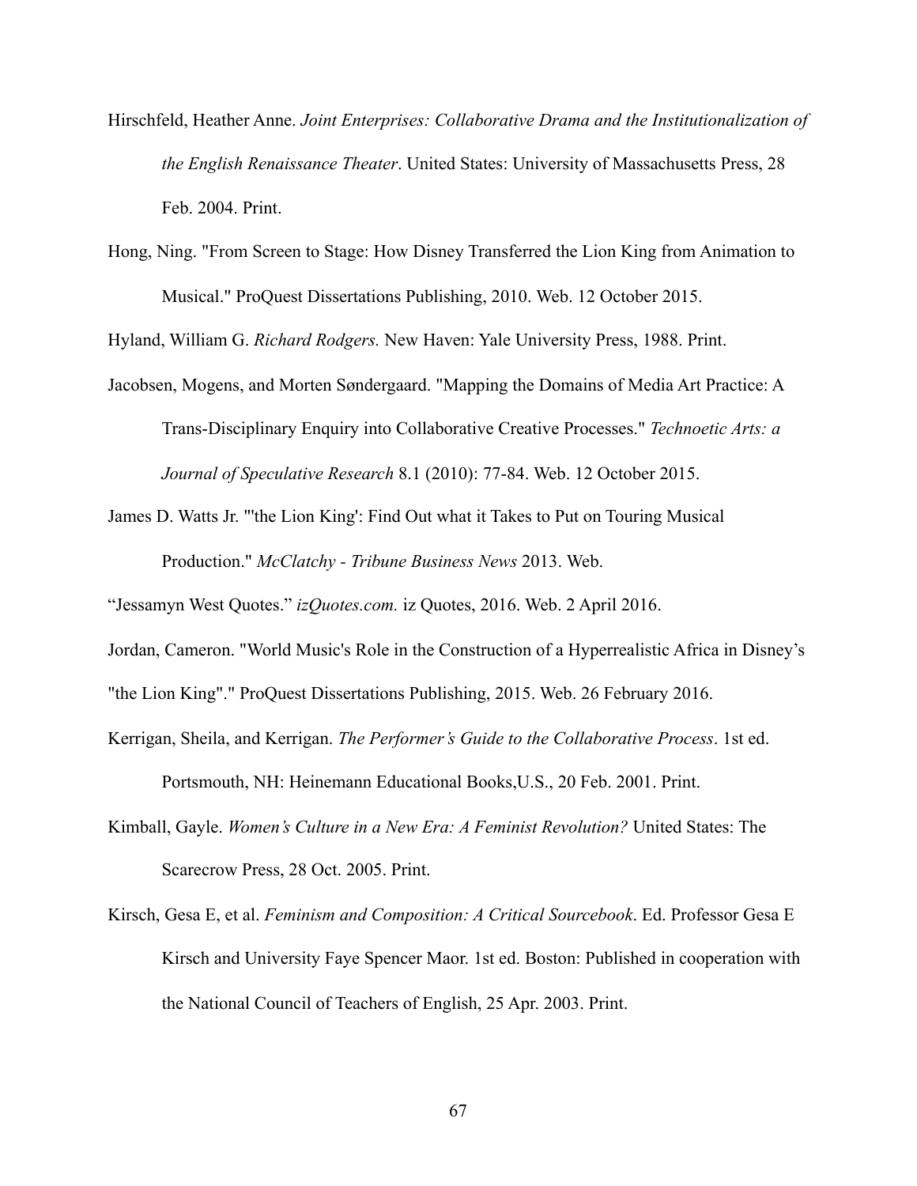Hirschfeld, Heather Anne. *Joint Enterprises: Collaborative Drama and the Institutionalization of the English Renaissance Theater*. United States: University of Massachusetts Press, 28 Feb. 2004. Print.

Hong, Ning. "From Screen to Stage: How Disney Transferred the Lion King from Animation to Musical." ProQuest Dissertations Publishing, 2010. Web. 12 October 2015.

Hyland, William G. *Richard Rodgers.* New Haven: Yale University Press, 1988. Print.

Jacobsen, Mogens, and Morten Søndergaard. "Mapping the Domains of Media Art Practice: A Trans-Disciplinary Enquiry into Collaborative Creative Processes." *Technoetic Arts: a Journal of Speculative Research* 8.1 (2010): 77-84. Web. 12 October 2015.

James D. Watts Jr. "'the Lion King': Find Out what it Takes to Put on Touring Musical Production." *McClatchy - Tribune Business News* 2013. Web.

"Jessamyn West Quotes." *izQuotes.com.* iz Quotes, 2016. Web. 2 April 2016.

Jordan, Cameron. "World Music's Role in the Construction of a Hyperrealistic Africa in Disney's "the Lion King"." ProQuest Dissertations Publishing, 2015. Web. 26 February 2016.

Kerrigan, Sheila, and Kerrigan. *The Performer's Guide to the Collaborative Process*. 1st ed. Portsmouth, NH: Heinemann Educational Books,U.S., 20 Feb. 2001. Print.

Kimball, Gayle. *Women's Culture in a New Era: A Feminist Revolution?* United States: The Scarecrow Press, 28 Oct. 2005. Print.

Kirsch, Gesa E, et al. *Feminism and Composition: A Critical Sourcebook*. Ed. Professor Gesa E Kirsch and University Faye Spencer Maor. 1st ed. Boston: Published in cooperation with the National Council of Teachers of English, 25 Apr. 2003. Print.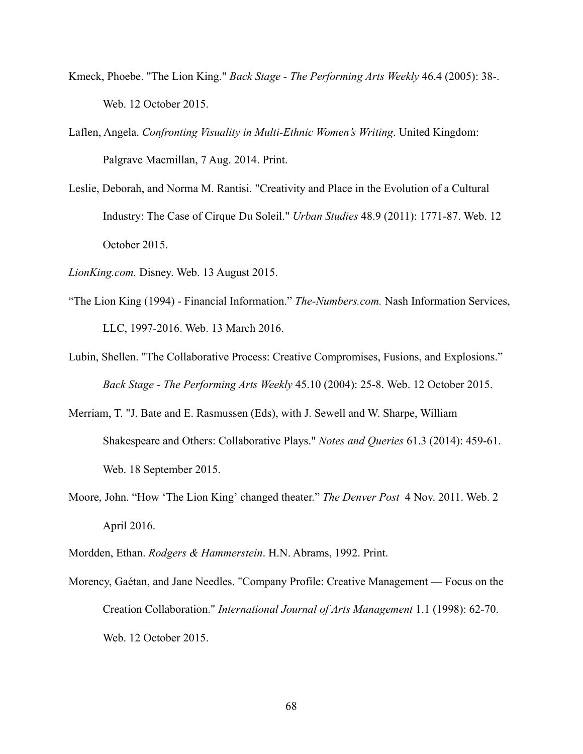Kmeck, Phoebe. "The Lion King." *Back Stage - The Performing Arts Weekly* 46.4 (2005): 38-. Web. 12 October 2015.

Laflen, Angela. *Confronting Visuality in Multi-Ethnic Women's Writing*. United Kingdom: Palgrave Macmillan, 7 Aug. 2014. Print.

Leslie, Deborah, and Norma M. Rantisi. "Creativity and Place in the Evolution of a Cultural Industry: The Case of Cirque Du Soleil." *Urban Studies* 48.9 (2011): 1771-87. Web. 12 October 2015.

*LionKing.com.* Disney. Web. 13 August 2015.

"The Lion King (1994) - Financial Information." *The-Numbers.com.* Nash Information Services, LLC, 1997-2016. Web. 13 March 2016.

Lubin, Shellen. "The Collaborative Process: Creative Compromises, Fusions, and Explosions." *Back Stage - The Performing Arts Weekly* 45.10 (2004): 25-8. Web. 12 October 2015.

Merriam, T. "J. Bate and E. Rasmussen (Eds), with J. Sewell and W. Sharpe, William Shakespeare and Others: Collaborative Plays." *Notes and Queries* 61.3 (2014): 459-61. Web. 18 September 2015.

Moore, John. "How 'The Lion King' changed theater." *The Denver Post* 4 Nov. 2011. Web. 2 April 2016.

Mordden, Ethan. *Rodgers & Hammerstein*. H.N. Abrams, 1992. Print.

Morency, Gaétan, and Jane Needles. "Company Profile: Creative Management — Focus on the Creation Collaboration." *International Journal of Arts Management* 1.1 (1998): 62-70. Web. 12 October 2015.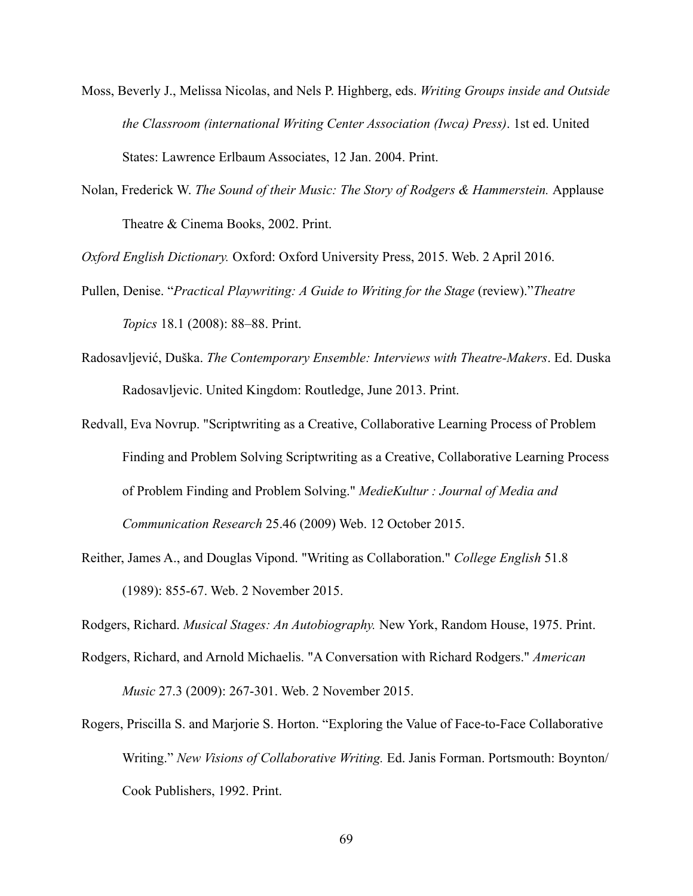Moss, Beverly J., Melissa Nicolas, and Nels P. Highberg, eds. *Writing Groups inside and Outside the Classroom (international Writing Center Association (Iwca) Press)*. 1st ed. United States: Lawrence Erlbaum Associates, 12 Jan. 2004. Print.

Nolan, Frederick W. *The Sound of their Music: The Story of Rodgers & Hammerstein.* Applause Theatre & Cinema Books, 2002. Print.

*Oxford English Dictionary.* Oxford: Oxford University Press, 2015. Web. 2 April 2016.

Pullen, Denise. "*Practical Playwriting: A Guide to Writing for the Stage* (review)."*Theatre Topics* 18.1 (2008): 88–88. Print.

Radosavljević, Duška. *The Contemporary Ensemble: Interviews with Theatre-Makers*. Ed. Duska Radosavljevic. United Kingdom: Routledge, June 2013. Print.

Redvall, Eva Novrup. "Scriptwriting as a Creative, Collaborative Learning Process of Problem Finding and Problem Solving Scriptwriting as a Creative, Collaborative Learning Process of Problem Finding and Problem Solving." *MedieKultur : Journal of Media and Communication Research* 25.46 (2009) Web. 12 October 2015.

Reither, James A., and Douglas Vipond. "Writing as Collaboration." *College English* 51.8 (1989): 855-67. Web. 2 November 2015.

Rodgers, Richard. *Musical Stages: An Autobiography.* New York, Random House, 1975. Print.

Rodgers, Richard, and Arnold Michaelis. "A Conversation with Richard Rodgers." *American Music* 27.3 (2009): 267-301. Web. 2 November 2015.

Rogers, Priscilla S. and Marjorie S. Horton. "Exploring the Value of Face-to-Face Collaborative Writing." *New Visions of Collaborative Writing.* Ed. Janis Forman. Portsmouth: Boynton/ Cook Publishers, 1992. Print.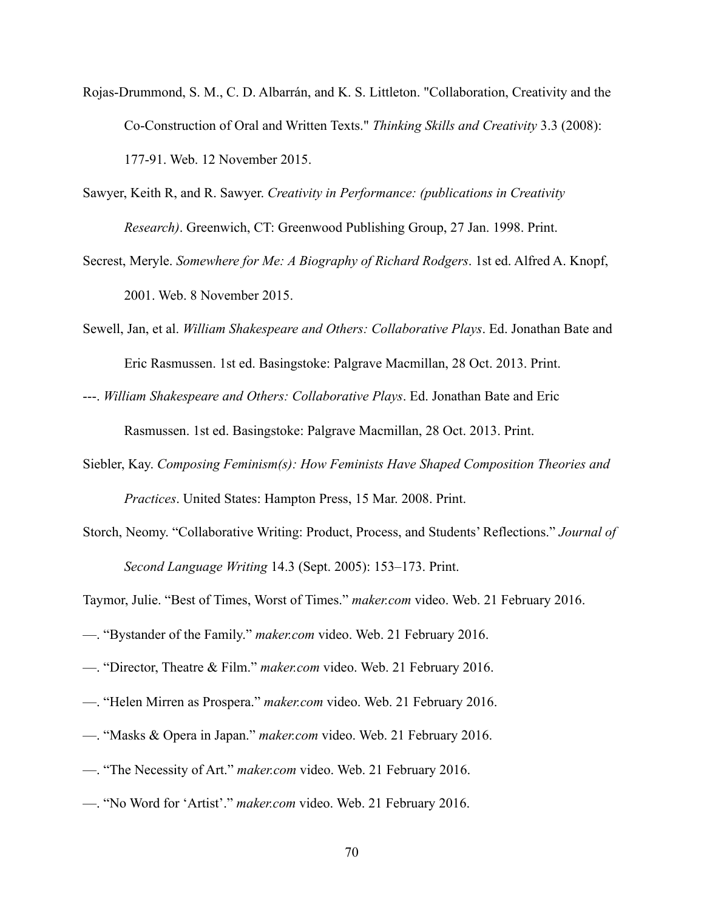Rojas-Drummond, S. M., C. D. Albarrán, and K. S. Littleton. "Collaboration, Creativity and the Co-Construction of Oral and Written Texts." *Thinking Skills and Creativity* 3.3 (2008): 177-91. Web. 12 November 2015.

Sawyer, Keith R, and R. Sawyer. *Creativity in Performance: (publications in Creativity Research)*. Greenwich, CT: Greenwood Publishing Group, 27 Jan. 1998. Print.

Secrest, Meryle. *Somewhere for Me: A Biography of Richard Rodgers*. 1st ed. Alfred A. Knopf, 2001. Web. 8 November 2015.

Sewell, Jan, et al. *William Shakespeare and Others: Collaborative Plays*. Ed. Jonathan Bate and Eric Rasmussen. 1st ed. Basingstoke: Palgrave Macmillan, 28 Oct. 2013. Print.

---. *William Shakespeare and Others: Collaborative Plays*. Ed. Jonathan Bate and Eric Rasmussen. 1st ed. Basingstoke: Palgrave Macmillan, 28 Oct. 2013. Print.

Siebler, Kay. *Composing Feminism(s): How Feminists Have Shaped Composition Theories and Practices*. United States: Hampton Press, 15 Mar. 2008. Print.

Storch, Neomy. "Collaborative Writing: Product, Process, and Students' Reflections." *Journal of Second Language Writing* 14.3 (Sept. 2005): 153–173. Print.

Taymor, Julie. "Best of Times, Worst of Times." *maker.com* video. Web. 21 February 2016.

—. "Bystander of the Family." *maker.com* video. Web. 21 February 2016.

—. "Director, Theatre & Film." *maker.com* video. Web. 21 February 2016.

—. "Helen Mirren as Prospera." *maker.com* video. Web. 21 February 2016.

—. "Masks & Opera in Japan." *maker.com* video. Web. 21 February 2016.

—. "The Necessity of Art." *maker.com* video. Web. 21 February 2016.

—. "No Word for 'Artist'." *maker.com* video. Web. 21 February 2016.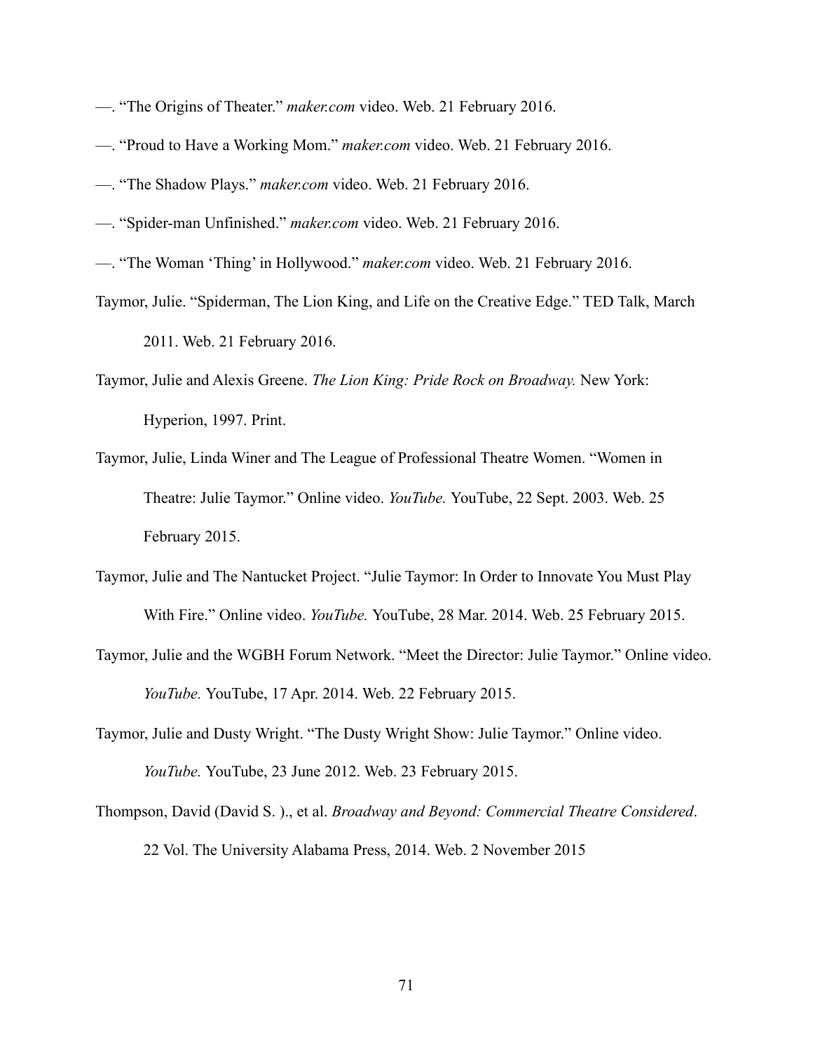—. “The Origins of Theater.” *maker.com* video. Web. 21 February 2016.

—. “Proud to Have a Working Mom.” *maker.com* video. Web. 21 February 2016.

—. “The Shadow Plays.” *maker.com* video. Web. 21 February 2016.

—. “Spider-man Unfinished.” *maker.com* video. Web. 21 February 2016.

—. “The Woman ‘Thing’ in Hollywood.” *maker.com* video. Web. 21 February 2016.

Taymor, Julie. “Spiderman, The Lion King, and Life on the Creative Edge.” TED Talk, March 2011. Web. 21 February 2016.

Taymor, Julie and Alexis Greene. *The Lion King: Pride Rock on Broadway.* New York: Hyperion, 1997. Print.

Taymor, Julie, Linda Winer and The League of Professional Theatre Women. “Women in Theatre: Julie Taymor.” Online video. *YouTube.* YouTube, 22 Sept. 2003. Web. 25 February 2015.

Taymor, Julie and The Nantucket Project. “Julie Taymor: In Order to Innovate You Must Play With Fire.” Online video. *YouTube.* YouTube, 28 Mar. 2014. Web. 25 February 2015.

Taymor, Julie and the WGBH Forum Network. “Meet the Director: Julie Taymor.” Online video. *YouTube.* YouTube, 17 Apr. 2014. Web. 22 February 2015.

Taymor, Julie and Dusty Wright. “The Dusty Wright Show: Julie Taymor.” Online video. *YouTube.* YouTube, 23 June 2012. Web. 23 February 2015.

Thompson, David (David S. )., et al. *Broadway and Beyond: Commercial Theatre Considered*. 22 Vol. The University Alabama Press, 2014. Web. 2 November 2015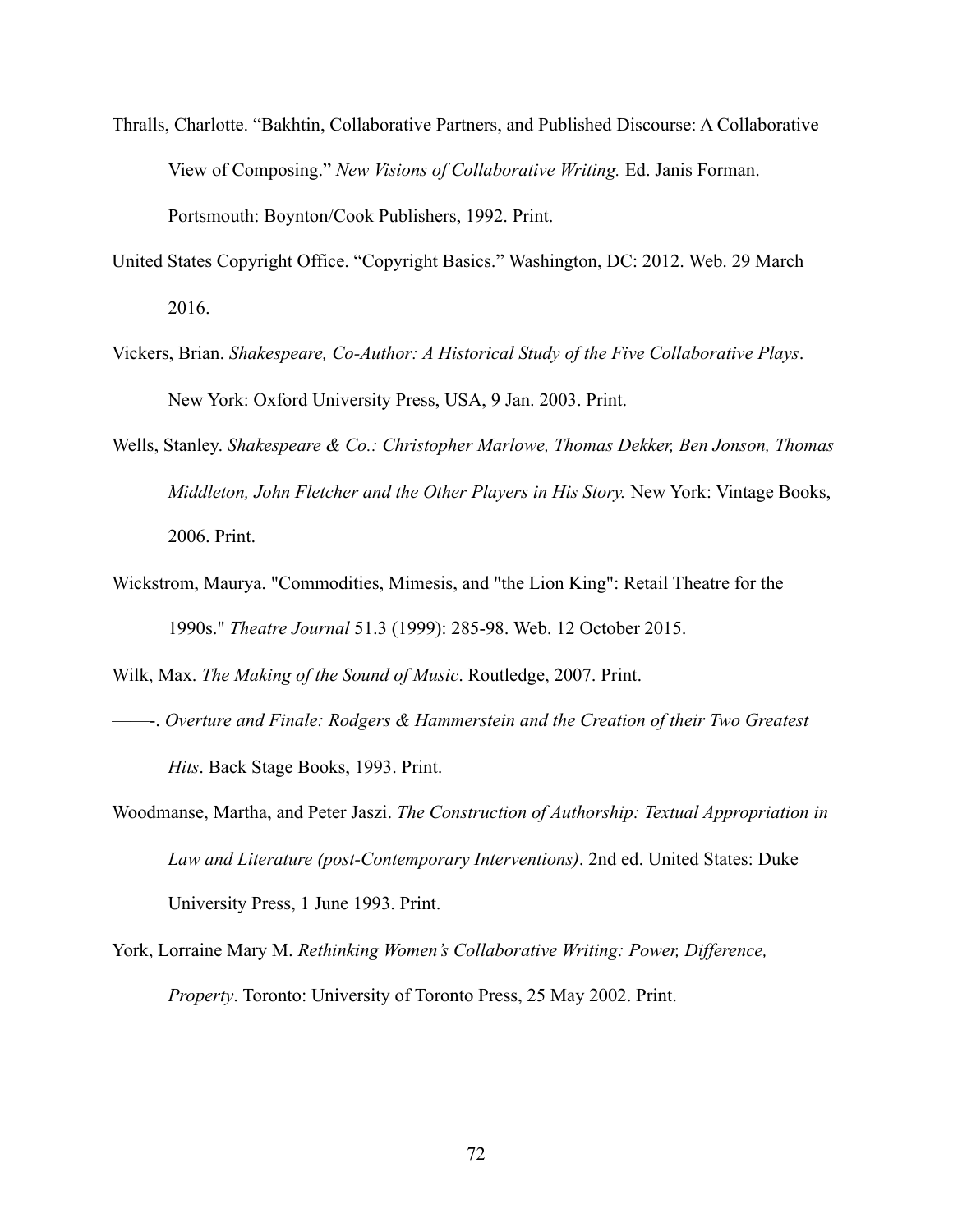Thralls, Charlotte. “Bakhtin, Collaborative Partners, and Published Discourse: A Collaborative View of Composing.” *New Visions of Collaborative Writing.* Ed. Janis Forman. Portsmouth: Boynton/Cook Publishers, 1992. Print.

United States Copyright Office. “Copyright Basics.” Washington, DC: 2012. Web. 29 March 2016.

Vickers, Brian. *Shakespeare, Co-Author: A Historical Study of the Five Collaborative Plays*. New York: Oxford University Press, USA, 9 Jan. 2003. Print.

Wells, Stanley. *Shakespeare & Co.: Christopher Marlowe, Thomas Dekker, Ben Jonson, Thomas Middleton, John Fletcher and the Other Players in His Story.* New York: Vintage Books, 2006. Print.

Wickstrom, Maurya. "Commodities, Mimesis, and "the Lion King": Retail Theatre for the 1990s." *Theatre Journal* 51.3 (1999): 285-98. Web. 12 October 2015.

Wilk, Max. *The Making of the Sound of Music*. Routledge, 2007. Print.

——-. *Overture and Finale: Rodgers & Hammerstein and the Creation of their Two Greatest Hits*. Back Stage Books, 1993. Print.

Woodmanse, Martha, and Peter Jaszi. *The Construction of Authorship: Textual Appropriation in Law and Literature (post-Contemporary Interventions)*. 2nd ed. United States: Duke University Press, 1 June 1993. Print.

York, Lorraine Mary M. *Rethinking Women's Collaborative Writing: Power, Difference, Property*. Toronto: University of Toronto Press, 25 May 2002. Print.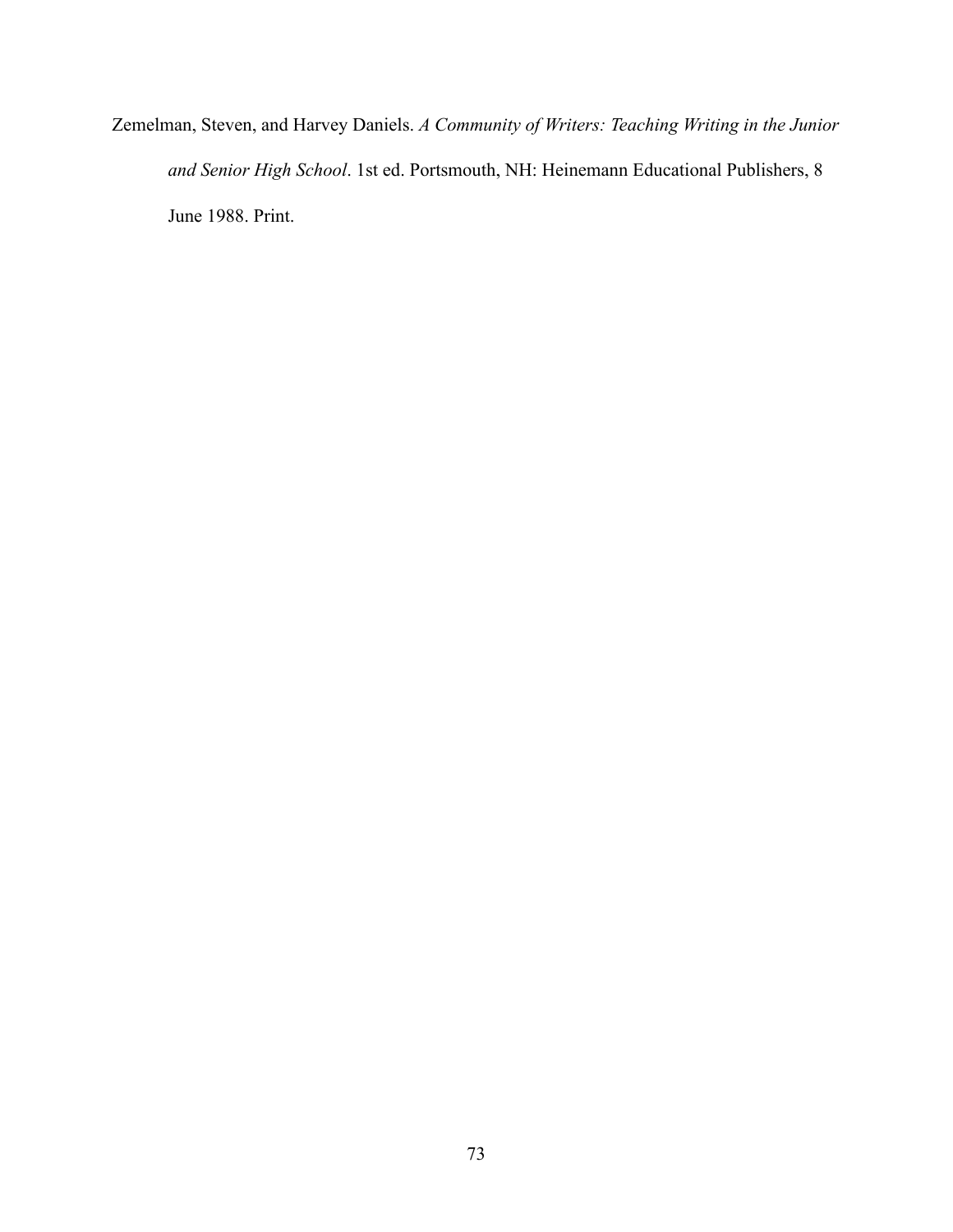Zemelman, Steven, and Harvey Daniels. *A Community of Writers: Teaching Writing in the Junior and Senior High School*. 1st ed. Portsmouth, NH: Heinemann Educational Publishers, 8 June 1988. Print.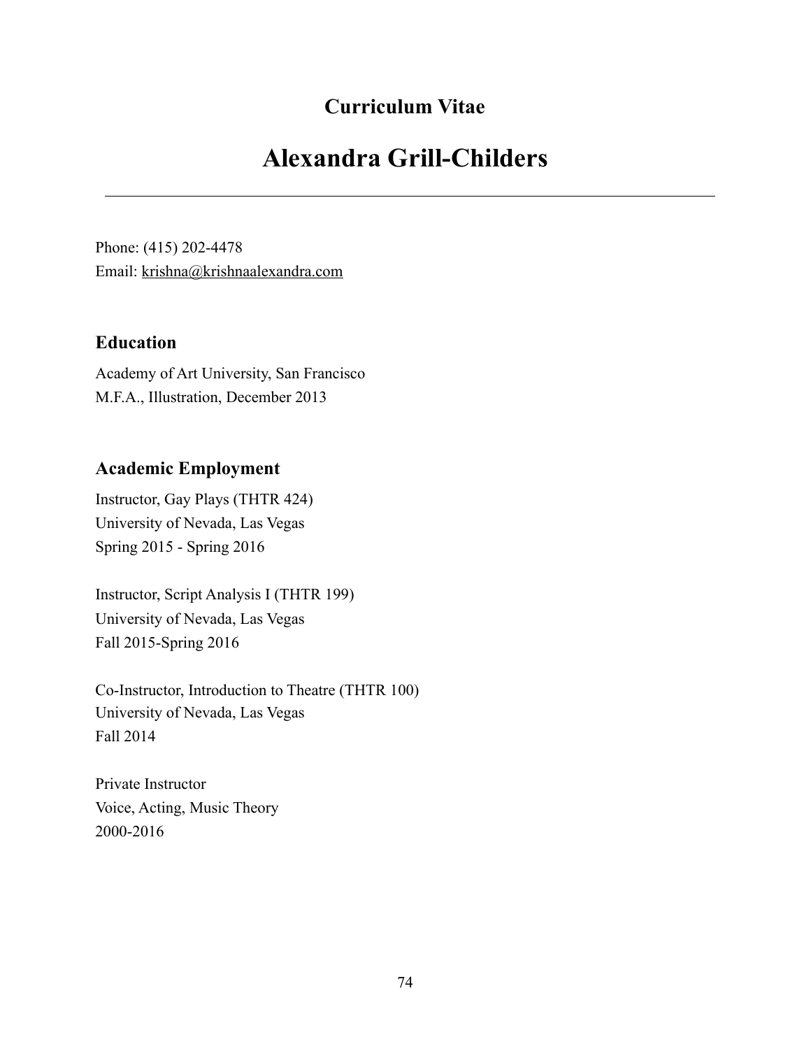# Curriculum Vitae

# Alexandra Grill-Childers

---

Phone: (415) 202-4478
Email: krishna@krishnaalexandra.com

## Education

Academy of Art University, San Francisco
M.F.A., Illustration, December 2013

## Academic Employment

Instructor, Gay Plays (THTR 424)
University of Nevada, Las Vegas
Spring 2015 - Spring 2016

Instructor, Script Analysis I (THTR 199)
University of Nevada, Las Vegas
Fall 2015-Spring 2016

Co-Instructor, Introduction to Theatre (THTR 100)
University of Nevada, Las Vegas
Fall 2014

Private Instructor
Voice, Acting, Music Theory
2000-2016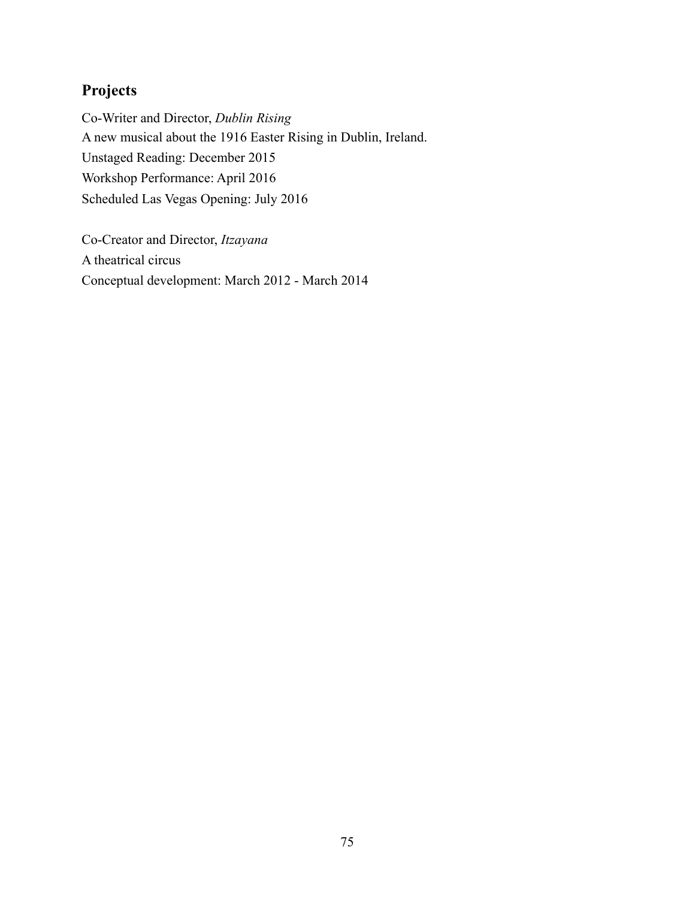## Projects

Co-Writer and Director, *Dublin Rising*
A new musical about the 1916 Easter Rising in Dublin, Ireland.
Unstaged Reading: December 2015
Workshop Performance: April 2016
Scheduled Las Vegas Opening: July 2016

Co-Creator and Director, *Itzayana*
A theatrical circus
Conceptual development: March 2012 - March 2014